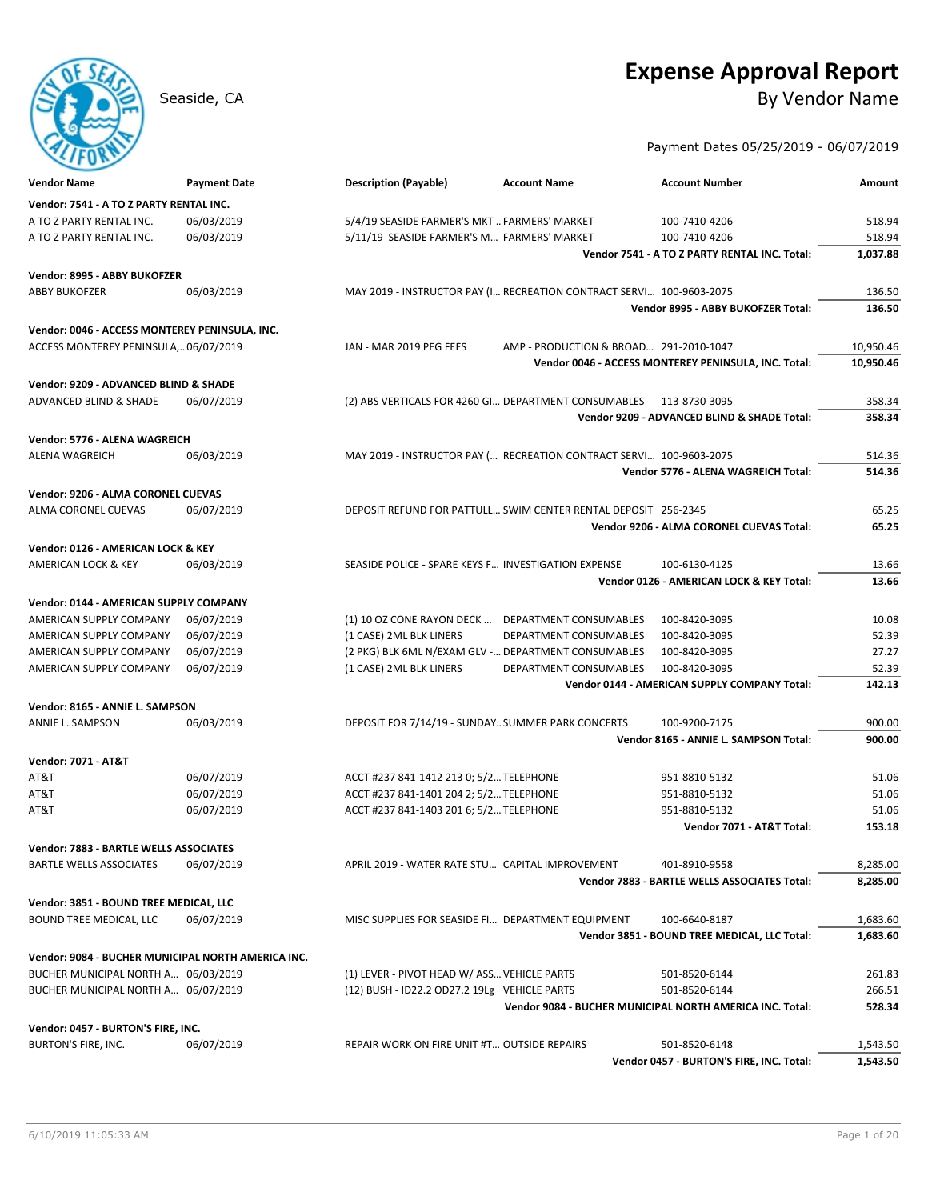# Expense Approval Report

Seaside, CA

## By Vendor Name

Payment Dates 05/25/2019 - 06/07/2019

| Vendor Name | Payment Date | Description (Payable) | Account Name | Account Number | Amount |
|---|---|---|---|---|---|
| **Vendor: 7541 - A TO Z PARTY RENTAL INC.** | | | | | |
| A TO Z PARTY RENTAL INC. | 06/03/2019 | 5/4/19 SEASIDE FARMER'S MKT ... | FARMERS' MARKET | 100-7410-4206 | 518.94 |
| A TO Z PARTY RENTAL INC. | 06/03/2019 | 5/11/19 SEASIDE FARMER'S M... | FARMERS' MARKET | 100-7410-4206 | 518.94 |
| | | | | **Vendor 7541 - A TO Z PARTY RENTAL INC. Total:** | **1,037.88** |
| **Vendor: 8995 - ABBY BUKOFZER** | | | | | |
| ABBY BUKOFZER | 06/03/2019 | MAY 2019 - INSTRUCTOR PAY (I... | RECREATION CONTRACT SERVI... | 100-9603-2075 | 136.50 |
| | | | | **Vendor 8995 - ABBY BUKOFZER Total:** | **136.50** |
| **Vendor: 0046 - ACCESS MONTEREY PENINSULA, INC.** | | | | | |
| ACCESS MONTEREY PENINSULA,... | 06/07/2019 | JAN - MAR 2019 PEG FEES | AMP - PRODUCTION & BROAD... | 291-2010-1047 | 10,950.46 |
| | | | | **Vendor 0046 - ACCESS MONTEREY PENINSULA, INC. Total:** | **10,950.46** |
| **Vendor: 9209 - ADVANCED BLIND & SHADE** | | | | | |
| ADVANCED BLIND & SHADE | 06/07/2019 | (2) ABS VERTICALS FOR 4260 GI... | DEPARTMENT CONSUMABLES | 113-8730-3095 | 358.34 |
| | | | | **Vendor 9209 - ADVANCED BLIND & SHADE Total:** | **358.34** |
| **Vendor: 5776 - ALENA WAGREICH** | | | | | |
| ALENA WAGREICH | 06/03/2019 | MAY 2019 - INSTRUCTOR PAY (... | RECREATION CONTRACT SERVI... | 100-9603-2075 | 514.36 |
| | | | | **Vendor 5776 - ALENA WAGREICH Total:** | **514.36** |
| **Vendor: 9206 - ALMA CORONEL CUEVAS** | | | | | |
| ALMA CORONEL CUEVAS | 06/07/2019 | DEPOSIT REFUND FOR PATTULL... | SWIM CENTER RENTAL DEPOSIT | 256-2345 | 65.25 |
| | | | | **Vendor 9206 - ALMA CORONEL CUEVAS Total:** | **65.25** |
| **Vendor: 0126 - AMERICAN LOCK & KEY** | | | | | |
| AMERICAN LOCK & KEY | 06/03/2019 | SEASIDE POLICE - SPARE KEYS F... | INVESTIGATION EXPENSE | 100-6130-4125 | 13.66 |
| | | | | **Vendor 0126 - AMERICAN LOCK & KEY Total:** | **13.66** |
| **Vendor: 0144 - AMERICAN SUPPLY COMPANY** | | | | | |
| AMERICAN SUPPLY COMPANY | 06/07/2019 | (1) 10 OZ CONE RAYON DECK ... | DEPARTMENT CONSUMABLES | 100-8420-3095 | 10.08 |
| AMERICAN SUPPLY COMPANY | 06/07/2019 | (1 CASE) 2ML BLK LINERS | DEPARTMENT CONSUMABLES | 100-8420-3095 | 52.39 |
| AMERICAN SUPPLY COMPANY | 06/07/2019 | (2 PKG) BLK 6ML N/EXAM GLV -... | DEPARTMENT CONSUMABLES | 100-8420-3095 | 27.27 |
| AMERICAN SUPPLY COMPANY | 06/07/2019 | (1 CASE) 2ML BLK LINERS | DEPARTMENT CONSUMABLES | 100-8420-3095 | 52.39 |
| | | | | **Vendor 0144 - AMERICAN SUPPLY COMPANY Total:** | **142.13** |
| **Vendor: 8165 - ANNIE L. SAMPSON** | | | | | |
| ANNIE L. SAMPSON | 06/03/2019 | DEPOSIT FOR 7/14/19 - SUNDAY... | SUMMER PARK CONCERTS | 100-9200-7175 | 900.00 |
| | | | | **Vendor 8165 - ANNIE L. SAMPSON Total:** | **900.00** |
| **Vendor: 7071 - AT&T** | | | | | |
| AT&T | 06/07/2019 | ACCT #237 841-1412 213 0; 5/2... | TELEPHONE | 951-8810-5132 | 51.06 |
| AT&T | 06/07/2019 | ACCT #237 841-1401 204 2; 5/2... | TELEPHONE | 951-8810-5132 | 51.06 |
| AT&T | 06/07/2019 | ACCT #237 841-1403 201 6; 5/2... | TELEPHONE | 951-8810-5132 | 51.06 |
| | | | | **Vendor 7071 - AT&T Total:** | **153.18** |
| **Vendor: 7883 - BARTLE WELLS ASSOCIATES** | | | | | |
| BARTLE WELLS ASSOCIATES | 06/07/2019 | APRIL 2019 - WATER RATE STU... | CAPITAL IMPROVEMENT | 401-8910-9558 | 8,285.00 |
| | | | | **Vendor 7883 - BARTLE WELLS ASSOCIATES Total:** | **8,285.00** |
| **Vendor: 3851 - BOUND TREE MEDICAL, LLC** | | | | | |
| BOUND TREE MEDICAL, LLC | 06/07/2019 | MISC SUPPLIES FOR SEASIDE FI... | DEPARTMENT EQUIPMENT | 100-6640-8187 | 1,683.60 |
| | | | | **Vendor 3851 - BOUND TREE MEDICAL, LLC Total:** | **1,683.60** |
| **Vendor: 9084 - BUCHER MUNICIPAL NORTH AMERICA INC.** | | | | | |
| BUCHER MUNICIPAL NORTH A... | 06/03/2019 | (1) LEVER - PIVOT HEAD W/ ASS... | VEHICLE PARTS | 501-8520-6144 | 261.83 |
| BUCHER MUNICIPAL NORTH A... | 06/07/2019 | (12) BUSH - ID22.2 OD27.2 19Lg | VEHICLE PARTS | 501-8520-6144 | 266.51 |
| | | | | **Vendor 9084 - BUCHER MUNICIPAL NORTH AMERICA INC. Total:** | **528.34** |
| **Vendor: 0457 - BURTON'S FIRE, INC.** | | | | | |
| BURTON'S FIRE, INC. | 06/07/2019 | REPAIR WORK ON FIRE UNIT #T... | OUTSIDE REPAIRS | 501-8520-6148 | 1,543.50 |
| | | | | **Vendor 0457 - BURTON'S FIRE, INC. Total:** | **1,543.50** |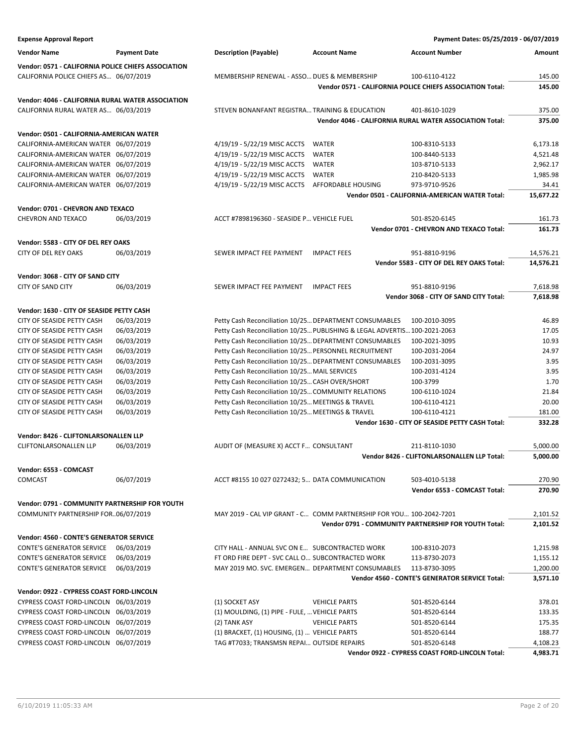**Expense Approval Report** — Payment Dates: 05/25/2019 - 06/07/2019

| Vendor Name | Payment Date | Description (Payable) | Account Name | Account Number | Amount |
|---|---|---|---|---|---|
| **Vendor: 0571 - CALIFORNIA POLICE CHIEFS ASSOCIATION** | | | | | |
| CALIFORNIA POLICE CHIEFS AS… | 06/07/2019 | MEMBERSHIP RENEWAL - ASSO… | DUES & MEMBERSHIP | 100-6110-4122 | 145.00 |
| | | | | **Vendor 0571 - CALIFORNIA POLICE CHIEFS ASSOCIATION Total:** | **145.00** |
| **Vendor: 4046 - CALIFORNIA RURAL WATER ASSOCIATION** | | | | | |
| CALIFORNIA RURAL WATER AS… | 06/03/2019 | STEVEN BONANFANT REGISTRA… | TRAINING & EDUCATION | 401-8610-1029 | 375.00 |
| | | | | **Vendor 4046 - CALIFORNIA RURAL WATER ASSOCIATION Total:** | **375.00** |
| **Vendor: 0501 - CALIFORNIA-AMERICAN WATER** | | | | | |
| CALIFORNIA-AMERICAN WATER | 06/07/2019 | 4/19/19 - 5/22/19 MISC ACCTS | WATER | 100-8310-5133 | 6,173.18 |
| CALIFORNIA-AMERICAN WATER | 06/07/2019 | 4/19/19 - 5/22/19 MISC ACCTS | WATER | 100-8440-5133 | 4,521.48 |
| CALIFORNIA-AMERICAN WATER | 06/07/2019 | 4/19/19 - 5/22/19 MISC ACCTS | WATER | 103-8710-5133 | 2,962.17 |
| CALIFORNIA-AMERICAN WATER | 06/07/2019 | 4/19/19 - 5/22/19 MISC ACCTS | WATER | 210-8420-5133 | 1,985.98 |
| CALIFORNIA-AMERICAN WATER | 06/07/2019 | 4/19/19 - 5/22/19 MISC ACCTS | AFFORDABLE HOUSING | 973-9710-9526 | 34.41 |
| | | | | **Vendor 0501 - CALIFORNIA-AMERICAN WATER Total:** | **15,677.22** |
| **Vendor: 0701 - CHEVRON AND TEXACO** | | | | | |
| CHEVRON AND TEXACO | 06/03/2019 | ACCT #7898196360 - SEASIDE P… | VEHICLE FUEL | 501-8520-6145 | 161.73 |
| | | | | **Vendor 0701 - CHEVRON AND TEXACO Total:** | **161.73** |
| **Vendor: 5583 - CITY OF DEL REY OAKS** | | | | | |
| CITY OF DEL REY OAKS | 06/03/2019 | SEWER IMPACT FEE PAYMENT | IMPACT FEES | 951-8810-9196 | 14,576.21 |
| | | | | **Vendor 5583 - CITY OF DEL REY OAKS Total:** | **14,576.21** |
| **Vendor: 3068 - CITY OF SAND CITY** | | | | | |
| CITY OF SAND CITY | 06/03/2019 | SEWER IMPACT FEE PAYMENT | IMPACT FEES | 951-8810-9196 | 7,618.98 |
| | | | | **Vendor 3068 - CITY OF SAND CITY Total:** | **7,618.98** |
| **Vendor: 1630 - CITY OF SEASIDE PETTY CASH** | | | | | |
| CITY OF SEASIDE PETTY CASH | 06/03/2019 | Petty Cash Reconciliation 10/25… | DEPARTMENT CONSUMABLES | 100-2010-3095 | 46.89 |
| CITY OF SEASIDE PETTY CASH | 06/03/2019 | Petty Cash Reconciliation 10/25… | PUBLISHING & LEGAL ADVERTIS… | 100-2021-2063 | 17.05 |
| CITY OF SEASIDE PETTY CASH | 06/03/2019 | Petty Cash Reconciliation 10/25… | DEPARTMENT CONSUMABLES | 100-2021-3095 | 10.93 |
| CITY OF SEASIDE PETTY CASH | 06/03/2019 | Petty Cash Reconciliation 10/25… | PERSONNEL RECRUITMENT | 100-2031-2064 | 24.97 |
| CITY OF SEASIDE PETTY CASH | 06/03/2019 | Petty Cash Reconciliation 10/25… | DEPARTMENT CONSUMABLES | 100-2031-3095 | 3.95 |
| CITY OF SEASIDE PETTY CASH | 06/03/2019 | Petty Cash Reconciliation 10/25… | MAIL SERVICES | 100-2031-4124 | 3.95 |
| CITY OF SEASIDE PETTY CASH | 06/03/2019 | Petty Cash Reconciliation 10/25… | CASH OVER/SHORT | 100-3799 | 1.70 |
| CITY OF SEASIDE PETTY CASH | 06/03/2019 | Petty Cash Reconciliation 10/25… | COMMUNITY RELATIONS | 100-6110-1024 | 21.84 |
| CITY OF SEASIDE PETTY CASH | 06/03/2019 | Petty Cash Reconciliation 10/25… | MEETINGS & TRAVEL | 100-6110-4121 | 20.00 |
| CITY OF SEASIDE PETTY CASH | 06/03/2019 | Petty Cash Reconciliation 10/25… | MEETINGS & TRAVEL | 100-6110-4121 | 181.00 |
| | | | | **Vendor 1630 - CITY OF SEASIDE PETTY CASH Total:** | **332.28** |
| **Vendor: 8426 - CLIFTONLARSONALLEN LLP** | | | | | |
| CLIFTONLARSONALLEN LLP | 06/03/2019 | AUDIT OF (MEASURE X) ACCT F… | CONSULTANT | 211-8110-1030 | 5,000.00 |
| | | | | **Vendor 8426 - CLIFTONLARSONALLEN LLP Total:** | **5,000.00** |
| **Vendor: 6553 - COMCAST** | | | | | |
| COMCAST | 06/07/2019 | ACCT #8155 10 027 0272432; 5… | DATA COMMUNICATION | 503-4010-5138 | 270.90 |
| | | | | **Vendor 6553 - COMCAST Total:** | **270.90** |
| **Vendor: 0791 - COMMUNITY PARTNERSHIP FOR YOUTH** | | | | | |
| COMMUNITY PARTNERSHIP FOR… | 06/07/2019 | MAY 2019 - CAL VIP GRANT - C… | COMM PARTNERSHIP FOR YOU… | 100-2042-7201 | 2,101.52 |
| | | | | **Vendor 0791 - COMMUNITY PARTNERSHIP FOR YOUTH Total:** | **2,101.52** |
| **Vendor: 4560 - CONTE'S GENERATOR SERVICE** | | | | | |
| CONTE'S GENERATOR SERVICE | 06/03/2019 | CITY HALL - ANNUAL SVC ON E… | SUBCONTRACTED WORK | 100-8310-2073 | 1,215.98 |
| CONTE'S GENERATOR SERVICE | 06/03/2019 | FT ORD FIRE DEPT - SVC CALL O… | SUBCONTRACTED WORK | 113-8730-2073 | 1,155.12 |
| CONTE'S GENERATOR SERVICE | 06/03/2019 | MAY 2019 MO. SVC. EMERGEN… | DEPARTMENT CONSUMABLES | 113-8730-3095 | 1,200.00 |
| | | | | **Vendor 4560 - CONTE'S GENERATOR SERVICE Total:** | **3,571.10** |
| **Vendor: 0922 - CYPRESS COAST FORD-LINCOLN** | | | | | |
| CYPRESS COAST FORD-LINCOLN | 06/03/2019 | (1) SOCKET ASY | VEHICLE PARTS | 501-8520-6144 | 378.01 |
| CYPRESS COAST FORD-LINCOLN | 06/03/2019 | (1) MOULDING, (1) PIPE - FULE, … | VEHICLE PARTS | 501-8520-6144 | 133.35 |
| CYPRESS COAST FORD-LINCOLN | 06/07/2019 | (2) TANK ASY | VEHICLE PARTS | 501-8520-6144 | 175.35 |
| CYPRESS COAST FORD-LINCOLN | 06/07/2019 | (1) BRACKET, (1) HOUSING, (1) … | VEHICLE PARTS | 501-8520-6144 | 188.77 |
| CYPRESS COAST FORD-LINCOLN | 06/07/2019 | TAG #T7033; TRANSMSN REPAI… | OUTSIDE REPAIRS | 501-8520-6148 | 4,108.23 |
| | | | | **Vendor 0922 - CYPRESS COAST FORD-LINCOLN Total:** | **4,983.71** |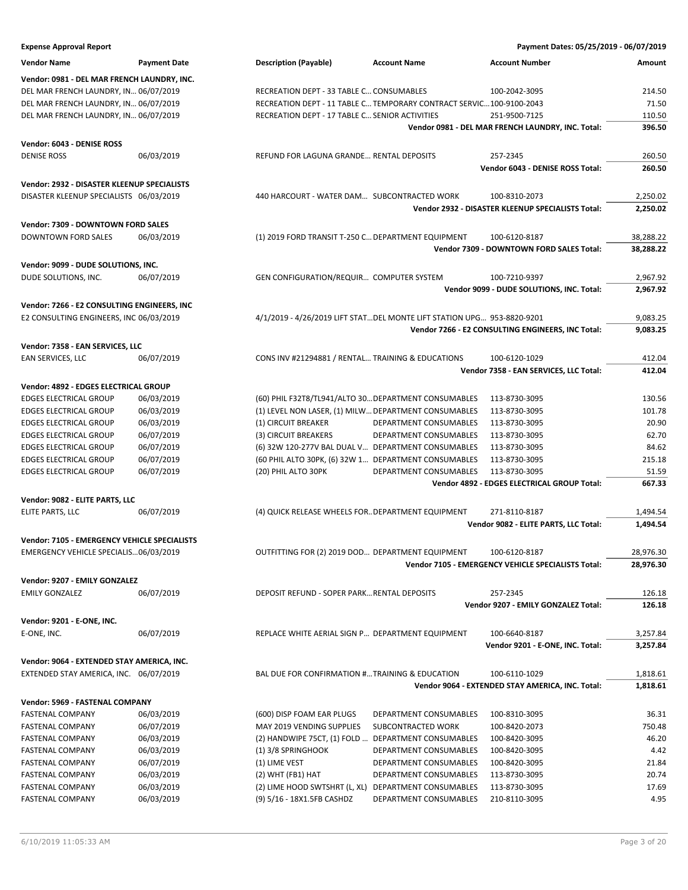**Expense Approval Report** — Payment Dates: 05/25/2019 - 06/07/2019

| Vendor Name | Payment Date | Description (Payable) | Account Name | Account Number | Amount |
|---|---|---|---|---|---|
| **Vendor: 0981 - DEL MAR FRENCH LAUNDRY, INC.** | | | | | |
| DEL MAR FRENCH LAUNDRY, IN… | 06/07/2019 | RECREATION DEPT - 33 TABLE C… | CONSUMABLES | 100-2042-3095 | 214.50 |
| DEL MAR FRENCH LAUNDRY, IN… | 06/07/2019 | RECREATION DEPT - 11 TABLE C… | TEMPORARY CONTRACT SERVIC… | 100-9100-2043 | 71.50 |
| DEL MAR FRENCH LAUNDRY, IN… | 06/07/2019 | RECREATION DEPT - 17 TABLE C… | SENIOR ACTIVITIES | 251-9500-7125 | 110.50 |
| | | | | **Vendor 0981 - DEL MAR FRENCH LAUNDRY, INC. Total:** | **396.50** |
| **Vendor: 6043 - DENISE ROSS** | | | | | |
| DENISE ROSS | 06/03/2019 | REFUND FOR LAGUNA GRANDE… | RENTAL DEPOSITS | 257-2345 | 260.50 |
| | | | | **Vendor 6043 - DENISE ROSS Total:** | **260.50** |
| **Vendor: 2932 - DISASTER KLEENUP SPECIALISTS** | | | | | |
| DISASTER KLEENUP SPECIALISTS | 06/03/2019 | 440 HARCOURT - WATER DAM… | SUBCONTRACTED WORK | 100-8310-2073 | 2,250.02 |
| | | | | **Vendor 2932 - DISASTER KLEENUP SPECIALISTS Total:** | **2,250.02** |
| **Vendor: 7309 - DOWNTOWN FORD SALES** | | | | | |
| DOWNTOWN FORD SALES | 06/03/2019 | (1) 2019 FORD TRANSIT T-250 C… | DEPARTMENT EQUIPMENT | 100-6120-8187 | 38,288.22 |
| | | | | **Vendor 7309 - DOWNTOWN FORD SALES Total:** | **38,288.22** |
| **Vendor: 9099 - DUDE SOLUTIONS, INC.** | | | | | |
| DUDE SOLUTIONS, INC. | 06/07/2019 | GEN CONFIGURATION/REQUIR… | COMPUTER SYSTEM | 100-7210-9397 | 2,967.92 |
| | | | | **Vendor 9099 - DUDE SOLUTIONS, INC. Total:** | **2,967.92** |
| **Vendor: 7266 - E2 CONSULTING ENGINEERS, INC** | | | | | |
| E2 CONSULTING ENGINEERS, INC | 06/03/2019 | 4/1/2019 - 4/26/2019 LIFT STAT… | DEL MONTE LIFT STATION UPG… | 953-8820-9201 | 9,083.25 |
| | | | | **Vendor 7266 - E2 CONSULTING ENGINEERS, INC Total:** | **9,083.25** |
| **Vendor: 7358 - EAN SERVICES, LLC** | | | | | |
| EAN SERVICES, LLC | 06/07/2019 | CONS INV #21294881 / RENTAL… | TRAINING & EDUCATIONS | 100-6120-1029 | 412.04 |
| | | | | **Vendor 7358 - EAN SERVICES, LLC Total:** | **412.04** |
| **Vendor: 4892 - EDGES ELECTRICAL GROUP** | | | | | |
| EDGES ELECTRICAL GROUP | 06/03/2019 | (60) PHIL F32T8/TL941/ALTO 30… | DEPARTMENT CONSUMABLES | 113-8730-3095 | 130.56 |
| EDGES ELECTRICAL GROUP | 06/03/2019 | (1) LEVEL NON LASER, (1) MILW… | DEPARTMENT CONSUMABLES | 113-8730-3095 | 101.78 |
| EDGES ELECTRICAL GROUP | 06/03/2019 | (1) CIRCUIT BREAKER | DEPARTMENT CONSUMABLES | 113-8730-3095 | 20.90 |
| EDGES ELECTRICAL GROUP | 06/07/2019 | (3) CIRCUIT BREAKERS | DEPARTMENT CONSUMABLES | 113-8730-3095 | 62.70 |
| EDGES ELECTRICAL GROUP | 06/07/2019 | (6) 32W 120-277V BAL DUAL V… | DEPARTMENT CONSUMABLES | 113-8730-3095 | 84.62 |
| EDGES ELECTRICAL GROUP | 06/07/2019 | (60 PHIL ALTO 30PK, (6) 32W 1… | DEPARTMENT CONSUMABLES | 113-8730-3095 | 215.18 |
| EDGES ELECTRICAL GROUP | 06/07/2019 | (20) PHIL ALTO 30PK | DEPARTMENT CONSUMABLES | 113-8730-3095 | 51.59 |
| | | | | **Vendor 4892 - EDGES ELECTRICAL GROUP Total:** | **667.33** |
| **Vendor: 9082 - ELITE PARTS, LLC** | | | | | |
| ELITE PARTS, LLC | 06/07/2019 | (4) QUICK RELEASE WHEELS FOR… | DEPARTMENT EQUIPMENT | 271-8110-8187 | 1,494.54 |
| | | | | **Vendor 9082 - ELITE PARTS, LLC Total:** | **1,494.54** |
| **Vendor: 7105 - EMERGENCY VEHICLE SPECIALISTS** | | | | | |
| EMERGENCY VEHICLE SPECIALIS… | 06/03/2019 | OUTFITTING FOR (2) 2019 DOD… | DEPARTMENT EQUIPMENT | 100-6120-8187 | 28,976.30 |
| | | | | **Vendor 7105 - EMERGENCY VEHICLE SPECIALISTS Total:** | **28,976.30** |
| **Vendor: 9207 - EMILY GONZALEZ** | | | | | |
| EMILY GONZALEZ | 06/07/2019 | DEPOSIT REFUND - SOPER PARK… | RENTAL DEPOSITS | 257-2345 | 126.18 |
| | | | | **Vendor 9207 - EMILY GONZALEZ Total:** | **126.18** |
| **Vendor: 9201 - E-ONE, INC.** | | | | | |
| E-ONE, INC. | 06/07/2019 | REPLACE WHITE AERIAL SIGN P… | DEPARTMENT EQUIPMENT | 100-6640-8187 | 3,257.84 |
| | | | | **Vendor 9201 - E-ONE, INC. Total:** | **3,257.84** |
| **Vendor: 9064 - EXTENDED STAY AMERICA, INC.** | | | | | |
| EXTENDED STAY AMERICA, INC. | 06/07/2019 | BAL DUE FOR CONFIRMATION #… | TRAINING & EDUCATION | 100-6110-1029 | 1,818.61 |
| | | | | **Vendor 9064 - EXTENDED STAY AMERICA, INC. Total:** | **1,818.61** |
| **Vendor: 5969 - FASTENAL COMPANY** | | | | | |
| FASTENAL COMPANY | 06/03/2019 | (600) DISP FOAM EAR PLUGS | DEPARTMENT CONSUMABLES | 100-8310-3095 | 36.31 |
| FASTENAL COMPANY | 06/07/2019 | MAY 2019 VENDING SUPPLIES | SUBCONTRACTED WORK | 100-8420-2073 | 750.48 |
| FASTENAL COMPANY | 06/03/2019 | (2) HANDWIPE 75CT, (1) FOLD … | DEPARTMENT CONSUMABLES | 100-8420-3095 | 46.20 |
| FASTENAL COMPANY | 06/03/2019 | (1) 3/8 SPRINGHOOK | DEPARTMENT CONSUMABLES | 100-8420-3095 | 4.42 |
| FASTENAL COMPANY | 06/07/2019 | (1) LIME VEST | DEPARTMENT CONSUMABLES | 100-8420-3095 | 21.84 |
| FASTENAL COMPANY | 06/03/2019 | (2) WHT (FB1) HAT | DEPARTMENT CONSUMABLES | 113-8730-3095 | 20.74 |
| FASTENAL COMPANY | 06/03/2019 | (2) LIME HOOD SWTSHRT (L, XL) | DEPARTMENT CONSUMABLES | 113-8730-3095 | 17.69 |
| FASTENAL COMPANY | 06/03/2019 | (9) 5/16 - 18X1.5FB CASHDZ | DEPARTMENT CONSUMABLES | 210-8110-3095 | 4.95 |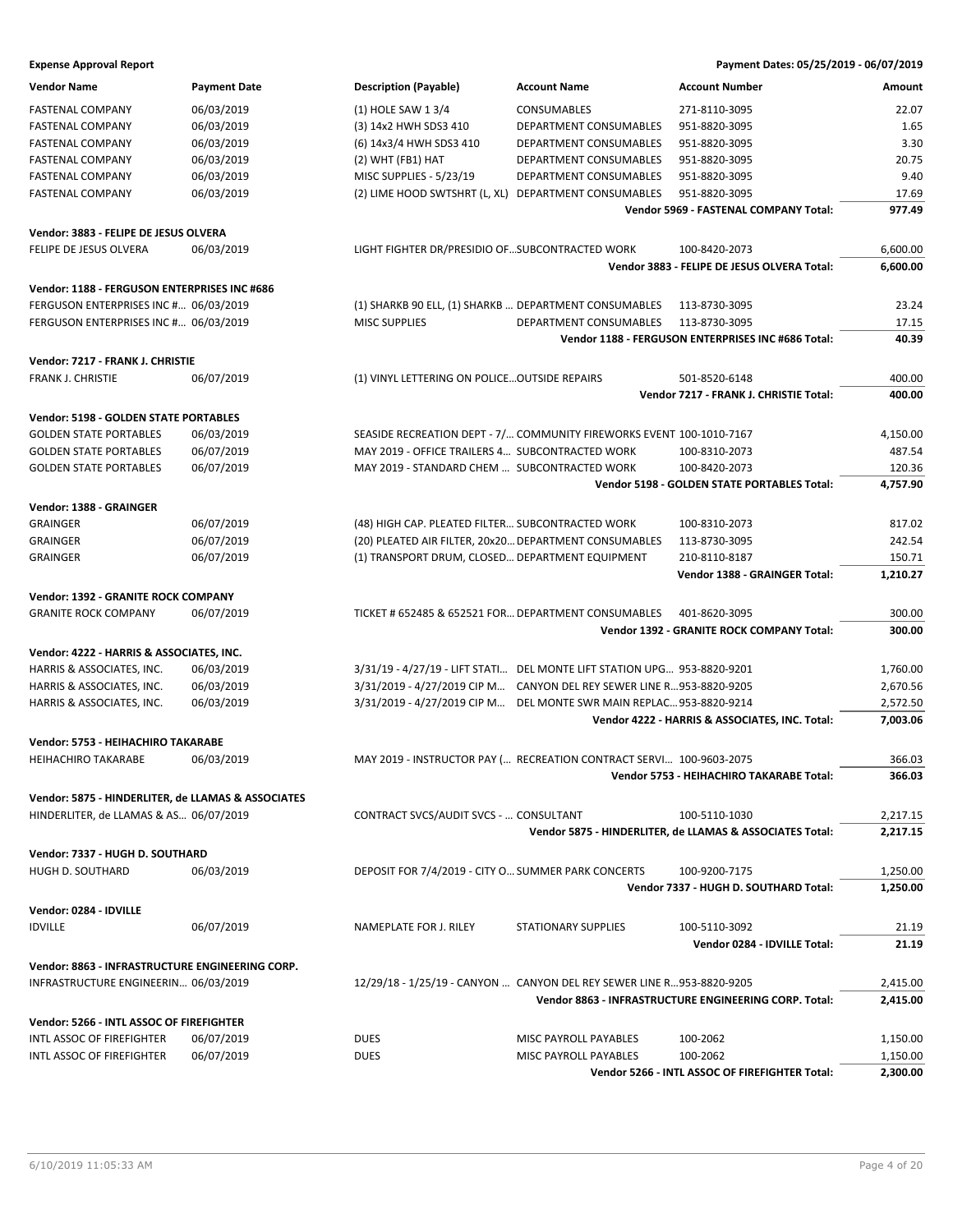**Expense Approval Report** — Payment Dates: 05/25/2019 - 06/07/2019

| Vendor Name | Payment Date | Description (Payable) | Account Name | Account Number | Amount |
|---|---|---|---|---|---|
| FASTENAL COMPANY | 06/03/2019 | (1) HOLE SAW 1 3/4 | CONSUMABLES | 271-8110-3095 | 22.07 |
| FASTENAL COMPANY | 06/03/2019 | (3) 14x2 HWH SDS3 410 | DEPARTMENT CONSUMABLES | 951-8820-3095 | 1.65 |
| FASTENAL COMPANY | 06/03/2019 | (6) 14x3/4 HWH SDS3 410 | DEPARTMENT CONSUMABLES | 951-8820-3095 | 3.30 |
| FASTENAL COMPANY | 06/03/2019 | (2) WHT (FB1) HAT | DEPARTMENT CONSUMABLES | 951-8820-3095 | 20.75 |
| FASTENAL COMPANY | 06/03/2019 | MISC SUPPLIES - 5/23/19 | DEPARTMENT CONSUMABLES | 951-8820-3095 | 9.40 |
| FASTENAL COMPANY | 06/03/2019 | (2) LIME HOOD SWTSHRT (L, XL) | DEPARTMENT CONSUMABLES | 951-8820-3095 | 17.69 |
| | | | | **Vendor 5969 - FASTENAL COMPANY Total:** | **977.49** |
| **Vendor: 3883 - FELIPE DE JESUS OLVERA** | | | | | |
| FELIPE DE JESUS OLVERA | 06/03/2019 | LIGHT FIGHTER DR/PRESIDIO OF… | SUBCONTRACTED WORK | 100-8420-2073 | 6,600.00 |
| | | | | **Vendor 3883 - FELIPE DE JESUS OLVERA Total:** | **6,600.00** |
| **Vendor: 1188 - FERGUSON ENTERPRISES INC #686** | | | | | |
| FERGUSON ENTERPRISES INC #… | 06/03/2019 | (1) SHARKB 90 ELL, (1) SHARKB … | DEPARTMENT CONSUMABLES | 113-8730-3095 | 23.24 |
| FERGUSON ENTERPRISES INC #… | 06/03/2019 | MISC SUPPLIES | DEPARTMENT CONSUMABLES | 113-8730-3095 | 17.15 |
| | | | | **Vendor 1188 - FERGUSON ENTERPRISES INC #686 Total:** | **40.39** |
| **Vendor: 7217 - FRANK J. CHRISTIE** | | | | | |
| FRANK J. CHRISTIE | 06/07/2019 | (1) VINYL LETTERING ON POLICE… | OUTSIDE REPAIRS | 501-8520-6148 | 400.00 |
| | | | | **Vendor 7217 - FRANK J. CHRISTIE Total:** | **400.00** |
| **Vendor: 5198 - GOLDEN STATE PORTABLES** | | | | | |
| GOLDEN STATE PORTABLES | 06/03/2019 | SEASIDE RECREATION DEPT - 7/… | COMMUNITY FIREWORKS EVENT | 100-1010-7167 | 4,150.00 |
| GOLDEN STATE PORTABLES | 06/07/2019 | MAY 2019 - OFFICE TRAILERS 4… | SUBCONTRACTED WORK | 100-8310-2073 | 487.54 |
| GOLDEN STATE PORTABLES | 06/07/2019 | MAY 2019 - STANDARD CHEM … | SUBCONTRACTED WORK | 100-8420-2073 | 120.36 |
| | | | | **Vendor 5198 - GOLDEN STATE PORTABLES Total:** | **4,757.90** |
| **Vendor: 1388 - GRAINGER** | | | | | |
| GRAINGER | 06/07/2019 | (48) HIGH CAP. PLEATED FILTER… | SUBCONTRACTED WORK | 100-8310-2073 | 817.02 |
| GRAINGER | 06/07/2019 | (20) PLEATED AIR FILTER, 20x20… | DEPARTMENT CONSUMABLES | 113-8730-3095 | 242.54 |
| GRAINGER | 06/07/2019 | (1) TRANSPORT DRUM, CLOSED… | DEPARTMENT EQUIPMENT | 210-8110-8187 | 150.71 |
| | | | | **Vendor 1388 - GRAINGER Total:** | **1,210.27** |
| **Vendor: 1392 - GRANITE ROCK COMPANY** | | | | | |
| GRANITE ROCK COMPANY | 06/07/2019 | TICKET # 652485 & 652521 FOR… | DEPARTMENT CONSUMABLES | 401-8620-3095 | 300.00 |
| | | | | **Vendor 1392 - GRANITE ROCK COMPANY Total:** | **300.00** |
| **Vendor: 4222 - HARRIS & ASSOCIATES, INC.** | | | | | |
| HARRIS & ASSOCIATES, INC. | 06/03/2019 | 3/31/19 - 4/27/19 - LIFT STATI… | DEL MONTE LIFT STATION UPG… | 953-8820-9201 | 1,760.00 |
| HARRIS & ASSOCIATES, INC. | 06/03/2019 | 3/31/2019 - 4/27/2019 CIP M… | CANYON DEL REY SEWER LINE R… | 953-8820-9205 | 2,670.56 |
| HARRIS & ASSOCIATES, INC. | 06/03/2019 | 3/31/2019 - 4/27/2019 CIP M… | DEL MONTE SWR MAIN REPLAC… | 953-8820-9214 | 2,572.50 |
| | | | | **Vendor 4222 - HARRIS & ASSOCIATES, INC. Total:** | **7,003.06** |
| **Vendor: 5753 - HEIHACHIRO TAKARABE** | | | | | |
| HEIHACHIRO TAKARABE | 06/03/2019 | MAY 2019 - INSTRUCTOR PAY (… | RECREATION CONTRACT SERVI… | 100-9603-2075 | 366.03 |
| | | | | **Vendor 5753 - HEIHACHIRO TAKARABE Total:** | **366.03** |
| **Vendor: 5875 - HINDERLITER, de LLAMAS & ASSOCIATES** | | | | | |
| HINDERLITER, de LLAMAS & AS… | 06/07/2019 | CONTRACT SVCS/AUDIT SVCS - … | CONSULTANT | 100-5110-1030 | 2,217.15 |
| | | | | **Vendor 5875 - HINDERLITER, de LLAMAS & ASSOCIATES Total:** | **2,217.15** |
| **Vendor: 7337 - HUGH D. SOUTHARD** | | | | | |
| HUGH D. SOUTHARD | 06/03/2019 | DEPOSIT FOR 7/4/2019 - CITY O… | SUMMER PARK CONCERTS | 100-9200-7175 | 1,250.00 |
| | | | | **Vendor 7337 - HUGH D. SOUTHARD Total:** | **1,250.00** |
| **Vendor: 0284 - IDVILLE** | | | | | |
| IDVILLE | 06/07/2019 | NAMEPLATE FOR J. RILEY | STATIONARY SUPPLIES | 100-5110-3092 | 21.19 |
| | | | | **Vendor 0284 - IDVILLE Total:** | **21.19** |
| **Vendor: 8863 - INFRASTRUCTURE ENGINEERING CORP.** | | | | | |
| INFRASTRUCTURE ENGINEERIN… | 06/03/2019 | 12/29/18 - 1/25/19 - CANYON … | CANYON DEL REY SEWER LINE R… | 953-8820-9205 | 2,415.00 |
| | | | | **Vendor 8863 - INFRASTRUCTURE ENGINEERING CORP. Total:** | **2,415.00** |
| **Vendor: 5266 - INTL ASSOC OF FIREFIGHTER** | | | | | |
| INTL ASSOC OF FIREFIGHTER | 06/07/2019 | DUES | MISC PAYROLL PAYABLES | 100-2062 | 1,150.00 |
| INTL ASSOC OF FIREFIGHTER | 06/07/2019 | DUES | MISC PAYROLL PAYABLES | 100-2062 | 1,150.00 |
| | | | | **Vendor 5266 - INTL ASSOC OF FIREFIGHTER Total:** | **2,300.00** |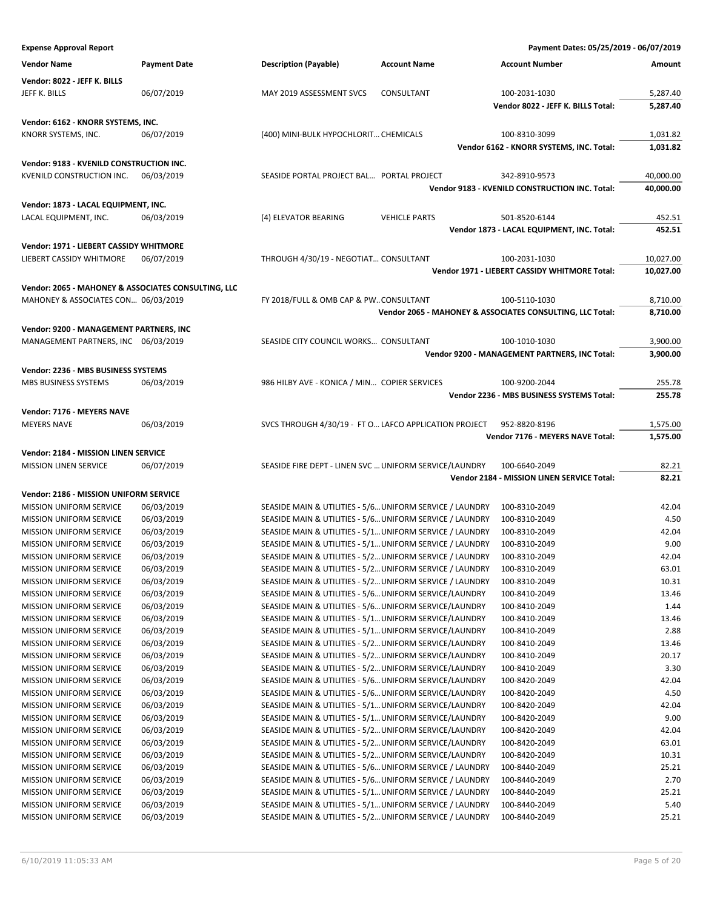**Expense Approval Report** — Payment Dates: 05/25/2019 - 06/07/2019

| Vendor Name | Payment Date | Description (Payable) | Account Name | Account Number | Amount |
|---|---|---|---|---|---|
| **Vendor: 8022 - JEFF K. BILLS** | | | | | |
| JEFF K. BILLS | 06/07/2019 | MAY 2019 ASSESSMENT SVCS | CONSULTANT | 100-2031-1030 | 5,287.40 |
| | | | | **Vendor 8022 - JEFF K. BILLS Total:** | **5,287.40** |
| **Vendor: 6162 - KNORR SYSTEMS, INC.** | | | | | |
| KNORR SYSTEMS, INC. | 06/07/2019 | (400) MINI-BULK HYPOCHLORIT… | CHEMICALS | 100-8310-3099 | 1,031.82 |
| | | | | **Vendor 6162 - KNORR SYSTEMS, INC. Total:** | **1,031.82** |
| **Vendor: 9183 - KVENILD CONSTRUCTION INC.** | | | | | |
| KVENILD CONSTRUCTION INC. | 06/03/2019 | SEASIDE PORTAL PROJECT BAL… | PORTAL PROJECT | 342-8910-9573 | 40,000.00 |
| | | | | **Vendor 9183 - KVENILD CONSTRUCTION INC. Total:** | **40,000.00** |
| **Vendor: 1873 - LACAL EQUIPMENT, INC.** | | | | | |
| LACAL EQUIPMENT, INC. | 06/03/2019 | (4) ELEVATOR BEARING | VEHICLE PARTS | 501-8520-6144 | 452.51 |
| | | | | **Vendor 1873 - LACAL EQUIPMENT, INC. Total:** | **452.51** |
| **Vendor: 1971 - LIEBERT CASSIDY WHITMORE** | | | | | |
| LIEBERT CASSIDY WHITMORE | 06/07/2019 | THROUGH 4/30/19 - NEGOTIAT… | CONSULTANT | 100-2031-1030 | 10,027.00 |
| | | | | **Vendor 1971 - LIEBERT CASSIDY WHITMORE Total:** | **10,027.00** |
| **Vendor: 2065 - MAHONEY & ASSOCIATES CONSULTING, LLC** | | | | | |
| MAHONEY & ASSOCIATES CON… | 06/03/2019 | FY 2018/FULL & OMB CAP & PW… | CONSULTANT | 100-5110-1030 | 8,710.00 |
| | | | | **Vendor 2065 - MAHONEY & ASSOCIATES CONSULTING, LLC Total:** | **8,710.00** |
| **Vendor: 9200 - MANAGEMENT PARTNERS, INC** | | | | | |
| MANAGEMENT PARTNERS, INC | 06/03/2019 | SEASIDE CITY COUNCIL WORKS… | CONSULTANT | 100-1010-1030 | 3,900.00 |
| | | | | **Vendor 9200 - MANAGEMENT PARTNERS, INC Total:** | **3,900.00** |
| **Vendor: 2236 - MBS BUSINESS SYSTEMS** | | | | | |
| MBS BUSINESS SYSTEMS | 06/03/2019 | 986 HILBY AVE - KONICA / MIN… | COPIER SERVICES | 100-9200-2044 | 255.78 |
| | | | | **Vendor 2236 - MBS BUSINESS SYSTEMS Total:** | **255.78** |
| **Vendor: 7176 - MEYERS NAVE** | | | | | |
| MEYERS NAVE | 06/03/2019 | SVCS THROUGH 4/30/19 - FT O… | LAFCO APPLICATION PROJECT | 952-8820-8196 | 1,575.00 |
| | | | | **Vendor 7176 - MEYERS NAVE Total:** | **1,575.00** |
| **Vendor: 2184 - MISSION LINEN SERVICE** | | | | | |
| MISSION LINEN SERVICE | 06/07/2019 | SEASIDE FIRE DEPT - LINEN SVC … | UNIFORM SERVICE/LAUNDRY | 100-6640-2049 | 82.21 |
| | | | | **Vendor 2184 - MISSION LINEN SERVICE Total:** | **82.21** |
| **Vendor: 2186 - MISSION UNIFORM SERVICE** | | | | | |
| MISSION UNIFORM SERVICE | 06/03/2019 | SEASIDE MAIN & UTILITIES - 5/6… | UNIFORM SERVICE / LAUNDRY | 100-8310-2049 | 42.04 |
| MISSION UNIFORM SERVICE | 06/03/2019 | SEASIDE MAIN & UTILITIES - 5/6… | UNIFORM SERVICE / LAUNDRY | 100-8310-2049 | 4.50 |
| MISSION UNIFORM SERVICE | 06/03/2019 | SEASIDE MAIN & UTILITIES - 5/1… | UNIFORM SERVICE / LAUNDRY | 100-8310-2049 | 42.04 |
| MISSION UNIFORM SERVICE | 06/03/2019 | SEASIDE MAIN & UTILITIES - 5/1… | UNIFORM SERVICE / LAUNDRY | 100-8310-2049 | 9.00 |
| MISSION UNIFORM SERVICE | 06/03/2019 | SEASIDE MAIN & UTILITIES - 5/2… | UNIFORM SERVICE / LAUNDRY | 100-8310-2049 | 42.04 |
| MISSION UNIFORM SERVICE | 06/03/2019 | SEASIDE MAIN & UTILITIES - 5/2… | UNIFORM SERVICE / LAUNDRY | 100-8310-2049 | 63.01 |
| MISSION UNIFORM SERVICE | 06/03/2019 | SEASIDE MAIN & UTILITIES - 5/2… | UNIFORM SERVICE / LAUNDRY | 100-8310-2049 | 10.31 |
| MISSION UNIFORM SERVICE | 06/03/2019 | SEASIDE MAIN & UTILITIES - 5/6… | UNIFORM SERVICE/LAUNDRY | 100-8410-2049 | 13.46 |
| MISSION UNIFORM SERVICE | 06/03/2019 | SEASIDE MAIN & UTILITIES - 5/6… | UNIFORM SERVICE/LAUNDRY | 100-8410-2049 | 1.44 |
| MISSION UNIFORM SERVICE | 06/03/2019 | SEASIDE MAIN & UTILITIES - 5/1… | UNIFORM SERVICE/LAUNDRY | 100-8410-2049 | 13.46 |
| MISSION UNIFORM SERVICE | 06/03/2019 | SEASIDE MAIN & UTILITIES - 5/1… | UNIFORM SERVICE/LAUNDRY | 100-8410-2049 | 2.88 |
| MISSION UNIFORM SERVICE | 06/03/2019 | SEASIDE MAIN & UTILITIES - 5/2… | UNIFORM SERVICE/LAUNDRY | 100-8410-2049 | 13.46 |
| MISSION UNIFORM SERVICE | 06/03/2019 | SEASIDE MAIN & UTILITIES - 5/2… | UNIFORM SERVICE/LAUNDRY | 100-8410-2049 | 20.17 |
| MISSION UNIFORM SERVICE | 06/03/2019 | SEASIDE MAIN & UTILITIES - 5/2… | UNIFORM SERVICE/LAUNDRY | 100-8410-2049 | 3.30 |
| MISSION UNIFORM SERVICE | 06/03/2019 | SEASIDE MAIN & UTILITIES - 5/6… | UNIFORM SERVICE/LAUNDRY | 100-8420-2049 | 42.04 |
| MISSION UNIFORM SERVICE | 06/03/2019 | SEASIDE MAIN & UTILITIES - 5/6… | UNIFORM SERVICE/LAUNDRY | 100-8420-2049 | 4.50 |
| MISSION UNIFORM SERVICE | 06/03/2019 | SEASIDE MAIN & UTILITIES - 5/1… | UNIFORM SERVICE/LAUNDRY | 100-8420-2049 | 42.04 |
| MISSION UNIFORM SERVICE | 06/03/2019 | SEASIDE MAIN & UTILITIES - 5/1… | UNIFORM SERVICE/LAUNDRY | 100-8420-2049 | 9.00 |
| MISSION UNIFORM SERVICE | 06/03/2019 | SEASIDE MAIN & UTILITIES - 5/2… | UNIFORM SERVICE/LAUNDRY | 100-8420-2049 | 42.04 |
| MISSION UNIFORM SERVICE | 06/03/2019 | SEASIDE MAIN & UTILITIES - 5/2… | UNIFORM SERVICE/LAUNDRY | 100-8420-2049 | 63.01 |
| MISSION UNIFORM SERVICE | 06/03/2019 | SEASIDE MAIN & UTILITIES - 5/2… | UNIFORM SERVICE/LAUNDRY | 100-8420-2049 | 10.31 |
| MISSION UNIFORM SERVICE | 06/03/2019 | SEASIDE MAIN & UTILITIES - 5/6… | UNIFORM SERVICE / LAUNDRY | 100-8440-2049 | 25.21 |
| MISSION UNIFORM SERVICE | 06/03/2019 | SEASIDE MAIN & UTILITIES - 5/6… | UNIFORM SERVICE / LAUNDRY | 100-8440-2049 | 2.70 |
| MISSION UNIFORM SERVICE | 06/03/2019 | SEASIDE MAIN & UTILITIES - 5/1… | UNIFORM SERVICE / LAUNDRY | 100-8440-2049 | 25.21 |
| MISSION UNIFORM SERVICE | 06/03/2019 | SEASIDE MAIN & UTILITIES - 5/1… | UNIFORM SERVICE / LAUNDRY | 100-8440-2049 | 5.40 |
| MISSION UNIFORM SERVICE | 06/03/2019 | SEASIDE MAIN & UTILITIES - 5/2… | UNIFORM SERVICE / LAUNDRY | 100-8440-2049 | 25.21 |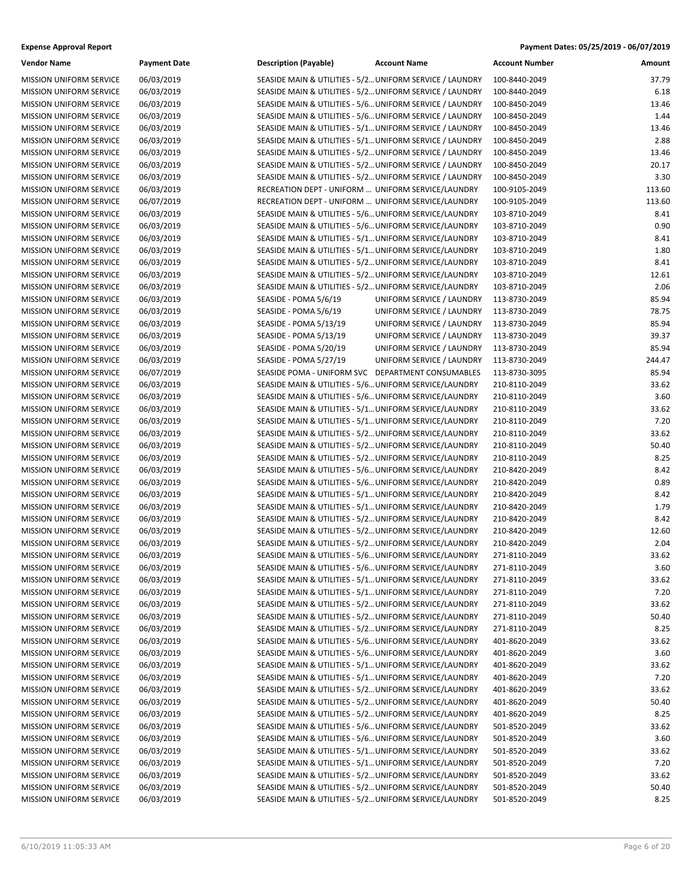**Expense Approval Report** **Payment Dates: 05/25/2019 - 06/07/2019**

| Vendor Name | Payment Date | Description (Payable) | Account Name | Account Number | Amount |
|---|---|---|---|---|---|
| MISSION UNIFORM SERVICE | 06/03/2019 | SEASIDE MAIN & UTILITIES - 5/2… | UNIFORM SERVICE / LAUNDRY | 100-8440-2049 | 37.79 |
| MISSION UNIFORM SERVICE | 06/03/2019 | SEASIDE MAIN & UTILITIES - 5/2… | UNIFORM SERVICE / LAUNDRY | 100-8440-2049 | 6.18 |
| MISSION UNIFORM SERVICE | 06/03/2019 | SEASIDE MAIN & UTILITIES - 5/6… | UNIFORM SERVICE / LAUNDRY | 100-8450-2049 | 13.46 |
| MISSION UNIFORM SERVICE | 06/03/2019 | SEASIDE MAIN & UTILITIES - 5/6… | UNIFORM SERVICE / LAUNDRY | 100-8450-2049 | 1.44 |
| MISSION UNIFORM SERVICE | 06/03/2019 | SEASIDE MAIN & UTILITIES - 5/1… | UNIFORM SERVICE / LAUNDRY | 100-8450-2049 | 13.46 |
| MISSION UNIFORM SERVICE | 06/03/2019 | SEASIDE MAIN & UTILITIES - 5/1… | UNIFORM SERVICE / LAUNDRY | 100-8450-2049 | 2.88 |
| MISSION UNIFORM SERVICE | 06/03/2019 | SEASIDE MAIN & UTILITIES - 5/2… | UNIFORM SERVICE / LAUNDRY | 100-8450-2049 | 13.46 |
| MISSION UNIFORM SERVICE | 06/03/2019 | SEASIDE MAIN & UTILITIES - 5/2… | UNIFORM SERVICE / LAUNDRY | 100-8450-2049 | 20.17 |
| MISSION UNIFORM SERVICE | 06/03/2019 | SEASIDE MAIN & UTILITIES - 5/2… | UNIFORM SERVICE / LAUNDRY | 100-8450-2049 | 3.30 |
| MISSION UNIFORM SERVICE | 06/03/2019 | RECREATION DEPT - UNIFORM … | UNIFORM SERVICE/LAUNDRY | 100-9105-2049 | 113.60 |
| MISSION UNIFORM SERVICE | 06/07/2019 | RECREATION DEPT - UNIFORM … | UNIFORM SERVICE/LAUNDRY | 100-9105-2049 | 113.60 |
| MISSION UNIFORM SERVICE | 06/03/2019 | SEASIDE MAIN & UTILITIES - 5/6… | UNIFORM SERVICE/LAUNDRY | 103-8710-2049 | 8.41 |
| MISSION UNIFORM SERVICE | 06/03/2019 | SEASIDE MAIN & UTILITIES - 5/6… | UNIFORM SERVICE/LAUNDRY | 103-8710-2049 | 0.90 |
| MISSION UNIFORM SERVICE | 06/03/2019 | SEASIDE MAIN & UTILITIES - 5/1… | UNIFORM SERVICE/LAUNDRY | 103-8710-2049 | 8.41 |
| MISSION UNIFORM SERVICE | 06/03/2019 | SEASIDE MAIN & UTILITIES - 5/1… | UNIFORM SERVICE/LAUNDRY | 103-8710-2049 | 1.80 |
| MISSION UNIFORM SERVICE | 06/03/2019 | SEASIDE MAIN & UTILITIES - 5/2… | UNIFORM SERVICE/LAUNDRY | 103-8710-2049 | 8.41 |
| MISSION UNIFORM SERVICE | 06/03/2019 | SEASIDE MAIN & UTILITIES - 5/2… | UNIFORM SERVICE/LAUNDRY | 103-8710-2049 | 12.61 |
| MISSION UNIFORM SERVICE | 06/03/2019 | SEASIDE MAIN & UTILITIES - 5/2… | UNIFORM SERVICE/LAUNDRY | 103-8710-2049 | 2.06 |
| MISSION UNIFORM SERVICE | 06/03/2019 | SEASIDE - POMA 5/6/19 | UNIFORM SERVICE / LAUNDRY | 113-8730-2049 | 85.94 |
| MISSION UNIFORM SERVICE | 06/03/2019 | SEASIDE - POMA 5/6/19 | UNIFORM SERVICE / LAUNDRY | 113-8730-2049 | 78.75 |
| MISSION UNIFORM SERVICE | 06/03/2019 | SEASIDE - POMA 5/13/19 | UNIFORM SERVICE / LAUNDRY | 113-8730-2049 | 85.94 |
| MISSION UNIFORM SERVICE | 06/03/2019 | SEASIDE - POMA 5/13/19 | UNIFORM SERVICE / LAUNDRY | 113-8730-2049 | 39.37 |
| MISSION UNIFORM SERVICE | 06/03/2019 | SEASIDE - POMA 5/20/19 | UNIFORM SERVICE / LAUNDRY | 113-8730-2049 | 85.94 |
| MISSION UNIFORM SERVICE | 06/03/2019 | SEASIDE - POMA 5/27/19 | UNIFORM SERVICE / LAUNDRY | 113-8730-2049 | 244.47 |
| MISSION UNIFORM SERVICE | 06/07/2019 | SEASIDE POMA - UNIFORM SVC | DEPARTMENT CONSUMABLES | 113-8730-3095 | 85.94 |
| MISSION UNIFORM SERVICE | 06/03/2019 | SEASIDE MAIN & UTILITIES - 5/6… | UNIFORM SERVICE/LAUNDRY | 210-8110-2049 | 33.62 |
| MISSION UNIFORM SERVICE | 06/03/2019 | SEASIDE MAIN & UTILITIES - 5/6… | UNIFORM SERVICE/LAUNDRY | 210-8110-2049 | 3.60 |
| MISSION UNIFORM SERVICE | 06/03/2019 | SEASIDE MAIN & UTILITIES - 5/1… | UNIFORM SERVICE/LAUNDRY | 210-8110-2049 | 33.62 |
| MISSION UNIFORM SERVICE | 06/03/2019 | SEASIDE MAIN & UTILITIES - 5/1… | UNIFORM SERVICE/LAUNDRY | 210-8110-2049 | 7.20 |
| MISSION UNIFORM SERVICE | 06/03/2019 | SEASIDE MAIN & UTILITIES - 5/2… | UNIFORM SERVICE/LAUNDRY | 210-8110-2049 | 33.62 |
| MISSION UNIFORM SERVICE | 06/03/2019 | SEASIDE MAIN & UTILITIES - 5/2… | UNIFORM SERVICE/LAUNDRY | 210-8110-2049 | 50.40 |
| MISSION UNIFORM SERVICE | 06/03/2019 | SEASIDE MAIN & UTILITIES - 5/2… | UNIFORM SERVICE/LAUNDRY | 210-8110-2049 | 8.25 |
| MISSION UNIFORM SERVICE | 06/03/2019 | SEASIDE MAIN & UTILITIES - 5/6… | UNIFORM SERVICE/LAUNDRY | 210-8420-2049 | 8.42 |
| MISSION UNIFORM SERVICE | 06/03/2019 | SEASIDE MAIN & UTILITIES - 5/6… | UNIFORM SERVICE/LAUNDRY | 210-8420-2049 | 0.89 |
| MISSION UNIFORM SERVICE | 06/03/2019 | SEASIDE MAIN & UTILITIES - 5/1… | UNIFORM SERVICE/LAUNDRY | 210-8420-2049 | 8.42 |
| MISSION UNIFORM SERVICE | 06/03/2019 | SEASIDE MAIN & UTILITIES - 5/1… | UNIFORM SERVICE/LAUNDRY | 210-8420-2049 | 1.79 |
| MISSION UNIFORM SERVICE | 06/03/2019 | SEASIDE MAIN & UTILITIES - 5/2… | UNIFORM SERVICE/LAUNDRY | 210-8420-2049 | 8.42 |
| MISSION UNIFORM SERVICE | 06/03/2019 | SEASIDE MAIN & UTILITIES - 5/2… | UNIFORM SERVICE/LAUNDRY | 210-8420-2049 | 12.60 |
| MISSION UNIFORM SERVICE | 06/03/2019 | SEASIDE MAIN & UTILITIES - 5/2… | UNIFORM SERVICE/LAUNDRY | 210-8420-2049 | 2.04 |
| MISSION UNIFORM SERVICE | 06/03/2019 | SEASIDE MAIN & UTILITIES - 5/6… | UNIFORM SERVICE/LAUNDRY | 271-8110-2049 | 33.62 |
| MISSION UNIFORM SERVICE | 06/03/2019 | SEASIDE MAIN & UTILITIES - 5/6… | UNIFORM SERVICE/LAUNDRY | 271-8110-2049 | 3.60 |
| MISSION UNIFORM SERVICE | 06/03/2019 | SEASIDE MAIN & UTILITIES - 5/1… | UNIFORM SERVICE/LAUNDRY | 271-8110-2049 | 33.62 |
| MISSION UNIFORM SERVICE | 06/03/2019 | SEASIDE MAIN & UTILITIES - 5/1… | UNIFORM SERVICE/LAUNDRY | 271-8110-2049 | 7.20 |
| MISSION UNIFORM SERVICE | 06/03/2019 | SEASIDE MAIN & UTILITIES - 5/2… | UNIFORM SERVICE/LAUNDRY | 271-8110-2049 | 33.62 |
| MISSION UNIFORM SERVICE | 06/03/2019 | SEASIDE MAIN & UTILITIES - 5/2… | UNIFORM SERVICE/LAUNDRY | 271-8110-2049 | 50.40 |
| MISSION UNIFORM SERVICE | 06/03/2019 | SEASIDE MAIN & UTILITIES - 5/2… | UNIFORM SERVICE/LAUNDRY | 271-8110-2049 | 8.25 |
| MISSION UNIFORM SERVICE | 06/03/2019 | SEASIDE MAIN & UTILITIES - 5/6… | UNIFORM SERVICE/LAUNDRY | 401-8620-2049 | 33.62 |
| MISSION UNIFORM SERVICE | 06/03/2019 | SEASIDE MAIN & UTILITIES - 5/6… | UNIFORM SERVICE/LAUNDRY | 401-8620-2049 | 3.60 |
| MISSION UNIFORM SERVICE | 06/03/2019 | SEASIDE MAIN & UTILITIES - 5/1… | UNIFORM SERVICE/LAUNDRY | 401-8620-2049 | 33.62 |
| MISSION UNIFORM SERVICE | 06/03/2019 | SEASIDE MAIN & UTILITIES - 5/1… | UNIFORM SERVICE/LAUNDRY | 401-8620-2049 | 7.20 |
| MISSION UNIFORM SERVICE | 06/03/2019 | SEASIDE MAIN & UTILITIES - 5/2… | UNIFORM SERVICE/LAUNDRY | 401-8620-2049 | 33.62 |
| MISSION UNIFORM SERVICE | 06/03/2019 | SEASIDE MAIN & UTILITIES - 5/2… | UNIFORM SERVICE/LAUNDRY | 401-8620-2049 | 50.40 |
| MISSION UNIFORM SERVICE | 06/03/2019 | SEASIDE MAIN & UTILITIES - 5/2… | UNIFORM SERVICE/LAUNDRY | 401-8620-2049 | 8.25 |
| MISSION UNIFORM SERVICE | 06/03/2019 | SEASIDE MAIN & UTILITIES - 5/6… | UNIFORM SERVICE/LAUNDRY | 501-8520-2049 | 33.62 |
| MISSION UNIFORM SERVICE | 06/03/2019 | SEASIDE MAIN & UTILITIES - 5/6… | UNIFORM SERVICE/LAUNDRY | 501-8520-2049 | 3.60 |
| MISSION UNIFORM SERVICE | 06/03/2019 | SEASIDE MAIN & UTILITIES - 5/1… | UNIFORM SERVICE/LAUNDRY | 501-8520-2049 | 33.62 |
| MISSION UNIFORM SERVICE | 06/03/2019 | SEASIDE MAIN & UTILITIES - 5/1… | UNIFORM SERVICE/LAUNDRY | 501-8520-2049 | 7.20 |
| MISSION UNIFORM SERVICE | 06/03/2019 | SEASIDE MAIN & UTILITIES - 5/2… | UNIFORM SERVICE/LAUNDRY | 501-8520-2049 | 33.62 |
| MISSION UNIFORM SERVICE | 06/03/2019 | SEASIDE MAIN & UTILITIES - 5/2… | UNIFORM SERVICE/LAUNDRY | 501-8520-2049 | 50.40 |
| MISSION UNIFORM SERVICE | 06/03/2019 | SEASIDE MAIN & UTILITIES - 5/2… | UNIFORM SERVICE/LAUNDRY | 501-8520-2049 | 8.25 |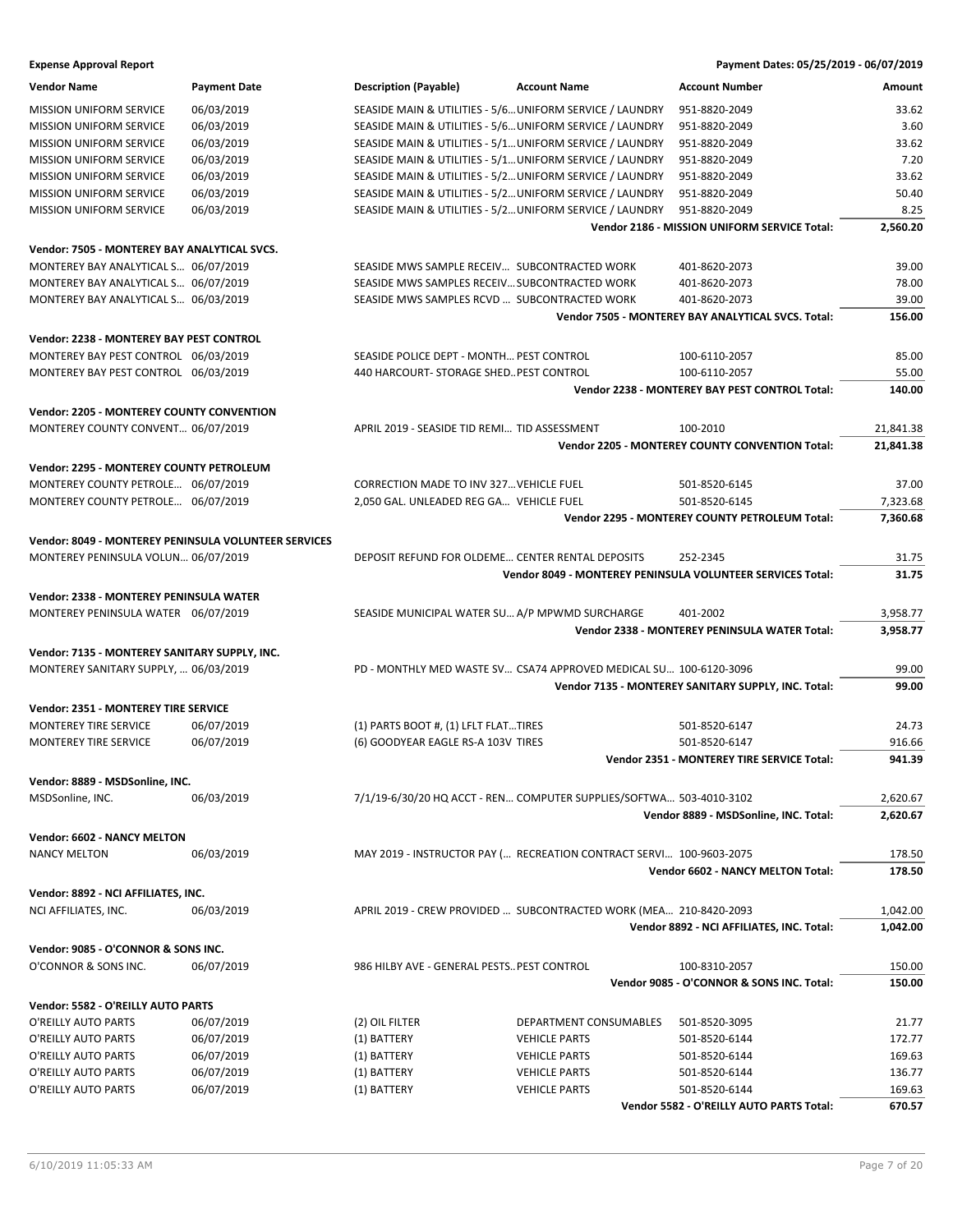**Expense Approval Report** — Payment Dates: 05/25/2019 - 06/07/2019

| Vendor Name | Payment Date | Description (Payable) | Account Name | Account Number | Amount |
|---|---|---|---|---|---|
| MISSION UNIFORM SERVICE | 06/03/2019 | SEASIDE MAIN & UTILITIES - 5/6... | UNIFORM SERVICE / LAUNDRY | 951-8820-2049 | 33.62 |
| MISSION UNIFORM SERVICE | 06/03/2019 | SEASIDE MAIN & UTILITIES - 5/6... | UNIFORM SERVICE / LAUNDRY | 951-8820-2049 | 3.60 |
| MISSION UNIFORM SERVICE | 06/03/2019 | SEASIDE MAIN & UTILITIES - 5/1... | UNIFORM SERVICE / LAUNDRY | 951-8820-2049 | 33.62 |
| MISSION UNIFORM SERVICE | 06/03/2019 | SEASIDE MAIN & UTILITIES - 5/1... | UNIFORM SERVICE / LAUNDRY | 951-8820-2049 | 7.20 |
| MISSION UNIFORM SERVICE | 06/03/2019 | SEASIDE MAIN & UTILITIES - 5/2... | UNIFORM SERVICE / LAUNDRY | 951-8820-2049 | 33.62 |
| MISSION UNIFORM SERVICE | 06/03/2019 | SEASIDE MAIN & UTILITIES - 5/2... | UNIFORM SERVICE / LAUNDRY | 951-8820-2049 | 50.40 |
| MISSION UNIFORM SERVICE | 06/03/2019 | SEASIDE MAIN & UTILITIES - 5/2... | UNIFORM SERVICE / LAUNDRY | 951-8820-2049 | 8.25 |
| | | | | **Vendor 2186 - MISSION UNIFORM SERVICE Total:** | **2,560.20** |
| **Vendor: 7505 - MONTEREY BAY ANALYTICAL SVCS.** | | | | | |
| MONTEREY BAY ANALYTICAL S... | 06/07/2019 | SEASIDE MWS SAMPLE RECEIV... | SUBCONTRACTED WORK | 401-8620-2073 | 39.00 |
| MONTEREY BAY ANALYTICAL S... | 06/07/2019 | SEASIDE MWS SAMPLES RECEIV... | SUBCONTRACTED WORK | 401-8620-2073 | 78.00 |
| MONTEREY BAY ANALYTICAL S... | 06/03/2019 | SEASIDE MWS SAMPLES RCVD ... | SUBCONTRACTED WORK | 401-8620-2073 | 39.00 |
| | | | | **Vendor 7505 - MONTEREY BAY ANALYTICAL SVCS. Total:** | **156.00** |
| **Vendor: 2238 - MONTEREY BAY PEST CONTROL** | | | | | |
| MONTEREY BAY PEST CONTROL | 06/03/2019 | SEASIDE POLICE DEPT - MONTH... | PEST CONTROL | 100-6110-2057 | 85.00 |
| MONTEREY BAY PEST CONTROL | 06/03/2019 | 440 HARCOURT- STORAGE SHED... | PEST CONTROL | 100-6110-2057 | 55.00 |
| | | | | **Vendor 2238 - MONTEREY BAY PEST CONTROL Total:** | **140.00** |
| **Vendor: 2205 - MONTEREY COUNTY CONVENTION** | | | | | |
| MONTEREY COUNTY CONVENT... | 06/07/2019 | APRIL 2019 - SEASIDE TID REMI... | TID ASSESSMENT | 100-2010 | 21,841.38 |
| | | | | **Vendor 2205 - MONTEREY COUNTY CONVENTION Total:** | **21,841.38** |
| **Vendor: 2295 - MONTEREY COUNTY PETROLEUM** | | | | | |
| MONTEREY COUNTY PETROLE... | 06/07/2019 | CORRECTION MADE TO INV 327... | VEHICLE FUEL | 501-8520-6145 | 37.00 |
| MONTEREY COUNTY PETROLE... | 06/07/2019 | 2,050 GAL. UNLEADED REG GA... | VEHICLE FUEL | 501-8520-6145 | 7,323.68 |
| | | | | **Vendor 2295 - MONTEREY COUNTY PETROLEUM Total:** | **7,360.68** |
| **Vendor: 8049 - MONTEREY PENINSULA VOLUNTEER SERVICES** | | | | | |
| MONTEREY PENINSULA VOLUN... | 06/07/2019 | DEPOSIT REFUND FOR OLDEME... | CENTER RENTAL DEPOSITS | 252-2345 | 31.75 |
| | | | | **Vendor 8049 - MONTEREY PENINSULA VOLUNTEER SERVICES Total:** | **31.75** |
| **Vendor: 2338 - MONTEREY PENINSULA WATER** | | | | | |
| MONTEREY PENINSULA WATER | 06/07/2019 | SEASIDE MUNICIPAL WATER SU... | A/P MPWMD SURCHARGE | 401-2002 | 3,958.77 |
| | | | | **Vendor 2338 - MONTEREY PENINSULA WATER Total:** | **3,958.77** |
| **Vendor: 7135 - MONTEREY SANITARY SUPPLY, INC.** | | | | | |
| MONTEREY SANITARY SUPPLY, ... | 06/03/2019 | PD - MONTHLY MED WASTE SV... | CSA74 APPROVED MEDICAL SU... | 100-6120-3096 | 99.00 |
| | | | | **Vendor 7135 - MONTEREY SANITARY SUPPLY, INC. Total:** | **99.00** |
| **Vendor: 2351 - MONTEREY TIRE SERVICE** | | | | | |
| MONTEREY TIRE SERVICE | 06/07/2019 | (1) PARTS BOOT #, (1) LFLT FLAT... | TIRES | 501-8520-6147 | 24.73 |
| MONTEREY TIRE SERVICE | 06/07/2019 | (6) GOODYEAR EAGLE RS-A 103V | TIRES | 501-8520-6147 | 916.66 |
| | | | | **Vendor 2351 - MONTEREY TIRE SERVICE Total:** | **941.39** |
| **Vendor: 8889 - MSDSonline, INC.** | | | | | |
| MSDSonline, INC. | 06/03/2019 | 7/1/19-6/30/20 HQ ACCT - REN... | COMPUTER SUPPLIES/SOFTWA... | 503-4010-3102 | 2,620.67 |
| | | | | **Vendor 8889 - MSDSonline, INC. Total:** | **2,620.67** |
| **Vendor: 6602 - NANCY MELTON** | | | | | |
| NANCY MELTON | 06/03/2019 | MAY 2019 - INSTRUCTOR PAY (... | RECREATION CONTRACT SERVI... | 100-9603-2075 | 178.50 |
| | | | | **Vendor 6602 - NANCY MELTON Total:** | **178.50** |
| **Vendor: 8892 - NCI AFFILIATES, INC.** | | | | | |
| NCI AFFILIATES, INC. | 06/03/2019 | APRIL 2019 - CREW PROVIDED ... | SUBCONTRACTED WORK (MEA... | 210-8420-2093 | 1,042.00 |
| | | | | **Vendor 8892 - NCI AFFILIATES, INC. Total:** | **1,042.00** |
| **Vendor: 9085 - O'CONNOR & SONS INC.** | | | | | |
| O'CONNOR & SONS INC. | 06/07/2019 | 986 HILBY AVE - GENERAL PESTS... | PEST CONTROL | 100-8310-2057 | 150.00 |
| | | | | **Vendor 9085 - O'CONNOR & SONS INC. Total:** | **150.00** |
| **Vendor: 5582 - O'REILLY AUTO PARTS** | | | | | |
| O'REILLY AUTO PARTS | 06/07/2019 | (2) OIL FILTER | DEPARTMENT CONSUMABLES | 501-8520-3095 | 21.77 |
| O'REILLY AUTO PARTS | 06/07/2019 | (1) BATTERY | VEHICLE PARTS | 501-8520-6144 | 172.77 |
| O'REILLY AUTO PARTS | 06/07/2019 | (1) BATTERY | VEHICLE PARTS | 501-8520-6144 | 169.63 |
| O'REILLY AUTO PARTS | 06/07/2019 | (1) BATTERY | VEHICLE PARTS | 501-8520-6144 | 136.77 |
| O'REILLY AUTO PARTS | 06/07/2019 | (1) BATTERY | VEHICLE PARTS | 501-8520-6144 | 169.63 |
| | | | | **Vendor 5582 - O'REILLY AUTO PARTS Total:** | **670.57** |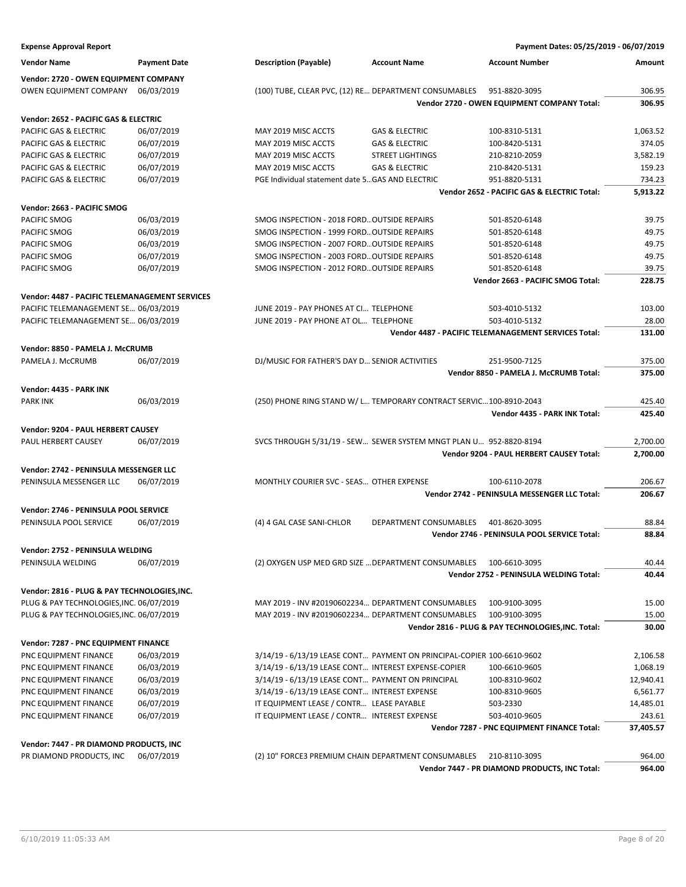**Expense Approval Report** — Payment Dates: 05/25/2019 - 06/07/2019

| Vendor Name | Payment Date | Description (Payable) | Account Name | Account Number | Amount |
|---|---|---|---|---|---|
| **Vendor: 2720 - OWEN EQUIPMENT COMPANY** | | | | | |
| OWEN EQUIPMENT COMPANY | 06/03/2019 | (100) TUBE, CLEAR PVC, (12) RE... | DEPARTMENT CONSUMABLES | 951-8820-3095 | 306.95 |
| | | | | **Vendor 2720 - OWEN EQUIPMENT COMPANY Total:** | **306.95** |
| **Vendor: 2652 - PACIFIC GAS & ELECTRIC** | | | | | |
| PACIFIC GAS & ELECTRIC | 06/07/2019 | MAY 2019 MISC ACCTS | GAS & ELECTRIC | 100-8310-5131 | 1,063.52 |
| PACIFIC GAS & ELECTRIC | 06/07/2019 | MAY 2019 MISC ACCTS | GAS & ELECTRIC | 100-8420-5131 | 374.05 |
| PACIFIC GAS & ELECTRIC | 06/07/2019 | MAY 2019 MISC ACCTS | STREET LIGHTINGS | 210-8210-2059 | 3,582.19 |
| PACIFIC GAS & ELECTRIC | 06/07/2019 | MAY 2019 MISC ACCTS | GAS & ELECTRIC | 210-8420-5131 | 159.23 |
| PACIFIC GAS & ELECTRIC | 06/07/2019 | PGE Individual statement date 5... | GAS AND ELECTRIC | 951-8820-5131 | 734.23 |
| | | | | **Vendor 2652 - PACIFIC GAS & ELECTRIC Total:** | **5,913.22** |
| **Vendor: 2663 - PACIFIC SMOG** | | | | | |
| PACIFIC SMOG | 06/03/2019 | SMOG INSPECTION - 2018 FORD... | OUTSIDE REPAIRS | 501-8520-6148 | 39.75 |
| PACIFIC SMOG | 06/03/2019 | SMOG INSPECTION - 1999 FORD... | OUTSIDE REPAIRS | 501-8520-6148 | 49.75 |
| PACIFIC SMOG | 06/03/2019 | SMOG INSPECTION - 2007 FORD... | OUTSIDE REPAIRS | 501-8520-6148 | 49.75 |
| PACIFIC SMOG | 06/07/2019 | SMOG INSPECTION - 2003 FORD... | OUTSIDE REPAIRS | 501-8520-6148 | 49.75 |
| PACIFIC SMOG | 06/07/2019 | SMOG INSPECTION - 2012 FORD... | OUTSIDE REPAIRS | 501-8520-6148 | 39.75 |
| | | | | **Vendor 2663 - PACIFIC SMOG Total:** | **228.75** |
| **Vendor: 4487 - PACIFIC TELEMANAGEMENT SERVICES** | | | | | |
| PACIFIC TELEMANAGEMENT SE... | 06/03/2019 | JUNE 2019 - PAY PHONES AT CI... | TELEPHONE | 503-4010-5132 | 103.00 |
| PACIFIC TELEMANAGEMENT SE... | 06/03/2019 | JUNE 2019 - PAY PHONE AT OL... | TELEPHONE | 503-4010-5132 | 28.00 |
| | | | | **Vendor 4487 - PACIFIC TELEMANAGEMENT SERVICES Total:** | **131.00** |
| **Vendor: 8850 - PAMELA J. McCRUMB** | | | | | |
| PAMELA J. McCRUMB | 06/07/2019 | DJ/MUSIC FOR FATHER'S DAY D... | SENIOR ACTIVITIES | 251-9500-7125 | 375.00 |
| | | | | **Vendor 8850 - PAMELA J. McCRUMB Total:** | **375.00** |
| **Vendor: 4435 - PARK INK** | | | | | |
| PARK INK | 06/03/2019 | (250) PHONE RING STAND W/ L... | TEMPORARY CONTRACT SERVIC... | 100-8910-2043 | 425.40 |
| | | | | **Vendor 4435 - PARK INK Total:** | **425.40** |
| **Vendor: 9204 - PAUL HERBERT CAUSEY** | | | | | |
| PAUL HERBERT CAUSEY | 06/07/2019 | SVCS THROUGH 5/31/19 - SEW... | SEWER SYSTEM MNGT PLAN U... | 952-8820-8194 | 2,700.00 |
| | | | | **Vendor 9204 - PAUL HERBERT CAUSEY Total:** | **2,700.00** |
| **Vendor: 2742 - PENINSULA MESSENGER LLC** | | | | | |
| PENINSULA MESSENGER LLC | 06/07/2019 | MONTHLY COURIER SVC - SEAS... | OTHER EXPENSE | 100-6110-2078 | 206.67 |
| | | | | **Vendor 2742 - PENINSULA MESSENGER LLC Total:** | **206.67** |
| **Vendor: 2746 - PENINSULA POOL SERVICE** | | | | | |
| PENINSULA POOL SERVICE | 06/07/2019 | (4) 4 GAL CASE SANI-CHLOR | DEPARTMENT CONSUMABLES | 401-8620-3095 | 88.84 |
| | | | | **Vendor 2746 - PENINSULA POOL SERVICE Total:** | **88.84** |
| **Vendor: 2752 - PENINSULA WELDING** | | | | | |
| PENINSULA WELDING | 06/07/2019 | (2) OXYGEN USP MED GRD SIZE ... | DEPARTMENT CONSUMABLES | 100-6610-3095 | 40.44 |
| | | | | **Vendor 2752 - PENINSULA WELDING Total:** | **40.44** |
| **Vendor: 2816 - PLUG & PAY TECHNOLOGIES,INC.** | | | | | |
| PLUG & PAY TECHNOLOGIES,INC. | 06/07/2019 | MAY 2019 - INV #20190602234... | DEPARTMENT CONSUMABLES | 100-9100-3095 | 15.00 |
| PLUG & PAY TECHNOLOGIES,INC. | 06/07/2019 | MAY 2019 - INV #20190602234... | DEPARTMENT CONSUMABLES | 100-9100-3095 | 15.00 |
| | | | | **Vendor 2816 - PLUG & PAY TECHNOLOGIES,INC. Total:** | **30.00** |
| **Vendor: 7287 - PNC EQUIPMENT FINANCE** | | | | | |
| PNC EQUIPMENT FINANCE | 06/03/2019 | 3/14/19 - 6/13/19 LEASE CONT... | PAYMENT ON PRINCIPAL-COPIER | 100-6610-9602 | 2,106.58 |
| PNC EQUIPMENT FINANCE | 06/03/2019 | 3/14/19 - 6/13/19 LEASE CONT... | INTEREST EXPENSE-COPIER | 100-6610-9605 | 1,068.19 |
| PNC EQUIPMENT FINANCE | 06/03/2019 | 3/14/19 - 6/13/19 LEASE CONT... | PAYMENT ON PRINCIPAL | 100-8310-9602 | 12,940.41 |
| PNC EQUIPMENT FINANCE | 06/03/2019 | 3/14/19 - 6/13/19 LEASE CONT... | INTEREST EXPENSE | 100-8310-9605 | 6,561.77 |
| PNC EQUIPMENT FINANCE | 06/07/2019 | IT EQUIPMENT LEASE / CONTR... | LEASE PAYABLE | 503-2330 | 14,485.01 |
| PNC EQUIPMENT FINANCE | 06/07/2019 | IT EQUIPMENT LEASE / CONTR... | INTEREST EXPENSE | 503-4010-9605 | 243.61 |
| | | | | **Vendor 7287 - PNC EQUIPMENT FINANCE Total:** | **37,405.57** |
| **Vendor: 7447 - PR DIAMOND PRODUCTS, INC** | | | | | |
| PR DIAMOND PRODUCTS, INC | 06/07/2019 | (2) 10" FORCE3 PREMIUM CHAIN | DEPARTMENT CONSUMABLES | 210-8110-3095 | 964.00 |
| | | | | **Vendor 7447 - PR DIAMOND PRODUCTS, INC Total:** | **964.00** |

6/10/2019 11:05:33 AM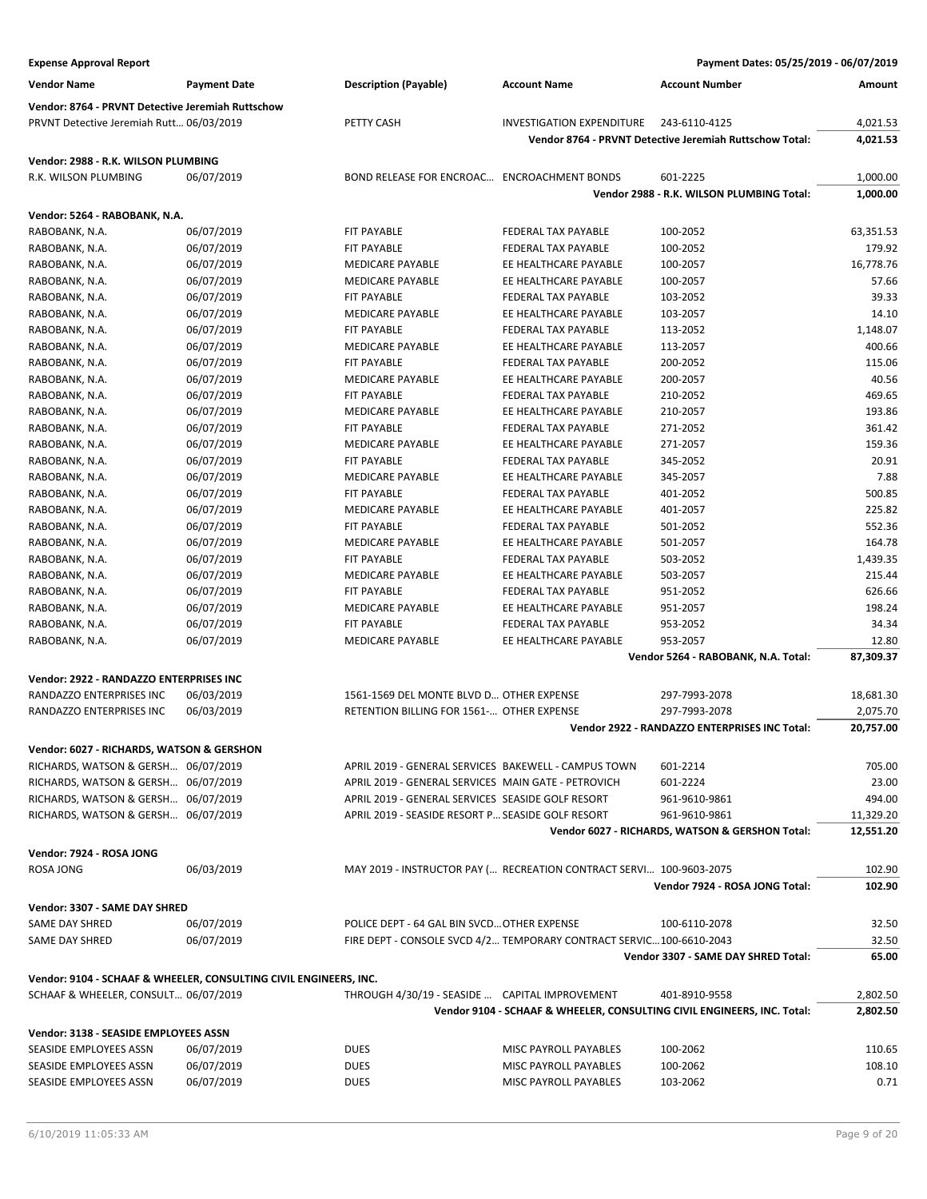**Expense Approval Report** — Payment Dates: 05/25/2019 - 06/07/2019

| Vendor Name | Payment Date | Description (Payable) | Account Name | Account Number | Amount |
|---|---|---|---|---|---|
| **Vendor: 8764 - PRVNT Detective Jeremiah Ruttschow** | | | | | |
| PRVNT Detective Jeremiah Rutt… | 06/03/2019 | PETTY CASH | INVESTIGATION EXPENDITURE | 243-6110-4125 | 4,021.53 |
| | | | | **Vendor 8764 - PRVNT Detective Jeremiah Ruttschow Total:** | **4,021.53** |
| **Vendor: 2988 - R.K. WILSON PLUMBING** | | | | | |
| R.K. WILSON PLUMBING | 06/07/2019 | BOND RELEASE FOR ENCROAC… | ENCROACHMENT BONDS | 601-2225 | 1,000.00 |
| | | | | **Vendor 2988 - R.K. WILSON PLUMBING Total:** | **1,000.00** |
| **Vendor: 5264 - RABOBANK, N.A.** | | | | | |
| RABOBANK, N.A. | 06/07/2019 | FIT PAYABLE | FEDERAL TAX PAYABLE | 100-2052 | 63,351.53 |
| RABOBANK, N.A. | 06/07/2019 | FIT PAYABLE | FEDERAL TAX PAYABLE | 100-2052 | 179.92 |
| RABOBANK, N.A. | 06/07/2019 | MEDICARE PAYABLE | EE HEALTHCARE PAYABLE | 100-2057 | 16,778.76 |
| RABOBANK, N.A. | 06/07/2019 | MEDICARE PAYABLE | EE HEALTHCARE PAYABLE | 100-2057 | 57.66 |
| RABOBANK, N.A. | 06/07/2019 | FIT PAYABLE | FEDERAL TAX PAYABLE | 103-2052 | 39.33 |
| RABOBANK, N.A. | 06/07/2019 | MEDICARE PAYABLE | EE HEALTHCARE PAYABLE | 103-2057 | 14.10 |
| RABOBANK, N.A. | 06/07/2019 | FIT PAYABLE | FEDERAL TAX PAYABLE | 113-2052 | 1,148.07 |
| RABOBANK, N.A. | 06/07/2019 | MEDICARE PAYABLE | EE HEALTHCARE PAYABLE | 113-2057 | 400.66 |
| RABOBANK, N.A. | 06/07/2019 | FIT PAYABLE | FEDERAL TAX PAYABLE | 200-2052 | 115.06 |
| RABOBANK, N.A. | 06/07/2019 | MEDICARE PAYABLE | EE HEALTHCARE PAYABLE | 200-2057 | 40.56 |
| RABOBANK, N.A. | 06/07/2019 | FIT PAYABLE | FEDERAL TAX PAYABLE | 210-2052 | 469.65 |
| RABOBANK, N.A. | 06/07/2019 | MEDICARE PAYABLE | EE HEALTHCARE PAYABLE | 210-2057 | 193.86 |
| RABOBANK, N.A. | 06/07/2019 | FIT PAYABLE | FEDERAL TAX PAYABLE | 271-2052 | 361.42 |
| RABOBANK, N.A. | 06/07/2019 | MEDICARE PAYABLE | EE HEALTHCARE PAYABLE | 271-2057 | 159.36 |
| RABOBANK, N.A. | 06/07/2019 | FIT PAYABLE | FEDERAL TAX PAYABLE | 345-2052 | 20.91 |
| RABOBANK, N.A. | 06/07/2019 | MEDICARE PAYABLE | EE HEALTHCARE PAYABLE | 345-2057 | 7.88 |
| RABOBANK, N.A. | 06/07/2019 | FIT PAYABLE | FEDERAL TAX PAYABLE | 401-2052 | 500.85 |
| RABOBANK, N.A. | 06/07/2019 | MEDICARE PAYABLE | EE HEALTHCARE PAYABLE | 401-2057 | 225.82 |
| RABOBANK, N.A. | 06/07/2019 | FIT PAYABLE | FEDERAL TAX PAYABLE | 501-2052 | 552.36 |
| RABOBANK, N.A. | 06/07/2019 | MEDICARE PAYABLE | EE HEALTHCARE PAYABLE | 501-2057 | 164.78 |
| RABOBANK, N.A. | 06/07/2019 | FIT PAYABLE | FEDERAL TAX PAYABLE | 503-2052 | 1,439.35 |
| RABOBANK, N.A. | 06/07/2019 | MEDICARE PAYABLE | EE HEALTHCARE PAYABLE | 503-2057 | 215.44 |
| RABOBANK, N.A. | 06/07/2019 | FIT PAYABLE | FEDERAL TAX PAYABLE | 951-2052 | 626.66 |
| RABOBANK, N.A. | 06/07/2019 | MEDICARE PAYABLE | EE HEALTHCARE PAYABLE | 951-2057 | 198.24 |
| RABOBANK, N.A. | 06/07/2019 | FIT PAYABLE | FEDERAL TAX PAYABLE | 953-2052 | 34.34 |
| RABOBANK, N.A. | 06/07/2019 | MEDICARE PAYABLE | EE HEALTHCARE PAYABLE | 953-2057 | 12.80 |
| | | | | **Vendor 5264 - RABOBANK, N.A. Total:** | **87,309.37** |
| **Vendor: 2922 - RANDAZZO ENTERPRISES INC** | | | | | |
| RANDAZZO ENTERPRISES INC | 06/03/2019 | 1561-1569 DEL MONTE BLVD D… | OTHER EXPENSE | 297-7993-2078 | 18,681.30 |
| RANDAZZO ENTERPRISES INC | 06/03/2019 | RETENTION BILLING FOR 1561-… | OTHER EXPENSE | 297-7993-2078 | 2,075.70 |
| | | | | **Vendor 2922 - RANDAZZO ENTERPRISES INC Total:** | **20,757.00** |
| **Vendor: 6027 - RICHARDS, WATSON & GERSHON** | | | | | |
| RICHARDS, WATSON & GERSH… | 06/07/2019 | APRIL 2019 - GENERAL SERVICES | BAKEWELL - CAMPUS TOWN | 601-2214 | 705.00 |
| RICHARDS, WATSON & GERSH… | 06/07/2019 | APRIL 2019 - GENERAL SERVICES | MAIN GATE - PETROVICH | 601-2224 | 23.00 |
| RICHARDS, WATSON & GERSH… | 06/07/2019 | APRIL 2019 - GENERAL SERVICES | SEASIDE GOLF RESORT | 961-9610-9861 | 494.00 |
| RICHARDS, WATSON & GERSH… | 06/07/2019 | APRIL 2019 - SEASIDE RESORT P… | SEASIDE GOLF RESORT | 961-9610-9861 | 11,329.20 |
| | | | | **Vendor 6027 - RICHARDS, WATSON & GERSHON Total:** | **12,551.20** |
| **Vendor: 7924 - ROSA JONG** | | | | | |
| ROSA JONG | 06/03/2019 | MAY 2019 - INSTRUCTOR PAY (… | RECREATION CONTRACT SERVI… | 100-9603-2075 | 102.90 |
| | | | | **Vendor 7924 - ROSA JONG Total:** | **102.90** |
| **Vendor: 3307 - SAME DAY SHRED** | | | | | |
| SAME DAY SHRED | 06/07/2019 | POLICE DEPT - 64 GAL BIN SVCD… | OTHER EXPENSE | 100-6110-2078 | 32.50 |
| SAME DAY SHRED | 06/07/2019 | FIRE DEPT - CONSOLE SVCD 4/2… | TEMPORARY CONTRACT SERVIC… | 100-6610-2043 | 32.50 |
| | | | | **Vendor 3307 - SAME DAY SHRED Total:** | **65.00** |
| **Vendor: 9104 - SCHAAF & WHEELER, CONSULTING CIVIL ENGINEERS, INC.** | | | | | |
| SCHAAF & WHEELER, CONSULT… | 06/07/2019 | THROUGH 4/30/19 - SEASIDE … | CAPITAL IMPROVEMENT | 401-8910-9558 | 2,802.50 |
| | | | | **Vendor 9104 - SCHAAF & WHEELER, CONSULTING CIVIL ENGINEERS, INC. Total:** | **2,802.50** |
| **Vendor: 3138 - SEASIDE EMPLOYEES ASSN** | | | | | |
| SEASIDE EMPLOYEES ASSN | 06/07/2019 | DUES | MISC PAYROLL PAYABLES | 100-2062 | 110.65 |
| SEASIDE EMPLOYEES ASSN | 06/07/2019 | DUES | MISC PAYROLL PAYABLES | 100-2062 | 108.10 |
| SEASIDE EMPLOYEES ASSN | 06/07/2019 | DUES | MISC PAYROLL PAYABLES | 103-2062 | 0.71 |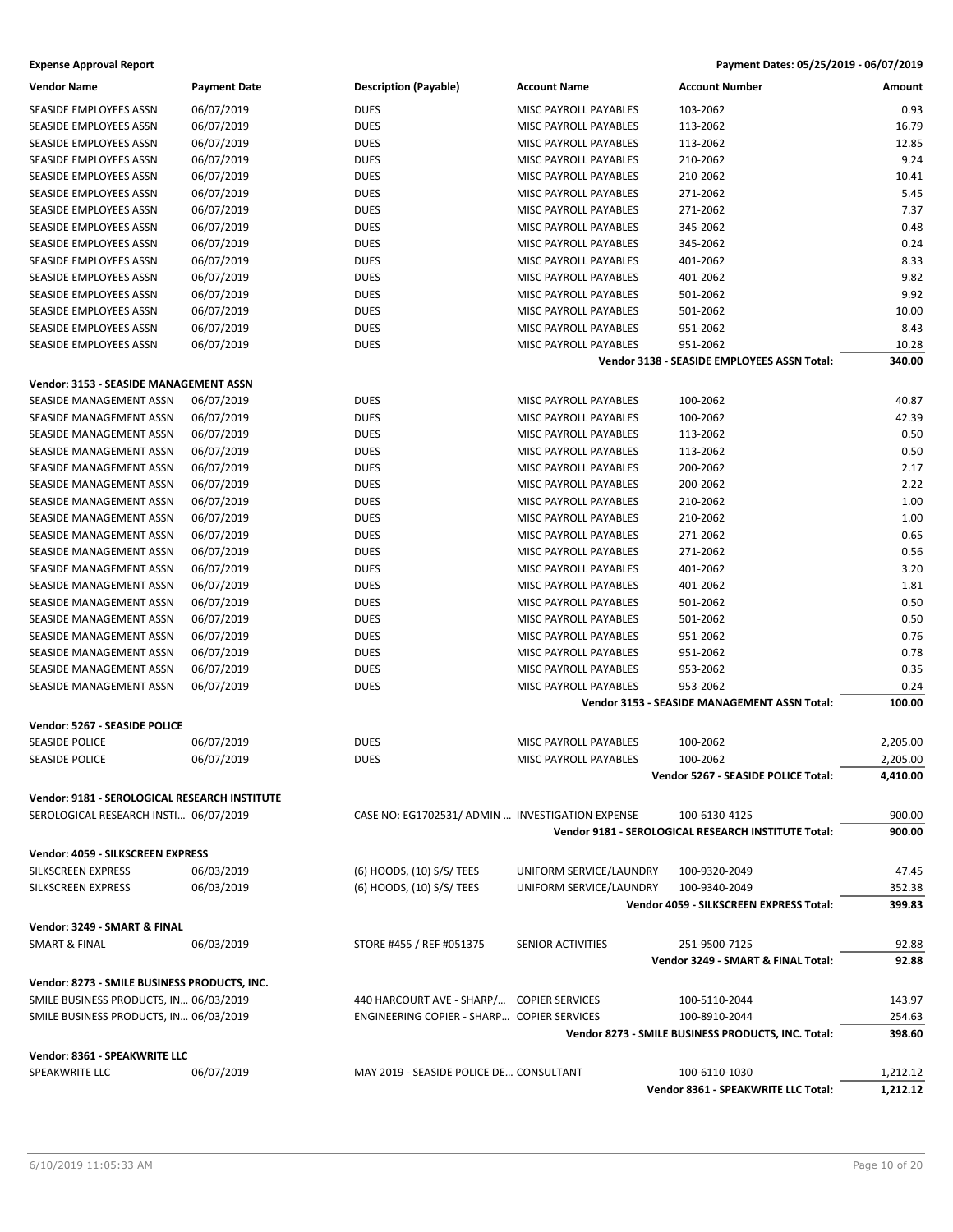**Expense Approval Report** — Payment Dates: 05/25/2019 - 06/07/2019

| Vendor Name | Payment Date | Description (Payable) | Account Name | Account Number | Amount |
|---|---|---|---|---|---|
| SEASIDE EMPLOYEES ASSN | 06/07/2019 | DUES | MISC PAYROLL PAYABLES | 103-2062 | 0.93 |
| SEASIDE EMPLOYEES ASSN | 06/07/2019 | DUES | MISC PAYROLL PAYABLES | 113-2062 | 16.79 |
| SEASIDE EMPLOYEES ASSN | 06/07/2019 | DUES | MISC PAYROLL PAYABLES | 113-2062 | 12.85 |
| SEASIDE EMPLOYEES ASSN | 06/07/2019 | DUES | MISC PAYROLL PAYABLES | 210-2062 | 9.24 |
| SEASIDE EMPLOYEES ASSN | 06/07/2019 | DUES | MISC PAYROLL PAYABLES | 210-2062 | 10.41 |
| SEASIDE EMPLOYEES ASSN | 06/07/2019 | DUES | MISC PAYROLL PAYABLES | 271-2062 | 5.45 |
| SEASIDE EMPLOYEES ASSN | 06/07/2019 | DUES | MISC PAYROLL PAYABLES | 271-2062 | 7.37 |
| SEASIDE EMPLOYEES ASSN | 06/07/2019 | DUES | MISC PAYROLL PAYABLES | 345-2062 | 0.48 |
| SEASIDE EMPLOYEES ASSN | 06/07/2019 | DUES | MISC PAYROLL PAYABLES | 345-2062 | 0.24 |
| SEASIDE EMPLOYEES ASSN | 06/07/2019 | DUES | MISC PAYROLL PAYABLES | 401-2062 | 8.33 |
| SEASIDE EMPLOYEES ASSN | 06/07/2019 | DUES | MISC PAYROLL PAYABLES | 401-2062 | 9.82 |
| SEASIDE EMPLOYEES ASSN | 06/07/2019 | DUES | MISC PAYROLL PAYABLES | 501-2062 | 9.92 |
| SEASIDE EMPLOYEES ASSN | 06/07/2019 | DUES | MISC PAYROLL PAYABLES | 501-2062 | 10.00 |
| SEASIDE EMPLOYEES ASSN | 06/07/2019 | DUES | MISC PAYROLL PAYABLES | 951-2062 | 8.43 |
| SEASIDE EMPLOYEES ASSN | 06/07/2019 | DUES | MISC PAYROLL PAYABLES | 951-2062 | 10.28 |
| | | | | **Vendor 3138 - SEASIDE EMPLOYEES ASSN Total:** | **340.00** |
| **Vendor: 3153 - SEASIDE MANAGEMENT ASSN** | | | | | |
| SEASIDE MANAGEMENT ASSN | 06/07/2019 | DUES | MISC PAYROLL PAYABLES | 100-2062 | 40.87 |
| SEASIDE MANAGEMENT ASSN | 06/07/2019 | DUES | MISC PAYROLL PAYABLES | 100-2062 | 42.39 |
| SEASIDE MANAGEMENT ASSN | 06/07/2019 | DUES | MISC PAYROLL PAYABLES | 113-2062 | 0.50 |
| SEASIDE MANAGEMENT ASSN | 06/07/2019 | DUES | MISC PAYROLL PAYABLES | 113-2062 | 0.50 |
| SEASIDE MANAGEMENT ASSN | 06/07/2019 | DUES | MISC PAYROLL PAYABLES | 200-2062 | 2.17 |
| SEASIDE MANAGEMENT ASSN | 06/07/2019 | DUES | MISC PAYROLL PAYABLES | 200-2062 | 2.22 |
| SEASIDE MANAGEMENT ASSN | 06/07/2019 | DUES | MISC PAYROLL PAYABLES | 210-2062 | 1.00 |
| SEASIDE MANAGEMENT ASSN | 06/07/2019 | DUES | MISC PAYROLL PAYABLES | 210-2062 | 1.00 |
| SEASIDE MANAGEMENT ASSN | 06/07/2019 | DUES | MISC PAYROLL PAYABLES | 271-2062 | 0.65 |
| SEASIDE MANAGEMENT ASSN | 06/07/2019 | DUES | MISC PAYROLL PAYABLES | 271-2062 | 0.56 |
| SEASIDE MANAGEMENT ASSN | 06/07/2019 | DUES | MISC PAYROLL PAYABLES | 401-2062 | 3.20 |
| SEASIDE MANAGEMENT ASSN | 06/07/2019 | DUES | MISC PAYROLL PAYABLES | 401-2062 | 1.81 |
| SEASIDE MANAGEMENT ASSN | 06/07/2019 | DUES | MISC PAYROLL PAYABLES | 501-2062 | 0.50 |
| SEASIDE MANAGEMENT ASSN | 06/07/2019 | DUES | MISC PAYROLL PAYABLES | 501-2062 | 0.50 |
| SEASIDE MANAGEMENT ASSN | 06/07/2019 | DUES | MISC PAYROLL PAYABLES | 951-2062 | 0.76 |
| SEASIDE MANAGEMENT ASSN | 06/07/2019 | DUES | MISC PAYROLL PAYABLES | 951-2062 | 0.78 |
| SEASIDE MANAGEMENT ASSN | 06/07/2019 | DUES | MISC PAYROLL PAYABLES | 953-2062 | 0.35 |
| SEASIDE MANAGEMENT ASSN | 06/07/2019 | DUES | MISC PAYROLL PAYABLES | 953-2062 | 0.24 |
| | | | | **Vendor 3153 - SEASIDE MANAGEMENT ASSN Total:** | **100.00** |
| **Vendor: 5267 - SEASIDE POLICE** | | | | | |
| SEASIDE POLICE | 06/07/2019 | DUES | MISC PAYROLL PAYABLES | 100-2062 | 2,205.00 |
| SEASIDE POLICE | 06/07/2019 | DUES | MISC PAYROLL PAYABLES | 100-2062 | 2,205.00 |
| | | | | **Vendor 5267 - SEASIDE POLICE Total:** | **4,410.00** |
| **Vendor: 9181 - SEROLOGICAL RESEARCH INSTITUTE** | | | | | |
| SEROLOGICAL RESEARCH INSTI… | 06/07/2019 | CASE NO: EG1702531/ ADMIN … | INVESTIGATION EXPENSE | 100-6130-4125 | 900.00 |
| | | | | **Vendor 9181 - SEROLOGICAL RESEARCH INSTITUTE Total:** | **900.00** |
| **Vendor: 4059 - SILKSCREEN EXPRESS** | | | | | |
| SILKSCREEN EXPRESS | 06/03/2019 | (6) HOODS, (10) S/S/ TEES | UNIFORM SERVICE/LAUNDRY | 100-9320-2049 | 47.45 |
| SILKSCREEN EXPRESS | 06/03/2019 | (6) HOODS, (10) S/S/ TEES | UNIFORM SERVICE/LAUNDRY | 100-9340-2049 | 352.38 |
| | | | | **Vendor 4059 - SILKSCREEN EXPRESS Total:** | **399.83** |
| **Vendor: 3249 - SMART & FINAL** | | | | | |
| SMART & FINAL | 06/03/2019 | STORE #455 / REF #051375 | SENIOR ACTIVITIES | 251-9500-7125 | 92.88 |
| | | | | **Vendor 3249 - SMART & FINAL Total:** | **92.88** |
| **Vendor: 8273 - SMILE BUSINESS PRODUCTS, INC.** | | | | | |
| SMILE BUSINESS PRODUCTS, IN… | 06/03/2019 | 440 HARCOURT AVE - SHARP/… | COPIER SERVICES | 100-5110-2044 | 143.97 |
| SMILE BUSINESS PRODUCTS, IN… | 06/03/2019 | ENGINEERING COPIER - SHARP… | COPIER SERVICES | 100-8910-2044 | 254.63 |
| | | | | **Vendor 8273 - SMILE BUSINESS PRODUCTS, INC. Total:** | **398.60** |
| **Vendor: 8361 - SPEAKWRITE LLC** | | | | | |
| SPEAKWRITE LLC | 06/07/2019 | MAY 2019 - SEASIDE POLICE DE… | CONSULTANT | 100-6110-1030 | 1,212.12 |
| | | | | **Vendor 8361 - SPEAKWRITE LLC Total:** | **1,212.12** |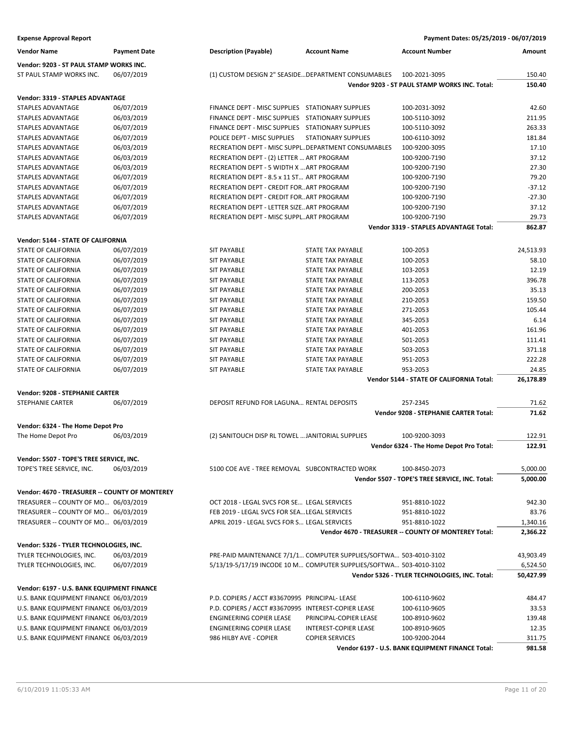**Expense Approval Report** | **Payment Dates: 05/25/2019 - 06/07/2019**

| Vendor Name | Payment Date | Description (Payable) | Account Name | Account Number | Amount |
|---|---|---|---|---|---|
| **Vendor: 9203 - ST PAUL STAMP WORKS INC.** | | | | | |
| ST PAUL STAMP WORKS INC. | 06/07/2019 | (1) CUSTOM DESIGN 2" SEASIDE... | DEPARTMENT CONSUMABLES | 100-2021-3095 | 150.40 |
| | | | | **Vendor 9203 - ST PAUL STAMP WORKS INC. Total:** | **150.40** |
| **Vendor: 3319 - STAPLES ADVANTAGE** | | | | | |
| STAPLES ADVANTAGE | 06/07/2019 | FINANCE DEPT - MISC SUPPLIES | STATIONARY SUPPLIES | 100-2031-3092 | 42.60 |
| STAPLES ADVANTAGE | 06/03/2019 | FINANCE DEPT - MISC SUPPLIES | STATIONARY SUPPLIES | 100-5110-3092 | 211.95 |
| STAPLES ADVANTAGE | 06/07/2019 | FINANCE DEPT - MISC SUPPLIES | STATIONARY SUPPLIES | 100-5110-3092 | 263.33 |
| STAPLES ADVANTAGE | 06/07/2019 | POLICE DEPT - MISC SUPPLIES | STATIONARY SUPPLIES | 100-6110-3092 | 181.84 |
| STAPLES ADVANTAGE | 06/03/2019 | RECREATION DEPT - MISC SUPPL... | DEPARTMENT CONSUMABLES | 100-9200-3095 | 17.10 |
| STAPLES ADVANTAGE | 06/03/2019 | RECREATION DEPT - (2) LETTER ... | ART PROGRAM | 100-9200-7190 | 37.12 |
| STAPLES ADVANTAGE | 06/03/2019 | RECREATION DEPT - 5 WIDTH X ... | ART PROGRAM | 100-9200-7190 | 27.30 |
| STAPLES ADVANTAGE | 06/07/2019 | RECREATION DEPT - 8.5 x 11 ST... | ART PROGRAM | 100-9200-7190 | 79.20 |
| STAPLES ADVANTAGE | 06/07/2019 | RECREATION DEPT - CREDIT FOR... | ART PROGRAM | 100-9200-7190 | -37.12 |
| STAPLES ADVANTAGE | 06/07/2019 | RECREATION DEPT - CREDIT FOR... | ART PROGRAM | 100-9200-7190 | -27.30 |
| STAPLES ADVANTAGE | 06/07/2019 | RECREATION DEPT - LETTER SIZE... | ART PROGRAM | 100-9200-7190 | 37.12 |
| STAPLES ADVANTAGE | 06/07/2019 | RECREATION DEPT - MISC SUPPL... | ART PROGRAM | 100-9200-7190 | 29.73 |
| | | | | **Vendor 3319 - STAPLES ADVANTAGE Total:** | **862.87** |
| **Vendor: 5144 - STATE OF CALIFORNIA** | | | | | |
| STATE OF CALIFORNIA | 06/07/2019 | SIT PAYABLE | STATE TAX PAYABLE | 100-2053 | 24,513.93 |
| STATE OF CALIFORNIA | 06/07/2019 | SIT PAYABLE | STATE TAX PAYABLE | 100-2053 | 58.10 |
| STATE OF CALIFORNIA | 06/07/2019 | SIT PAYABLE | STATE TAX PAYABLE | 103-2053 | 12.19 |
| STATE OF CALIFORNIA | 06/07/2019 | SIT PAYABLE | STATE TAX PAYABLE | 113-2053 | 396.78 |
| STATE OF CALIFORNIA | 06/07/2019 | SIT PAYABLE | STATE TAX PAYABLE | 200-2053 | 35.13 |
| STATE OF CALIFORNIA | 06/07/2019 | SIT PAYABLE | STATE TAX PAYABLE | 210-2053 | 159.50 |
| STATE OF CALIFORNIA | 06/07/2019 | SIT PAYABLE | STATE TAX PAYABLE | 271-2053 | 105.44 |
| STATE OF CALIFORNIA | 06/07/2019 | SIT PAYABLE | STATE TAX PAYABLE | 345-2053 | 6.14 |
| STATE OF CALIFORNIA | 06/07/2019 | SIT PAYABLE | STATE TAX PAYABLE | 401-2053 | 161.96 |
| STATE OF CALIFORNIA | 06/07/2019 | SIT PAYABLE | STATE TAX PAYABLE | 501-2053 | 111.41 |
| STATE OF CALIFORNIA | 06/07/2019 | SIT PAYABLE | STATE TAX PAYABLE | 503-2053 | 371.18 |
| STATE OF CALIFORNIA | 06/07/2019 | SIT PAYABLE | STATE TAX PAYABLE | 951-2053 | 222.28 |
| STATE OF CALIFORNIA | 06/07/2019 | SIT PAYABLE | STATE TAX PAYABLE | 953-2053 | 24.85 |
| | | | | **Vendor 5144 - STATE OF CALIFORNIA Total:** | **26,178.89** |
| **Vendor: 9208 - STEPHANIE CARTER** | | | | | |
| STEPHANIE CARTER | 06/07/2019 | DEPOSIT REFUND FOR LAGUNA... | RENTAL DEPOSITS | 257-2345 | 71.62 |
| | | | | **Vendor 9208 - STEPHANIE CARTER Total:** | **71.62** |
| **Vendor: 6324 - The Home Depot Pro** | | | | | |
| The Home Depot Pro | 06/03/2019 | (2) SANITOUCH DISP RL TOWEL ... | JANITORIAL SUPPLIES | 100-9200-3093 | 122.91 |
| | | | | **Vendor 6324 - The Home Depot Pro Total:** | **122.91** |
| **Vendor: 5507 - TOPE'S TREE SERVICE, INC.** | | | | | |
| TOPE'S TREE SERVICE, INC. | 06/03/2019 | 5100 COE AVE - TREE REMOVAL | SUBCONTRACTED WORK | 100-8450-2073 | 5,000.00 |
| | | | | **Vendor 5507 - TOPE'S TREE SERVICE, INC. Total:** | **5,000.00** |
| **Vendor: 4670 - TREASURER -- COUNTY OF MONTEREY** | | | | | |
| TREASURER -- COUNTY OF MO... | 06/03/2019 | OCT 2018 - LEGAL SVCS FOR SE... | LEGAL SERVICES | 951-8810-1022 | 942.30 |
| TREASURER -- COUNTY OF MO... | 06/03/2019 | FEB 2019 - LEGAL SVCS FOR SEA... | LEGAL SERVICES | 951-8810-1022 | 83.76 |
| TREASURER -- COUNTY OF MO... | 06/03/2019 | APRIL 2019 - LEGAL SVCS FOR S... | LEGAL SERVICES | 951-8810-1022 | 1,340.16 |
| | | | | **Vendor 4670 - TREASURER -- COUNTY OF MONTEREY Total:** | **2,366.22** |
| **Vendor: 5326 - TYLER TECHNOLOGIES, INC.** | | | | | |
| TYLER TECHNOLOGIES, INC. | 06/03/2019 | PRE-PAID MAINTENANCE 7/1/1... | COMPUTER SUPPLIES/SOFTWA... | 503-4010-3102 | 43,903.49 |
| TYLER TECHNOLOGIES, INC. | 06/07/2019 | 5/13/19-5/17/19 INCODE 10 M... | COMPUTER SUPPLIES/SOFTWA... | 503-4010-3102 | 6,524.50 |
| | | | | **Vendor 5326 - TYLER TECHNOLOGIES, INC. Total:** | **50,427.99** |
| **Vendor: 6197 - U.S. BANK EQUIPMENT FINANCE** | | | | | |
| U.S. BANK EQUIPMENT FINANCE | 06/03/2019 | P.D. COPIERS / ACCT #33670995 | PRINCIPAL- LEASE | 100-6110-9602 | 484.47 |
| U.S. BANK EQUIPMENT FINANCE | 06/03/2019 | P.D. COPIERS / ACCT #33670995 | INTEREST-COPIER LEASE | 100-6110-9605 | 33.53 |
| U.S. BANK EQUIPMENT FINANCE | 06/03/2019 | ENGINEERING COPIER LEASE | PRINCIPAL-COPIER LEASE | 100-8910-9602 | 139.48 |
| U.S. BANK EQUIPMENT FINANCE | 06/03/2019 | ENGINEERING COPIER LEASE | INTEREST-COPIER LEASE | 100-8910-9605 | 12.35 |
| U.S. BANK EQUIPMENT FINANCE | 06/03/2019 | 986 HILBY AVE - COPIER | COPIER SERVICES | 100-9200-2044 | 311.75 |
| | | | | **Vendor 6197 - U.S. BANK EQUIPMENT FINANCE Total:** | **981.58** |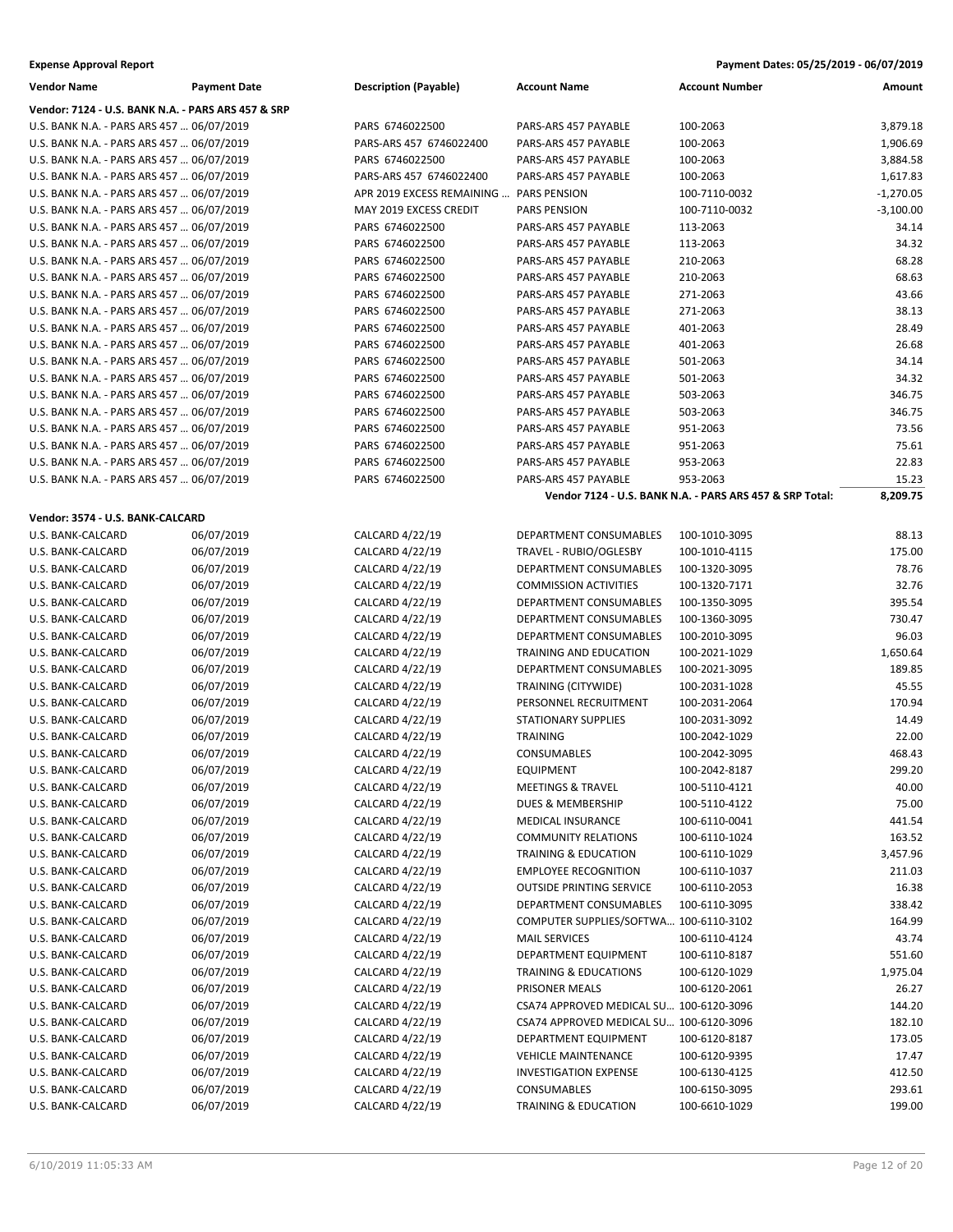**Expense Approval Report** — Payment Dates: 05/25/2019 - 06/07/2019

| Vendor Name | Payment Date | Description (Payable) | Account Name | Account Number | Amount |
|---|---|---|---|---|---|
| **Vendor: 7124 - U.S. BANK N.A. - PARS ARS 457 & SRP** | | | | | |
| U.S. BANK N.A. - PARS ARS 457 ... | 06/07/2019 | PARS 6746022500 | PARS-ARS 457 PAYABLE | 100-2063 | 3,879.18 |
| U.S. BANK N.A. - PARS ARS 457 ... | 06/07/2019 | PARS-ARS 457 6746022400 | PARS-ARS 457 PAYABLE | 100-2063 | 1,906.69 |
| U.S. BANK N.A. - PARS ARS 457 ... | 06/07/2019 | PARS 6746022500 | PARS-ARS 457 PAYABLE | 100-2063 | 3,884.58 |
| U.S. BANK N.A. - PARS ARS 457 ... | 06/07/2019 | PARS-ARS 457 6746022400 | PARS-ARS 457 PAYABLE | 100-2063 | 1,617.83 |
| U.S. BANK N.A. - PARS ARS 457 ... | 06/07/2019 | APR 2019 EXCESS REMAINING ... | PARS PENSION | 100-7110-0032 | -1,270.05 |
| U.S. BANK N.A. - PARS ARS 457 ... | 06/07/2019 | MAY 2019 EXCESS CREDIT | PARS PENSION | 100-7110-0032 | -3,100.00 |
| U.S. BANK N.A. - PARS ARS 457 ... | 06/07/2019 | PARS 6746022500 | PARS-ARS 457 PAYABLE | 113-2063 | 34.14 |
| U.S. BANK N.A. - PARS ARS 457 ... | 06/07/2019 | PARS 6746022500 | PARS-ARS 457 PAYABLE | 113-2063 | 34.32 |
| U.S. BANK N.A. - PARS ARS 457 ... | 06/07/2019 | PARS 6746022500 | PARS-ARS 457 PAYABLE | 210-2063 | 68.28 |
| U.S. BANK N.A. - PARS ARS 457 ... | 06/07/2019 | PARS 6746022500 | PARS-ARS 457 PAYABLE | 210-2063 | 68.63 |
| U.S. BANK N.A. - PARS ARS 457 ... | 06/07/2019 | PARS 6746022500 | PARS-ARS 457 PAYABLE | 271-2063 | 43.66 |
| U.S. BANK N.A. - PARS ARS 457 ... | 06/07/2019 | PARS 6746022500 | PARS-ARS 457 PAYABLE | 271-2063 | 38.13 |
| U.S. BANK N.A. - PARS ARS 457 ... | 06/07/2019 | PARS 6746022500 | PARS-ARS 457 PAYABLE | 401-2063 | 28.49 |
| U.S. BANK N.A. - PARS ARS 457 ... | 06/07/2019 | PARS 6746022500 | PARS-ARS 457 PAYABLE | 401-2063 | 26.68 |
| U.S. BANK N.A. - PARS ARS 457 ... | 06/07/2019 | PARS 6746022500 | PARS-ARS 457 PAYABLE | 501-2063 | 34.14 |
| U.S. BANK N.A. - PARS ARS 457 ... | 06/07/2019 | PARS 6746022500 | PARS-ARS 457 PAYABLE | 501-2063 | 34.32 |
| U.S. BANK N.A. - PARS ARS 457 ... | 06/07/2019 | PARS 6746022500 | PARS-ARS 457 PAYABLE | 503-2063 | 346.75 |
| U.S. BANK N.A. - PARS ARS 457 ... | 06/07/2019 | PARS 6746022500 | PARS-ARS 457 PAYABLE | 503-2063 | 346.75 |
| U.S. BANK N.A. - PARS ARS 457 ... | 06/07/2019 | PARS 6746022500 | PARS-ARS 457 PAYABLE | 951-2063 | 73.56 |
| U.S. BANK N.A. - PARS ARS 457 ... | 06/07/2019 | PARS 6746022500 | PARS-ARS 457 PAYABLE | 951-2063 | 75.61 |
| U.S. BANK N.A. - PARS ARS 457 ... | 06/07/2019 | PARS 6746022500 | PARS-ARS 457 PAYABLE | 953-2063 | 22.83 |
| U.S. BANK N.A. - PARS ARS 457 ... | 06/07/2019 | PARS 6746022500 | PARS-ARS 457 PAYABLE | 953-2063 | 15.23 |
| | | | **Vendor 7124 - U.S. BANK N.A. - PARS ARS 457 & SRP Total:** | | **8,209.75** |
| **Vendor: 3574 - U.S. BANK-CALCARD** | | | | | |
| U.S. BANK-CALCARD | 06/07/2019 | CALCARD 4/22/19 | DEPARTMENT CONSUMABLES | 100-1010-3095 | 88.13 |
| U.S. BANK-CALCARD | 06/07/2019 | CALCARD 4/22/19 | TRAVEL - RUBIO/OGLESBY | 100-1010-4115 | 175.00 |
| U.S. BANK-CALCARD | 06/07/2019 | CALCARD 4/22/19 | DEPARTMENT CONSUMABLES | 100-1320-3095 | 78.76 |
| U.S. BANK-CALCARD | 06/07/2019 | CALCARD 4/22/19 | COMMISSION ACTIVITIES | 100-1320-7171 | 32.76 |
| U.S. BANK-CALCARD | 06/07/2019 | CALCARD 4/22/19 | DEPARTMENT CONSUMABLES | 100-1350-3095 | 395.54 |
| U.S. BANK-CALCARD | 06/07/2019 | CALCARD 4/22/19 | DEPARTMENT CONSUMABLES | 100-1360-3095 | 730.47 |
| U.S. BANK-CALCARD | 06/07/2019 | CALCARD 4/22/19 | DEPARTMENT CONSUMABLES | 100-2010-3095 | 96.03 |
| U.S. BANK-CALCARD | 06/07/2019 | CALCARD 4/22/19 | TRAINING AND EDUCATION | 100-2021-1029 | 1,650.64 |
| U.S. BANK-CALCARD | 06/07/2019 | CALCARD 4/22/19 | DEPARTMENT CONSUMABLES | 100-2021-3095 | 189.85 |
| U.S. BANK-CALCARD | 06/07/2019 | CALCARD 4/22/19 | TRAINING (CITYWIDE) | 100-2031-1028 | 45.55 |
| U.S. BANK-CALCARD | 06/07/2019 | CALCARD 4/22/19 | PERSONNEL RECRUITMENT | 100-2031-2064 | 170.94 |
| U.S. BANK-CALCARD | 06/07/2019 | CALCARD 4/22/19 | STATIONARY SUPPLIES | 100-2031-3092 | 14.49 |
| U.S. BANK-CALCARD | 06/07/2019 | CALCARD 4/22/19 | TRAINING | 100-2042-1029 | 22.00 |
| U.S. BANK-CALCARD | 06/07/2019 | CALCARD 4/22/19 | CONSUMABLES | 100-2042-3095 | 468.43 |
| U.S. BANK-CALCARD | 06/07/2019 | CALCARD 4/22/19 | EQUIPMENT | 100-2042-8187 | 299.20 |
| U.S. BANK-CALCARD | 06/07/2019 | CALCARD 4/22/19 | MEETINGS & TRAVEL | 100-5110-4121 | 40.00 |
| U.S. BANK-CALCARD | 06/07/2019 | CALCARD 4/22/19 | DUES & MEMBERSHIP | 100-5110-4122 | 75.00 |
| U.S. BANK-CALCARD | 06/07/2019 | CALCARD 4/22/19 | MEDICAL INSURANCE | 100-6110-0041 | 441.54 |
| U.S. BANK-CALCARD | 06/07/2019 | CALCARD 4/22/19 | COMMUNITY RELATIONS | 100-6110-1024 | 163.52 |
| U.S. BANK-CALCARD | 06/07/2019 | CALCARD 4/22/19 | TRAINING & EDUCATION | 100-6110-1029 | 3,457.96 |
| U.S. BANK-CALCARD | 06/07/2019 | CALCARD 4/22/19 | EMPLOYEE RECOGNITION | 100-6110-1037 | 211.03 |
| U.S. BANK-CALCARD | 06/07/2019 | CALCARD 4/22/19 | OUTSIDE PRINTING SERVICE | 100-6110-2053 | 16.38 |
| U.S. BANK-CALCARD | 06/07/2019 | CALCARD 4/22/19 | DEPARTMENT CONSUMABLES | 100-6110-3095 | 338.42 |
| U.S. BANK-CALCARD | 06/07/2019 | CALCARD 4/22/19 | COMPUTER SUPPLIES/SOFTWA... | 100-6110-3102 | 164.99 |
| U.S. BANK-CALCARD | 06/07/2019 | CALCARD 4/22/19 | MAIL SERVICES | 100-6110-4124 | 43.74 |
| U.S. BANK-CALCARD | 06/07/2019 | CALCARD 4/22/19 | DEPARTMENT EQUIPMENT | 100-6110-8187 | 551.60 |
| U.S. BANK-CALCARD | 06/07/2019 | CALCARD 4/22/19 | TRAINING & EDUCATIONS | 100-6120-1029 | 1,975.04 |
| U.S. BANK-CALCARD | 06/07/2019 | CALCARD 4/22/19 | PRISONER MEALS | 100-6120-2061 | 26.27 |
| U.S. BANK-CALCARD | 06/07/2019 | CALCARD 4/22/19 | CSA74 APPROVED MEDICAL SU... | 100-6120-3096 | 144.20 |
| U.S. BANK-CALCARD | 06/07/2019 | CALCARD 4/22/19 | CSA74 APPROVED MEDICAL SU... | 100-6120-3096 | 182.10 |
| U.S. BANK-CALCARD | 06/07/2019 | CALCARD 4/22/19 | DEPARTMENT EQUIPMENT | 100-6120-8187 | 173.05 |
| U.S. BANK-CALCARD | 06/07/2019 | CALCARD 4/22/19 | VEHICLE MAINTENANCE | 100-6120-9395 | 17.47 |
| U.S. BANK-CALCARD | 06/07/2019 | CALCARD 4/22/19 | INVESTIGATION EXPENSE | 100-6130-4125 | 412.50 |
| U.S. BANK-CALCARD | 06/07/2019 | CALCARD 4/22/19 | CONSUMABLES | 100-6150-3095 | 293.61 |
| U.S. BANK-CALCARD | 06/07/2019 | CALCARD 4/22/19 | TRAINING & EDUCATION | 100-6610-1029 | 199.00 |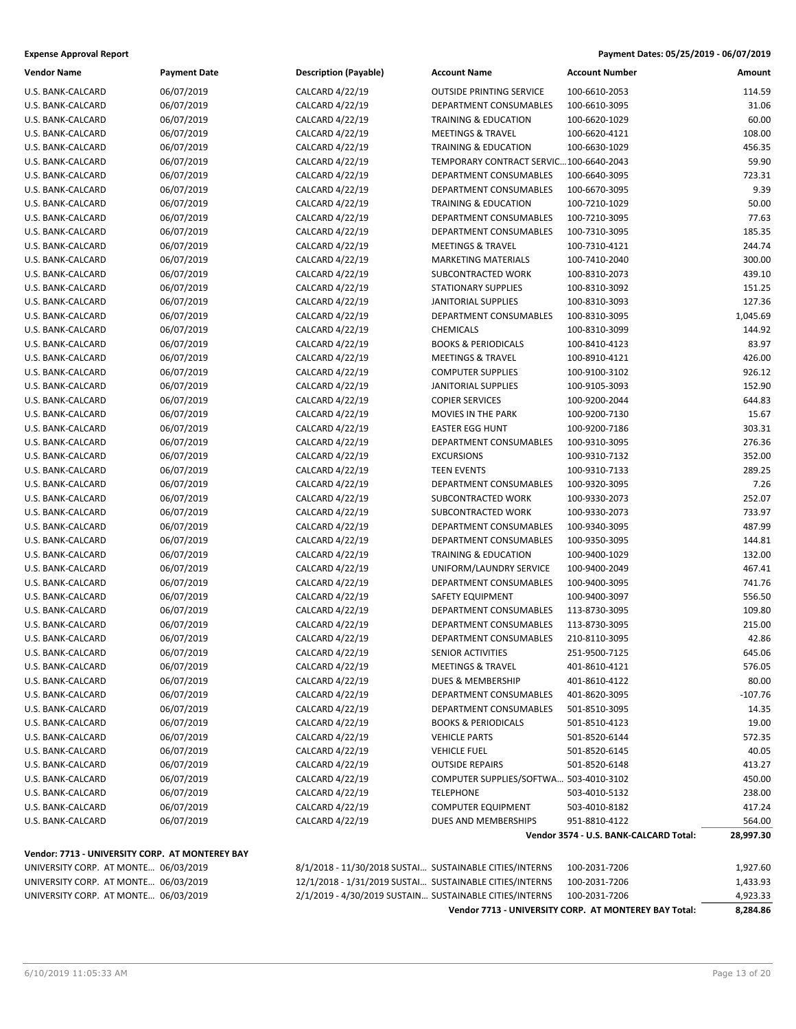**Expense Approval Report** — Payment Dates: 05/25/2019 - 06/07/2019

| Vendor Name | Payment Date | Description (Payable) | Account Name | Account Number | Amount |
|---|---|---|---|---|---|
| U.S. BANK-CALCARD | 06/07/2019 | CALCARD 4/22/19 | OUTSIDE PRINTING SERVICE | 100-6610-2053 | 114.59 |
| U.S. BANK-CALCARD | 06/07/2019 | CALCARD 4/22/19 | DEPARTMENT CONSUMABLES | 100-6610-3095 | 31.06 |
| U.S. BANK-CALCARD | 06/07/2019 | CALCARD 4/22/19 | TRAINING & EDUCATION | 100-6620-1029 | 60.00 |
| U.S. BANK-CALCARD | 06/07/2019 | CALCARD 4/22/19 | MEETINGS & TRAVEL | 100-6620-4121 | 108.00 |
| U.S. BANK-CALCARD | 06/07/2019 | CALCARD 4/22/19 | TRAINING & EDUCATION | 100-6630-1029 | 456.35 |
| U.S. BANK-CALCARD | 06/07/2019 | CALCARD 4/22/19 | TEMPORARY CONTRACT SERVIC... | 100-6640-2043 | 59.90 |
| U.S. BANK-CALCARD | 06/07/2019 | CALCARD 4/22/19 | DEPARTMENT CONSUMABLES | 100-6640-3095 | 723.31 |
| U.S. BANK-CALCARD | 06/07/2019 | CALCARD 4/22/19 | DEPARTMENT CONSUMABLES | 100-6670-3095 | 9.39 |
| U.S. BANK-CALCARD | 06/07/2019 | CALCARD 4/22/19 | TRAINING & EDUCATION | 100-7210-1029 | 50.00 |
| U.S. BANK-CALCARD | 06/07/2019 | CALCARD 4/22/19 | DEPARTMENT CONSUMABLES | 100-7210-3095 | 77.63 |
| U.S. BANK-CALCARD | 06/07/2019 | CALCARD 4/22/19 | DEPARTMENT CONSUMABLES | 100-7310-3095 | 185.35 |
| U.S. BANK-CALCARD | 06/07/2019 | CALCARD 4/22/19 | MEETINGS & TRAVEL | 100-7310-4121 | 244.74 |
| U.S. BANK-CALCARD | 06/07/2019 | CALCARD 4/22/19 | MARKETING MATERIALS | 100-7410-2040 | 300.00 |
| U.S. BANK-CALCARD | 06/07/2019 | CALCARD 4/22/19 | SUBCONTRACTED WORK | 100-8310-2073 | 439.10 |
| U.S. BANK-CALCARD | 06/07/2019 | CALCARD 4/22/19 | STATIONARY SUPPLIES | 100-8310-3092 | 151.25 |
| U.S. BANK-CALCARD | 06/07/2019 | CALCARD 4/22/19 | JANITORIAL SUPPLIES | 100-8310-3093 | 127.36 |
| U.S. BANK-CALCARD | 06/07/2019 | CALCARD 4/22/19 | DEPARTMENT CONSUMABLES | 100-8310-3095 | 1,045.69 |
| U.S. BANK-CALCARD | 06/07/2019 | CALCARD 4/22/19 | CHEMICALS | 100-8310-3099 | 144.92 |
| U.S. BANK-CALCARD | 06/07/2019 | CALCARD 4/22/19 | BOOKS & PERIODICALS | 100-8410-4123 | 83.97 |
| U.S. BANK-CALCARD | 06/07/2019 | CALCARD 4/22/19 | MEETINGS & TRAVEL | 100-8910-4121 | 426.00 |
| U.S. BANK-CALCARD | 06/07/2019 | CALCARD 4/22/19 | COMPUTER SUPPLIES | 100-9100-3102 | 926.12 |
| U.S. BANK-CALCARD | 06/07/2019 | CALCARD 4/22/19 | JANITORIAL SUPPLIES | 100-9105-3093 | 152.90 |
| U.S. BANK-CALCARD | 06/07/2019 | CALCARD 4/22/19 | COPIER SERVICES | 100-9200-2044 | 644.83 |
| U.S. BANK-CALCARD | 06/07/2019 | CALCARD 4/22/19 | MOVIES IN THE PARK | 100-9200-7130 | 15.67 |
| U.S. BANK-CALCARD | 06/07/2019 | CALCARD 4/22/19 | EASTER EGG HUNT | 100-9200-7186 | 303.31 |
| U.S. BANK-CALCARD | 06/07/2019 | CALCARD 4/22/19 | DEPARTMENT CONSUMABLES | 100-9310-3095 | 276.36 |
| U.S. BANK-CALCARD | 06/07/2019 | CALCARD 4/22/19 | EXCURSIONS | 100-9310-7132 | 352.00 |
| U.S. BANK-CALCARD | 06/07/2019 | CALCARD 4/22/19 | TEEN EVENTS | 100-9310-7133 | 289.25 |
| U.S. BANK-CALCARD | 06/07/2019 | CALCARD 4/22/19 | DEPARTMENT CONSUMABLES | 100-9320-3095 | 7.26 |
| U.S. BANK-CALCARD | 06/07/2019 | CALCARD 4/22/19 | SUBCONTRACTED WORK | 100-9330-2073 | 252.07 |
| U.S. BANK-CALCARD | 06/07/2019 | CALCARD 4/22/19 | SUBCONTRACTED WORK | 100-9330-2073 | 733.97 |
| U.S. BANK-CALCARD | 06/07/2019 | CALCARD 4/22/19 | DEPARTMENT CONSUMABLES | 100-9340-3095 | 487.99 |
| U.S. BANK-CALCARD | 06/07/2019 | CALCARD 4/22/19 | DEPARTMENT CONSUMABLES | 100-9350-3095 | 144.81 |
| U.S. BANK-CALCARD | 06/07/2019 | CALCARD 4/22/19 | TRAINING & EDUCATION | 100-9400-1029 | 132.00 |
| U.S. BANK-CALCARD | 06/07/2019 | CALCARD 4/22/19 | UNIFORM/LAUNDRY SERVICE | 100-9400-2049 | 467.41 |
| U.S. BANK-CALCARD | 06/07/2019 | CALCARD 4/22/19 | DEPARTMENT CONSUMABLES | 100-9400-3095 | 741.76 |
| U.S. BANK-CALCARD | 06/07/2019 | CALCARD 4/22/19 | SAFETY EQUIPMENT | 100-9400-3097 | 556.50 |
| U.S. BANK-CALCARD | 06/07/2019 | CALCARD 4/22/19 | DEPARTMENT CONSUMABLES | 113-8730-3095 | 109.80 |
| U.S. BANK-CALCARD | 06/07/2019 | CALCARD 4/22/19 | DEPARTMENT CONSUMABLES | 113-8730-3095 | 215.00 |
| U.S. BANK-CALCARD | 06/07/2019 | CALCARD 4/22/19 | DEPARTMENT CONSUMABLES | 210-8110-3095 | 42.86 |
| U.S. BANK-CALCARD | 06/07/2019 | CALCARD 4/22/19 | SENIOR ACTIVITIES | 251-9500-7125 | 645.06 |
| U.S. BANK-CALCARD | 06/07/2019 | CALCARD 4/22/19 | MEETINGS & TRAVEL | 401-8610-4121 | 576.05 |
| U.S. BANK-CALCARD | 06/07/2019 | CALCARD 4/22/19 | DUES & MEMBERSHIP | 401-8610-4122 | 80.00 |
| U.S. BANK-CALCARD | 06/07/2019 | CALCARD 4/22/19 | DEPARTMENT CONSUMABLES | 401-8620-3095 | -107.76 |
| U.S. BANK-CALCARD | 06/07/2019 | CALCARD 4/22/19 | DEPARTMENT CONSUMABLES | 501-8510-3095 | 14.35 |
| U.S. BANK-CALCARD | 06/07/2019 | CALCARD 4/22/19 | BOOKS & PERIODICALS | 501-8510-4123 | 19.00 |
| U.S. BANK-CALCARD | 06/07/2019 | CALCARD 4/22/19 | VEHICLE PARTS | 501-8520-6144 | 572.35 |
| U.S. BANK-CALCARD | 06/07/2019 | CALCARD 4/22/19 | VEHICLE FUEL | 501-8520-6145 | 40.05 |
| U.S. BANK-CALCARD | 06/07/2019 | CALCARD 4/22/19 | OUTSIDE REPAIRS | 501-8520-6148 | 413.27 |
| U.S. BANK-CALCARD | 06/07/2019 | CALCARD 4/22/19 | COMPUTER SUPPLIES/SOFTWA... | 503-4010-3102 | 450.00 |
| U.S. BANK-CALCARD | 06/07/2019 | CALCARD 4/22/19 | TELEPHONE | 503-4010-5132 | 238.00 |
| U.S. BANK-CALCARD | 06/07/2019 | CALCARD 4/22/19 | COMPUTER EQUIPMENT | 503-4010-8182 | 417.24 |
| U.S. BANK-CALCARD | 06/07/2019 | CALCARD 4/22/19 | DUES AND MEMBERSHIPS | 951-8810-4122 | 564.00 |
| | | | | **Vendor 3574 - U.S. BANK-CALCARD Total:** | **28,997.30** |

**Vendor: 7713 - UNIVERSITY CORP. AT MONTEREY BAY**

| Vendor Name | Payment Date | Description (Payable) | Account Name | Account Number | Amount |
|---|---|---|---|---|---|
| UNIVERSITY CORP. AT MONTE... | 06/03/2019 | 8/1/2018 - 11/30/2018 SUSTAI... | SUSTAINABLE CITIES/INTERNS | 100-2031-7206 | 1,927.60 |
| UNIVERSITY CORP. AT MONTE... | 06/03/2019 | 12/1/2018 - 1/31/2019 SUSTAI... | SUSTAINABLE CITIES/INTERNS | 100-2031-7206 | 1,433.93 |
| UNIVERSITY CORP. AT MONTE... | 06/03/2019 | 2/1/2019 - 4/30/2019 SUSTAIN... | SUSTAINABLE CITIES/INTERNS | 100-2031-7206 | 4,923.33 |
| | | | **Vendor 7713 - UNIVERSITY CORP. AT MONTEREY BAY Total:** | | **8,284.86** |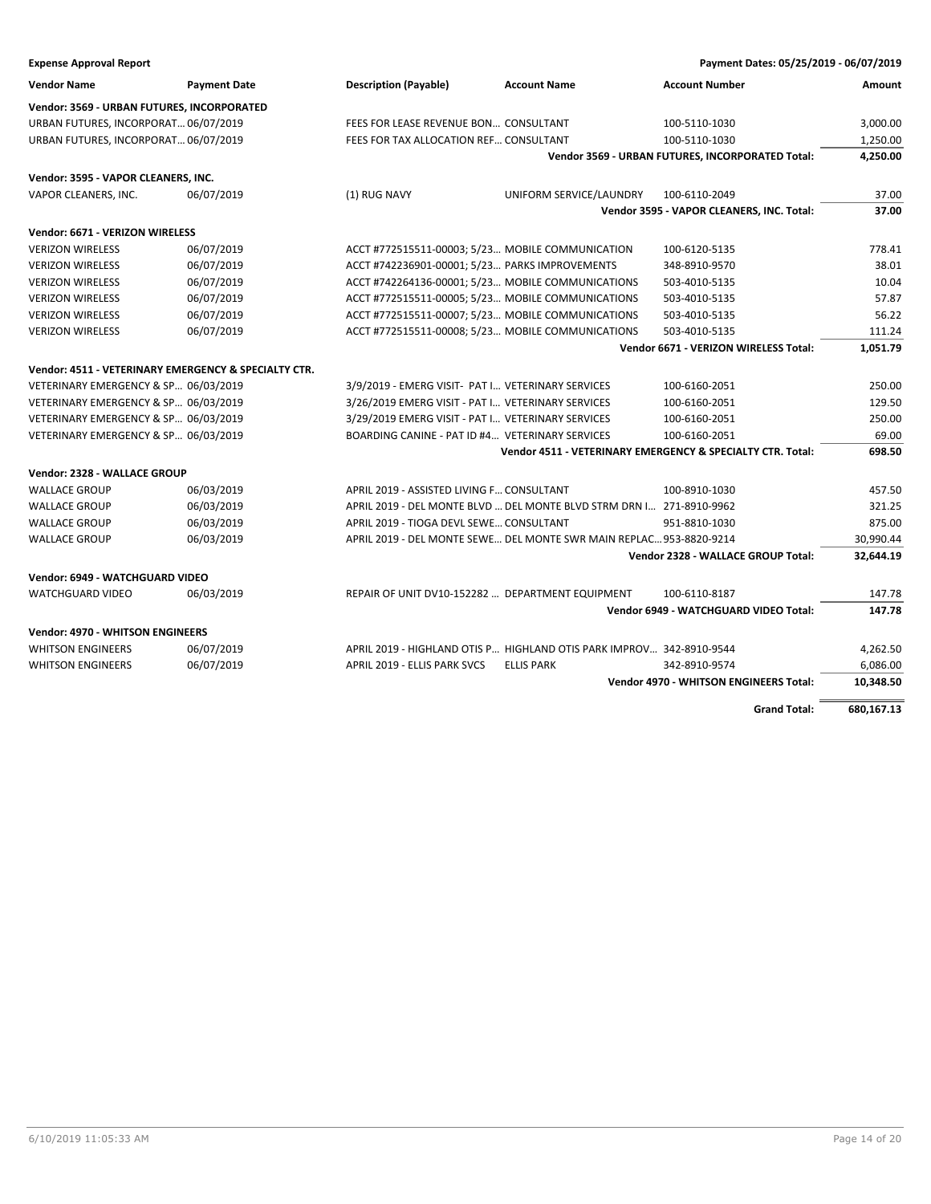**Expense Approval Report** — Payment Dates: 05/25/2019 - 06/07/2019

| Vendor Name | Payment Date | Description (Payable) | Account Name | Account Number | Amount |
|---|---|---|---|---|---|
| **Vendor: 3569 - URBAN FUTURES, INCORPORATED** | | | | | |
| URBAN FUTURES, INCORPORAT… | 06/07/2019 | FEES FOR LEASE REVENUE BON… | CONSULTANT | 100-5110-1030 | 3,000.00 |
| URBAN FUTURES, INCORPORAT… | 06/07/2019 | FEES FOR TAX ALLOCATION REF… | CONSULTANT | 100-5110-1030 | 1,250.00 |
| | | | | **Vendor 3569 - URBAN FUTURES, INCORPORATED Total:** | **4,250.00** |
| **Vendor: 3595 - VAPOR CLEANERS, INC.** | | | | | |
| VAPOR CLEANERS, INC. | 06/07/2019 | (1) RUG NAVY | UNIFORM SERVICE/LAUNDRY | 100-6110-2049 | 37.00 |
| | | | | **Vendor 3595 - VAPOR CLEANERS, INC. Total:** | **37.00** |
| **Vendor: 6671 - VERIZON WIRELESS** | | | | | |
| VERIZON WIRELESS | 06/07/2019 | ACCT #772515511-00003; 5/23… | MOBILE COMMUNICATION | 100-6120-5135 | 778.41 |
| VERIZON WIRELESS | 06/07/2019 | ACCT #742236901-00001; 5/23… | PARKS IMPROVEMENTS | 348-8910-9570 | 38.01 |
| VERIZON WIRELESS | 06/07/2019 | ACCT #742264136-00001; 5/23… | MOBILE COMMUNICATIONS | 503-4010-5135 | 10.04 |
| VERIZON WIRELESS | 06/07/2019 | ACCT #772515511-00005; 5/23… | MOBILE COMMUNICATIONS | 503-4010-5135 | 57.87 |
| VERIZON WIRELESS | 06/07/2019 | ACCT #772515511-00007; 5/23… | MOBILE COMMUNICATIONS | 503-4010-5135 | 56.22 |
| VERIZON WIRELESS | 06/07/2019 | ACCT #772515511-00008; 5/23… | MOBILE COMMUNICATIONS | 503-4010-5135 | 111.24 |
| | | | | **Vendor 6671 - VERIZON WIRELESS Total:** | **1,051.79** |
| **Vendor: 4511 - VETERINARY EMERGENCY & SPECIALTY CTR.** | | | | | |
| VETERINARY EMERGENCY & SP… | 06/03/2019 | 3/9/2019 - EMERG VISIT- PAT I… | VETERINARY SERVICES | 100-6160-2051 | 250.00 |
| VETERINARY EMERGENCY & SP… | 06/03/2019 | 3/26/2019 EMERG VISIT - PAT I… | VETERINARY SERVICES | 100-6160-2051 | 129.50 |
| VETERINARY EMERGENCY & SP… | 06/03/2019 | 3/29/2019 EMERG VISIT - PAT I… | VETERINARY SERVICES | 100-6160-2051 | 250.00 |
| VETERINARY EMERGENCY & SP… | 06/03/2019 | BOARDING CANINE - PAT ID #4… | VETERINARY SERVICES | 100-6160-2051 | 69.00 |
| | | | | **Vendor 4511 - VETERINARY EMERGENCY & SPECIALTY CTR. Total:** | **698.50** |
| **Vendor: 2328 - WALLACE GROUP** | | | | | |
| WALLACE GROUP | 06/03/2019 | APRIL 2019 - ASSISTED LIVING F… | CONSULTANT | 100-8910-1030 | 457.50 |
| WALLACE GROUP | 06/03/2019 | APRIL 2019 - DEL MONTE BLVD … | DEL MONTE BLVD STRM DRN I… | 271-8910-9962 | 321.25 |
| WALLACE GROUP | 06/03/2019 | APRIL 2019 - TIOGA DEVL SEWE… | CONSULTANT | 951-8810-1030 | 875.00 |
| WALLACE GROUP | 06/03/2019 | APRIL 2019 - DEL MONTE SEWE… | DEL MONTE SWR MAIN REPLAC… | 953-8820-9214 | 30,990.44 |
| | | | | **Vendor 2328 - WALLACE GROUP Total:** | **32,644.19** |
| **Vendor: 6949 - WATCHGUARD VIDEO** | | | | | |
| WATCHGUARD VIDEO | 06/03/2019 | REPAIR OF UNIT DV10-152282 … | DEPARTMENT EQUIPMENT | 100-6110-8187 | 147.78 |
| | | | | **Vendor 6949 - WATCHGUARD VIDEO Total:** | **147.78** |
| **Vendor: 4970 - WHITSON ENGINEERS** | | | | | |
| WHITSON ENGINEERS | 06/07/2019 | APRIL 2019 - HIGHLAND OTIS P… | HIGHLAND OTIS PARK IMPROV… | 342-8910-9544 | 4,262.50 |
| WHITSON ENGINEERS | 06/07/2019 | APRIL 2019 - ELLIS PARK SVCS | ELLIS PARK | 342-8910-9574 | 6,086.00 |
| | | | | **Vendor 4970 - WHITSON ENGINEERS Total:** | **10,348.50** |
| | | | | **Grand Total:** | **680,167.13** |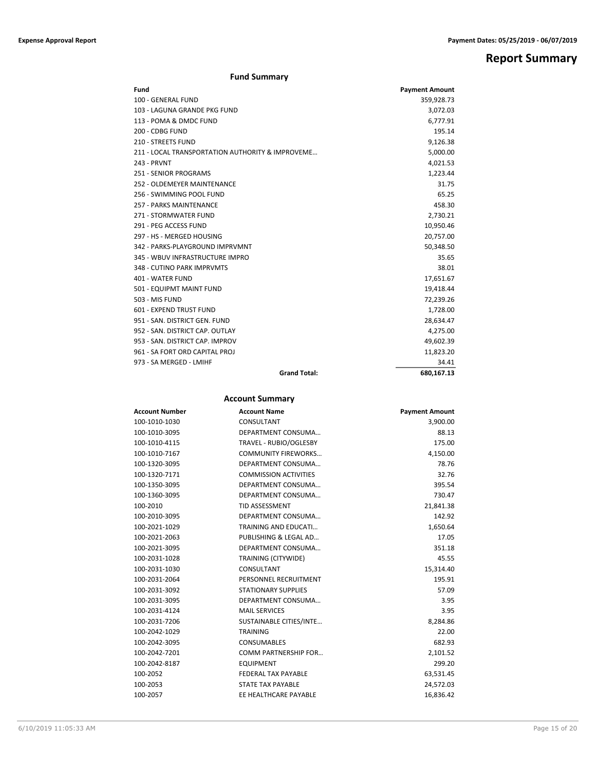# Report Summary

## Fund Summary

| Fund | Payment Amount |
|---|---|
| 100 - GENERAL FUND | 359,928.73 |
| 103 - LAGUNA GRANDE PKG FUND | 3,072.03 |
| 113 - POMA & DMDC FUND | 6,777.91 |
| 200 - CDBG FUND | 195.14 |
| 210 - STREETS FUND | 9,126.38 |
| 211 - LOCAL TRANSPORTATION AUTHORITY & IMPROVEME… | 5,000.00 |
| 243 - PRVNT | 4,021.53 |
| 251 - SENIOR PROGRAMS | 1,223.44 |
| 252 - OLDEMEYER MAINTENANCE | 31.75 |
| 256 - SWIMMING POOL FUND | 65.25 |
| 257 - PARKS MAINTENANCE | 458.30 |
| 271 - STORMWATER FUND | 2,730.21 |
| 291 - PEG ACCESS FUND | 10,950.46 |
| 297 - HS - MERGED HOUSING | 20,757.00 |
| 342 - PARKS-PLAYGROUND IMPRVMNT | 50,348.50 |
| 345 - WBUV INFRASTRUCTURE IMPRO | 35.65 |
| 348 - CUTINO PARK IMPRVMTS | 38.01 |
| 401 - WATER FUND | 17,651.67 |
| 501 - EQUIPMT MAINT FUND | 19,418.44 |
| 503 - MIS FUND | 72,239.26 |
| 601 - EXPEND TRUST FUND | 1,728.00 |
| 951 - SAN. DISTRICT GEN. FUND | 28,634.47 |
| 952 - SAN. DISTRICT CAP. OUTLAY | 4,275.00 |
| 953 - SAN. DISTRICT CAP. IMPROV | 49,602.39 |
| 961 - SA FORT ORD CAPITAL PROJ | 11,823.20 |
| 973 - SA MERGED - LMIHF | 34.41 |
| **Grand Total:** | **680,167.13** |

## Account Summary

| Account Number | Account Name | Payment Amount |
|---|---|---|
| 100-1010-1030 | CONSULTANT | 3,900.00 |
| 100-1010-3095 | DEPARTMENT CONSUMA… | 88.13 |
| 100-1010-4115 | TRAVEL - RUBIO/OGLESBY | 175.00 |
| 100-1010-7167 | COMMUNITY FIREWORKS… | 4,150.00 |
| 100-1320-3095 | DEPARTMENT CONSUMA… | 78.76 |
| 100-1320-7171 | COMMISSION ACTIVITIES | 32.76 |
| 100-1350-3095 | DEPARTMENT CONSUMA… | 395.54 |
| 100-1360-3095 | DEPARTMENT CONSUMA… | 730.47 |
| 100-2010 | TID ASSESSMENT | 21,841.38 |
| 100-2010-3095 | DEPARTMENT CONSUMA… | 142.92 |
| 100-2021-1029 | TRAINING AND EDUCATI… | 1,650.64 |
| 100-2021-2063 | PUBLISHING & LEGAL AD… | 17.05 |
| 100-2021-3095 | DEPARTMENT CONSUMA… | 351.18 |
| 100-2031-1028 | TRAINING (CITYWIDE) | 45.55 |
| 100-2031-1030 | CONSULTANT | 15,314.40 |
| 100-2031-2064 | PERSONNEL RECRUITMENT | 195.91 |
| 100-2031-3092 | STATIONARY SUPPLIES | 57.09 |
| 100-2031-3095 | DEPARTMENT CONSUMA… | 3.95 |
| 100-2031-4124 | MAIL SERVICES | 3.95 |
| 100-2031-7206 | SUSTAINABLE CITIES/INTE… | 8,284.86 |
| 100-2042-1029 | TRAINING | 22.00 |
| 100-2042-3095 | CONSUMABLES | 682.93 |
| 100-2042-7201 | COMM PARTNERSHIP FOR… | 2,101.52 |
| 100-2042-8187 | EQUIPMENT | 299.20 |
| 100-2052 | FEDERAL TAX PAYABLE | 63,531.45 |
| 100-2053 | STATE TAX PAYABLE | 24,572.03 |
| 100-2057 | EE HEALTHCARE PAYABLE | 16,836.42 |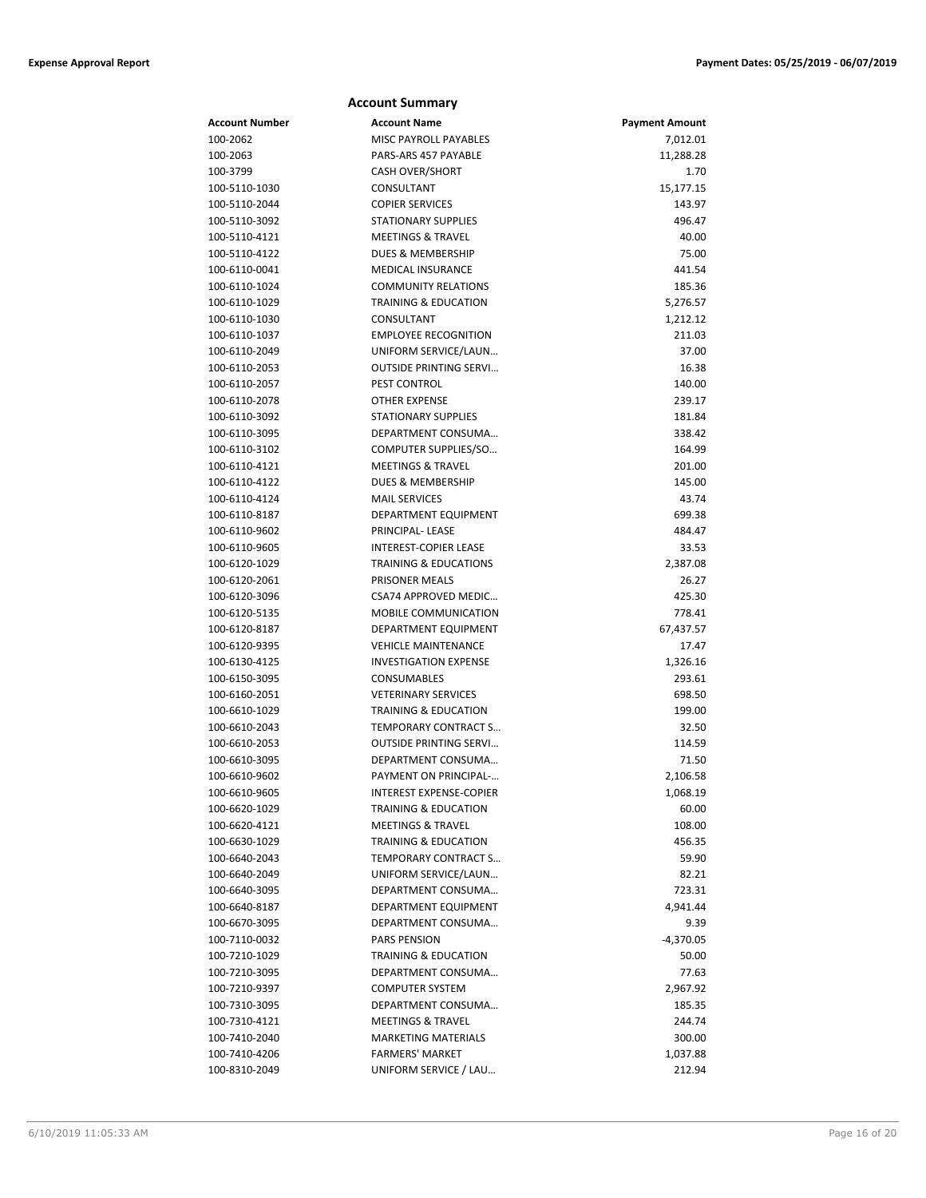## Account Summary

| Account Number | Account Name | Payment Amount |
|---|---|---|
| 100-2062 | MISC PAYROLL PAYABLES | 7,012.01 |
| 100-2063 | PARS-ARS 457 PAYABLE | 11,288.28 |
| 100-3799 | CASH OVER/SHORT | 1.70 |
| 100-5110-1030 | CONSULTANT | 15,177.15 |
| 100-5110-2044 | COPIER SERVICES | 143.97 |
| 100-5110-3092 | STATIONARY SUPPLIES | 496.47 |
| 100-5110-4121 | MEETINGS & TRAVEL | 40.00 |
| 100-5110-4122 | DUES & MEMBERSHIP | 75.00 |
| 100-6110-0041 | MEDICAL INSURANCE | 441.54 |
| 100-6110-1024 | COMMUNITY RELATIONS | 185.36 |
| 100-6110-1029 | TRAINING & EDUCATION | 5,276.57 |
| 100-6110-1030 | CONSULTANT | 1,212.12 |
| 100-6110-1037 | EMPLOYEE RECOGNITION | 211.03 |
| 100-6110-2049 | UNIFORM SERVICE/LAUN… | 37.00 |
| 100-6110-2053 | OUTSIDE PRINTING SERVI… | 16.38 |
| 100-6110-2057 | PEST CONTROL | 140.00 |
| 100-6110-2078 | OTHER EXPENSE | 239.17 |
| 100-6110-3092 | STATIONARY SUPPLIES | 181.84 |
| 100-6110-3095 | DEPARTMENT CONSUMA… | 338.42 |
| 100-6110-3102 | COMPUTER SUPPLIES/SO… | 164.99 |
| 100-6110-4121 | MEETINGS & TRAVEL | 201.00 |
| 100-6110-4122 | DUES & MEMBERSHIP | 145.00 |
| 100-6110-4124 | MAIL SERVICES | 43.74 |
| 100-6110-8187 | DEPARTMENT EQUIPMENT | 699.38 |
| 100-6110-9602 | PRINCIPAL- LEASE | 484.47 |
| 100-6110-9605 | INTEREST-COPIER LEASE | 33.53 |
| 100-6120-1029 | TRAINING & EDUCATIONS | 2,387.08 |
| 100-6120-2061 | PRISONER MEALS | 26.27 |
| 100-6120-3096 | CSA74 APPROVED MEDIC… | 425.30 |
| 100-6120-5135 | MOBILE COMMUNICATION | 778.41 |
| 100-6120-8187 | DEPARTMENT EQUIPMENT | 67,437.57 |
| 100-6120-9395 | VEHICLE MAINTENANCE | 17.47 |
| 100-6130-4125 | INVESTIGATION EXPENSE | 1,326.16 |
| 100-6150-3095 | CONSUMABLES | 293.61 |
| 100-6160-2051 | VETERINARY SERVICES | 698.50 |
| 100-6610-1029 | TRAINING & EDUCATION | 199.00 |
| 100-6610-2043 | TEMPORARY CONTRACT S… | 32.50 |
| 100-6610-2053 | OUTSIDE PRINTING SERVI… | 114.59 |
| 100-6610-3095 | DEPARTMENT CONSUMA… | 71.50 |
| 100-6610-9602 | PAYMENT ON PRINCIPAL-… | 2,106.58 |
| 100-6610-9605 | INTEREST EXPENSE-COPIER | 1,068.19 |
| 100-6620-1029 | TRAINING & EDUCATION | 60.00 |
| 100-6620-4121 | MEETINGS & TRAVEL | 108.00 |
| 100-6630-1029 | TRAINING & EDUCATION | 456.35 |
| 100-6640-2043 | TEMPORARY CONTRACT S… | 59.90 |
| 100-6640-2049 | UNIFORM SERVICE/LAUN… | 82.21 |
| 100-6640-3095 | DEPARTMENT CONSUMA… | 723.31 |
| 100-6640-8187 | DEPARTMENT EQUIPMENT | 4,941.44 |
| 100-6670-3095 | DEPARTMENT CONSUMA… | 9.39 |
| 100-7110-0032 | PARS PENSION | -4,370.05 |
| 100-7210-1029 | TRAINING & EDUCATION | 50.00 |
| 100-7210-3095 | DEPARTMENT CONSUMA… | 77.63 |
| 100-7210-9397 | COMPUTER SYSTEM | 2,967.92 |
| 100-7310-3095 | DEPARTMENT CONSUMA… | 185.35 |
| 100-7310-4121 | MEETINGS & TRAVEL | 244.74 |
| 100-7410-2040 | MARKETING MATERIALS | 300.00 |
| 100-7410-4206 | FARMERS' MARKET | 1,037.88 |
| 100-8310-2049 | UNIFORM SERVICE / LAU… | 212.94 |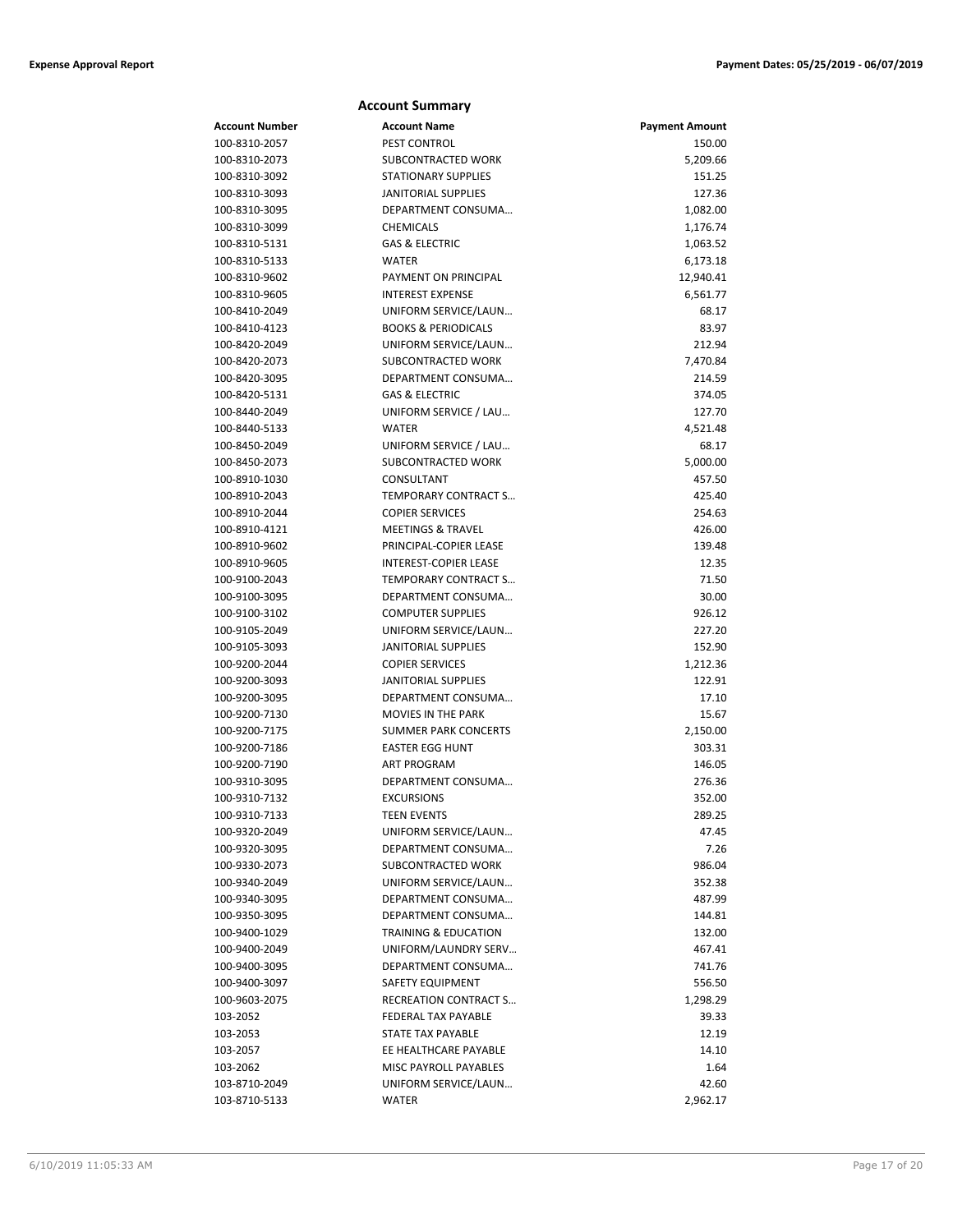## Account Summary

| Account Number | Account Name | Payment Amount |
|---|---|---|
| 100-8310-2057 | PEST CONTROL | 150.00 |
| 100-8310-2073 | SUBCONTRACTED WORK | 5,209.66 |
| 100-8310-3092 | STATIONARY SUPPLIES | 151.25 |
| 100-8310-3093 | JANITORIAL SUPPLIES | 127.36 |
| 100-8310-3095 | DEPARTMENT CONSUMA… | 1,082.00 |
| 100-8310-3099 | CHEMICALS | 1,176.74 |
| 100-8310-5131 | GAS & ELECTRIC | 1,063.52 |
| 100-8310-5133 | WATER | 6,173.18 |
| 100-8310-9602 | PAYMENT ON PRINCIPAL | 12,940.41 |
| 100-8310-9605 | INTEREST EXPENSE | 6,561.77 |
| 100-8410-2049 | UNIFORM SERVICE/LAUN… | 68.17 |
| 100-8410-4123 | BOOKS & PERIODICALS | 83.97 |
| 100-8420-2049 | UNIFORM SERVICE/LAUN… | 212.94 |
| 100-8420-2073 | SUBCONTRACTED WORK | 7,470.84 |
| 100-8420-3095 | DEPARTMENT CONSUMA… | 214.59 |
| 100-8420-5131 | GAS & ELECTRIC | 374.05 |
| 100-8440-2049 | UNIFORM SERVICE / LAU… | 127.70 |
| 100-8440-5133 | WATER | 4,521.48 |
| 100-8450-2049 | UNIFORM SERVICE / LAU… | 68.17 |
| 100-8450-2073 | SUBCONTRACTED WORK | 5,000.00 |
| 100-8910-1030 | CONSULTANT | 457.50 |
| 100-8910-2043 | TEMPORARY CONTRACT S… | 425.40 |
| 100-8910-2044 | COPIER SERVICES | 254.63 |
| 100-8910-4121 | MEETINGS & TRAVEL | 426.00 |
| 100-8910-9602 | PRINCIPAL-COPIER LEASE | 139.48 |
| 100-8910-9605 | INTEREST-COPIER LEASE | 12.35 |
| 100-9100-2043 | TEMPORARY CONTRACT S… | 71.50 |
| 100-9100-3095 | DEPARTMENT CONSUMA… | 30.00 |
| 100-9100-3102 | COMPUTER SUPPLIES | 926.12 |
| 100-9105-2049 | UNIFORM SERVICE/LAUN… | 227.20 |
| 100-9105-3093 | JANITORIAL SUPPLIES | 152.90 |
| 100-9200-2044 | COPIER SERVICES | 1,212.36 |
| 100-9200-3093 | JANITORIAL SUPPLIES | 122.91 |
| 100-9200-3095 | DEPARTMENT CONSUMA… | 17.10 |
| 100-9200-7130 | MOVIES IN THE PARK | 15.67 |
| 100-9200-7175 | SUMMER PARK CONCERTS | 2,150.00 |
| 100-9200-7186 | EASTER EGG HUNT | 303.31 |
| 100-9200-7190 | ART PROGRAM | 146.05 |
| 100-9310-3095 | DEPARTMENT CONSUMA… | 276.36 |
| 100-9310-7132 | EXCURSIONS | 352.00 |
| 100-9310-7133 | TEEN EVENTS | 289.25 |
| 100-9320-2049 | UNIFORM SERVICE/LAUN… | 47.45 |
| 100-9320-3095 | DEPARTMENT CONSUMA… | 7.26 |
| 100-9330-2073 | SUBCONTRACTED WORK | 986.04 |
| 100-9340-2049 | UNIFORM SERVICE/LAUN… | 352.38 |
| 100-9340-3095 | DEPARTMENT CONSUMA… | 487.99 |
| 100-9350-3095 | DEPARTMENT CONSUMA… | 144.81 |
| 100-9400-1029 | TRAINING & EDUCATION | 132.00 |
| 100-9400-2049 | UNIFORM/LAUNDRY SERV… | 467.41 |
| 100-9400-3095 | DEPARTMENT CONSUMA… | 741.76 |
| 100-9400-3097 | SAFETY EQUIPMENT | 556.50 |
| 100-9603-2075 | RECREATION CONTRACT S… | 1,298.29 |
| 103-2052 | FEDERAL TAX PAYABLE | 39.33 |
| 103-2053 | STATE TAX PAYABLE | 12.19 |
| 103-2057 | EE HEALTHCARE PAYABLE | 14.10 |
| 103-2062 | MISC PAYROLL PAYABLES | 1.64 |
| 103-8710-2049 | UNIFORM SERVICE/LAUN… | 42.60 |
| 103-8710-5133 | WATER | 2,962.17 |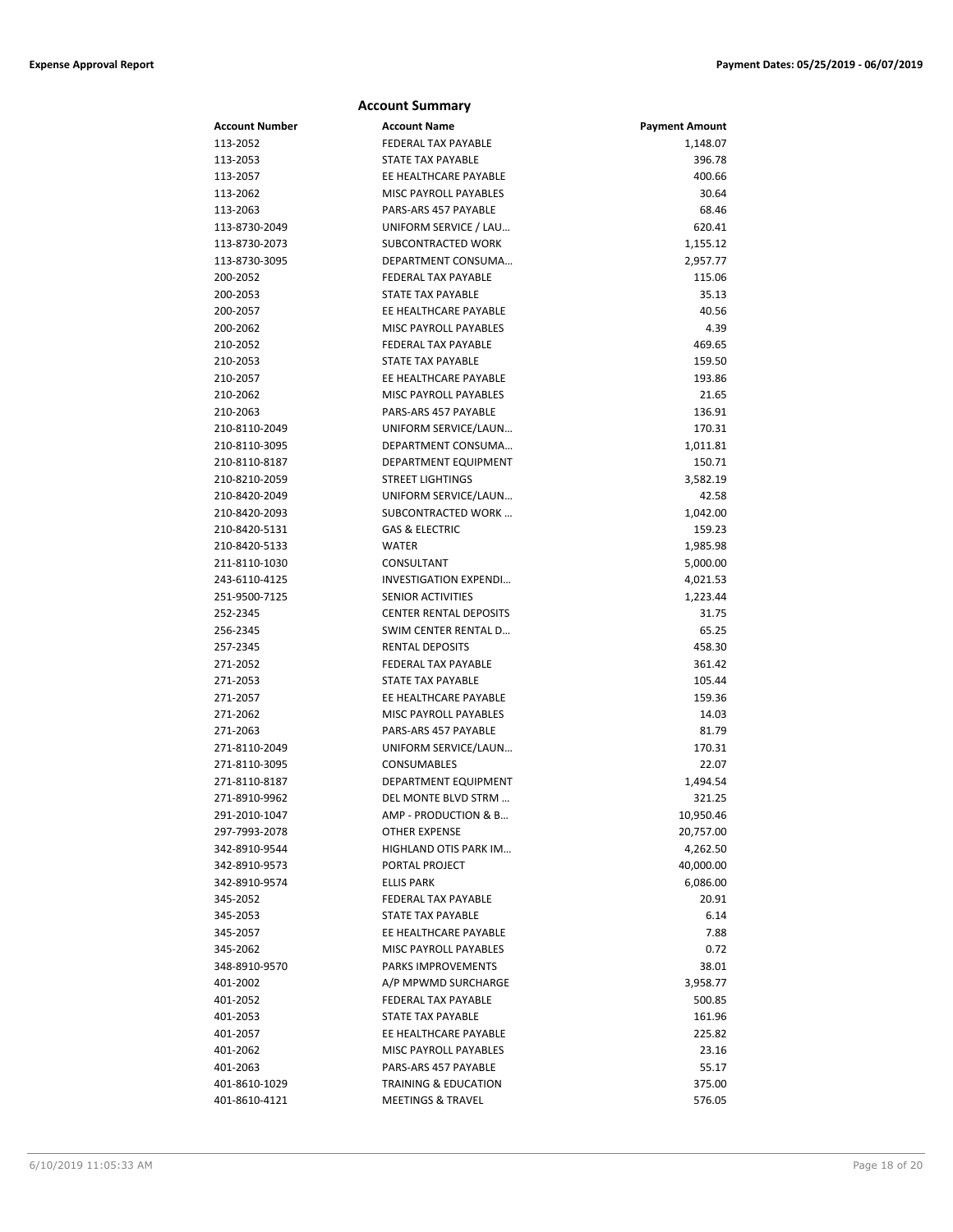## Account Summary

| Account Number | Account Name | Payment Amount |
|---|---|---|
| 113-2052 | FEDERAL TAX PAYABLE | 1,148.07 |
| 113-2053 | STATE TAX PAYABLE | 396.78 |
| 113-2057 | EE HEALTHCARE PAYABLE | 400.66 |
| 113-2062 | MISC PAYROLL PAYABLES | 30.64 |
| 113-2063 | PARS-ARS 457 PAYABLE | 68.46 |
| 113-8730-2049 | UNIFORM SERVICE / LAU… | 620.41 |
| 113-8730-2073 | SUBCONTRACTED WORK | 1,155.12 |
| 113-8730-3095 | DEPARTMENT CONSUMA… | 2,957.77 |
| 200-2052 | FEDERAL TAX PAYABLE | 115.06 |
| 200-2053 | STATE TAX PAYABLE | 35.13 |
| 200-2057 | EE HEALTHCARE PAYABLE | 40.56 |
| 200-2062 | MISC PAYROLL PAYABLES | 4.39 |
| 210-2052 | FEDERAL TAX PAYABLE | 469.65 |
| 210-2053 | STATE TAX PAYABLE | 159.50 |
| 210-2057 | EE HEALTHCARE PAYABLE | 193.86 |
| 210-2062 | MISC PAYROLL PAYABLES | 21.65 |
| 210-2063 | PARS-ARS 457 PAYABLE | 136.91 |
| 210-8110-2049 | UNIFORM SERVICE/LAUN… | 170.31 |
| 210-8110-3095 | DEPARTMENT CONSUMA… | 1,011.81 |
| 210-8110-8187 | DEPARTMENT EQUIPMENT | 150.71 |
| 210-8210-2059 | STREET LIGHTINGS | 3,582.19 |
| 210-8420-2049 | UNIFORM SERVICE/LAUN… | 42.58 |
| 210-8420-2093 | SUBCONTRACTED WORK … | 1,042.00 |
| 210-8420-5131 | GAS & ELECTRIC | 159.23 |
| 210-8420-5133 | WATER | 1,985.98 |
| 211-8110-1030 | CONSULTANT | 5,000.00 |
| 243-6110-4125 | INVESTIGATION EXPENDI… | 4,021.53 |
| 251-9500-7125 | SENIOR ACTIVITIES | 1,223.44 |
| 252-2345 | CENTER RENTAL DEPOSITS | 31.75 |
| 256-2345 | SWIM CENTER RENTAL D… | 65.25 |
| 257-2345 | RENTAL DEPOSITS | 458.30 |
| 271-2052 | FEDERAL TAX PAYABLE | 361.42 |
| 271-2053 | STATE TAX PAYABLE | 105.44 |
| 271-2057 | EE HEALTHCARE PAYABLE | 159.36 |
| 271-2062 | MISC PAYROLL PAYABLES | 14.03 |
| 271-2063 | PARS-ARS 457 PAYABLE | 81.79 |
| 271-8110-2049 | UNIFORM SERVICE/LAUN… | 170.31 |
| 271-8110-3095 | CONSUMABLES | 22.07 |
| 271-8110-8187 | DEPARTMENT EQUIPMENT | 1,494.54 |
| 271-8910-9962 | DEL MONTE BLVD STRM … | 321.25 |
| 291-2010-1047 | AMP - PRODUCTION & B… | 10,950.46 |
| 297-7993-2078 | OTHER EXPENSE | 20,757.00 |
| 342-8910-9544 | HIGHLAND OTIS PARK IM… | 4,262.50 |
| 342-8910-9573 | PORTAL PROJECT | 40,000.00 |
| 342-8910-9574 | ELLIS PARK | 6,086.00 |
| 345-2052 | FEDERAL TAX PAYABLE | 20.91 |
| 345-2053 | STATE TAX PAYABLE | 6.14 |
| 345-2057 | EE HEALTHCARE PAYABLE | 7.88 |
| 345-2062 | MISC PAYROLL PAYABLES | 0.72 |
| 348-8910-9570 | PARKS IMPROVEMENTS | 38.01 |
| 401-2002 | A/P MPWMD SURCHARGE | 3,958.77 |
| 401-2052 | FEDERAL TAX PAYABLE | 500.85 |
| 401-2053 | STATE TAX PAYABLE | 161.96 |
| 401-2057 | EE HEALTHCARE PAYABLE | 225.82 |
| 401-2062 | MISC PAYROLL PAYABLES | 23.16 |
| 401-2063 | PARS-ARS 457 PAYABLE | 55.17 |
| 401-8610-1029 | TRAINING & EDUCATION | 375.00 |
| 401-8610-4121 | MEETINGS & TRAVEL | 576.05 |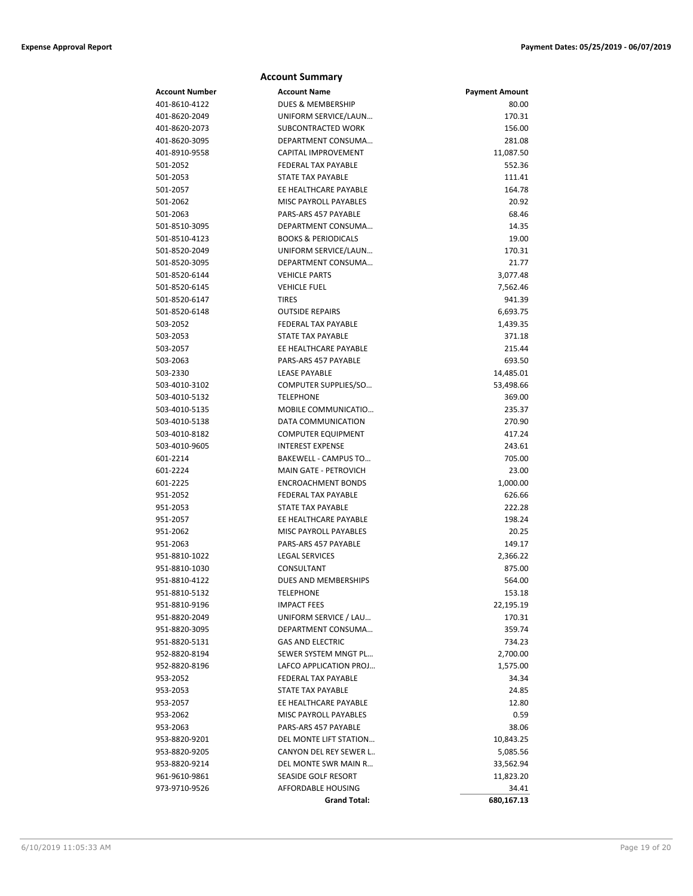## Account Summary

| Account Number | Account Name | Payment Amount |
|---|---|---|
| 401-8610-4122 | DUES & MEMBERSHIP | 80.00 |
| 401-8620-2049 | UNIFORM SERVICE/LAUN… | 170.31 |
| 401-8620-2073 | SUBCONTRACTED WORK | 156.00 |
| 401-8620-3095 | DEPARTMENT CONSUMA… | 281.08 |
| 401-8910-9558 | CAPITAL IMPROVEMENT | 11,087.50 |
| 501-2052 | FEDERAL TAX PAYABLE | 552.36 |
| 501-2053 | STATE TAX PAYABLE | 111.41 |
| 501-2057 | EE HEALTHCARE PAYABLE | 164.78 |
| 501-2062 | MISC PAYROLL PAYABLES | 20.92 |
| 501-2063 | PARS-ARS 457 PAYABLE | 68.46 |
| 501-8510-3095 | DEPARTMENT CONSUMA… | 14.35 |
| 501-8510-4123 | BOOKS & PERIODICALS | 19.00 |
| 501-8520-2049 | UNIFORM SERVICE/LAUN… | 170.31 |
| 501-8520-3095 | DEPARTMENT CONSUMA… | 21.77 |
| 501-8520-6144 | VEHICLE PARTS | 3,077.48 |
| 501-8520-6145 | VEHICLE FUEL | 7,562.46 |
| 501-8520-6147 | TIRES | 941.39 |
| 501-8520-6148 | OUTSIDE REPAIRS | 6,693.75 |
| 503-2052 | FEDERAL TAX PAYABLE | 1,439.35 |
| 503-2053 | STATE TAX PAYABLE | 371.18 |
| 503-2057 | EE HEALTHCARE PAYABLE | 215.44 |
| 503-2063 | PARS-ARS 457 PAYABLE | 693.50 |
| 503-2330 | LEASE PAYABLE | 14,485.01 |
| 503-4010-3102 | COMPUTER SUPPLIES/SO… | 53,498.66 |
| 503-4010-5132 | TELEPHONE | 369.00 |
| 503-4010-5135 | MOBILE COMMUNICATIO… | 235.37 |
| 503-4010-5138 | DATA COMMUNICATION | 270.90 |
| 503-4010-8182 | COMPUTER EQUIPMENT | 417.24 |
| 503-4010-9605 | INTEREST EXPENSE | 243.61 |
| 601-2214 | BAKEWELL - CAMPUS TO… | 705.00 |
| 601-2224 | MAIN GATE - PETROVICH | 23.00 |
| 601-2225 | ENCROACHMENT BONDS | 1,000.00 |
| 951-2052 | FEDERAL TAX PAYABLE | 626.66 |
| 951-2053 | STATE TAX PAYABLE | 222.28 |
| 951-2057 | EE HEALTHCARE PAYABLE | 198.24 |
| 951-2062 | MISC PAYROLL PAYABLES | 20.25 |
| 951-2063 | PARS-ARS 457 PAYABLE | 149.17 |
| 951-8810-1022 | LEGAL SERVICES | 2,366.22 |
| 951-8810-1030 | CONSULTANT | 875.00 |
| 951-8810-4122 | DUES AND MEMBERSHIPS | 564.00 |
| 951-8810-5132 | TELEPHONE | 153.18 |
| 951-8810-9196 | IMPACT FEES | 22,195.19 |
| 951-8820-2049 | UNIFORM SERVICE / LAU… | 170.31 |
| 951-8820-3095 | DEPARTMENT CONSUMA… | 359.74 |
| 951-8820-5131 | GAS AND ELECTRIC | 734.23 |
| 952-8820-8194 | SEWER SYSTEM MNGT PL… | 2,700.00 |
| 952-8820-8196 | LAFCO APPLICATION PROJ… | 1,575.00 |
| 953-2052 | FEDERAL TAX PAYABLE | 34.34 |
| 953-2053 | STATE TAX PAYABLE | 24.85 |
| 953-2057 | EE HEALTHCARE PAYABLE | 12.80 |
| 953-2062 | MISC PAYROLL PAYABLES | 0.59 |
| 953-2063 | PARS-ARS 457 PAYABLE | 38.06 |
| 953-8820-9201 | DEL MONTE LIFT STATION… | 10,843.25 |
| 953-8820-9205 | CANYON DEL REY SEWER L.. | 5,085.56 |
| 953-8820-9214 | DEL MONTE SWR MAIN R… | 33,562.94 |
| 961-9610-9861 | SEASIDE GOLF RESORT | 11,823.20 |
| 973-9710-9526 | AFFORDABLE HOUSING | 34.41 |
| | **Grand Total:** | **680,167.13** |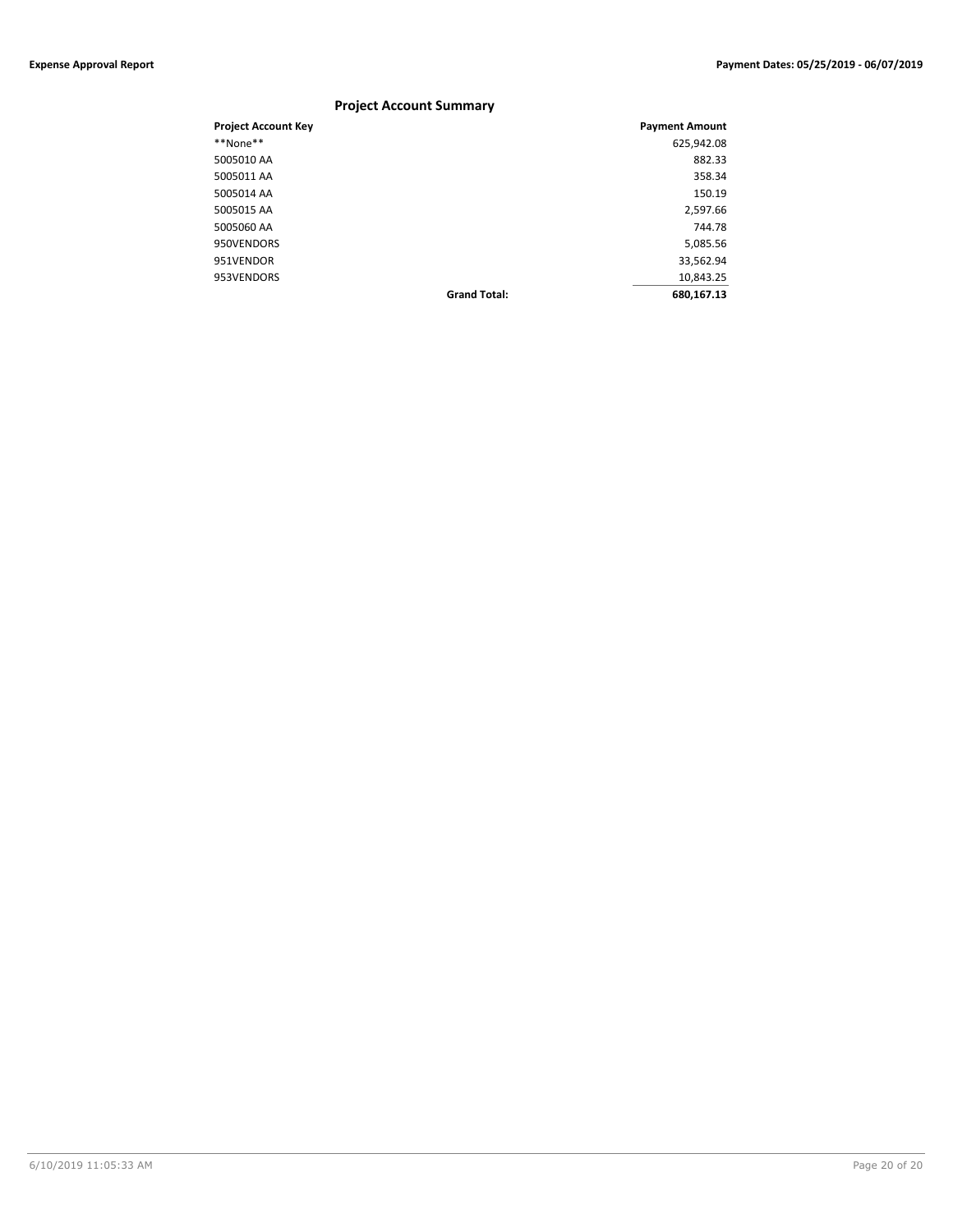## Project Account Summary

| Project Account Key | | Payment Amount |
|---|---|---|
| **None** | | 625,942.08 |
| 5005010 AA | | 882.33 |
| 5005011 AA | | 358.34 |
| 5005014 AA | | 150.19 |
| 5005015 AA | | 2,597.66 |
| 5005060 AA | | 744.78 |
| 950VENDORS | | 5,085.56 |
| 951VENDOR | | 33,562.94 |
| 953VENDORS | | 10,843.25 |
| | **Grand Total:** | **680,167.13** |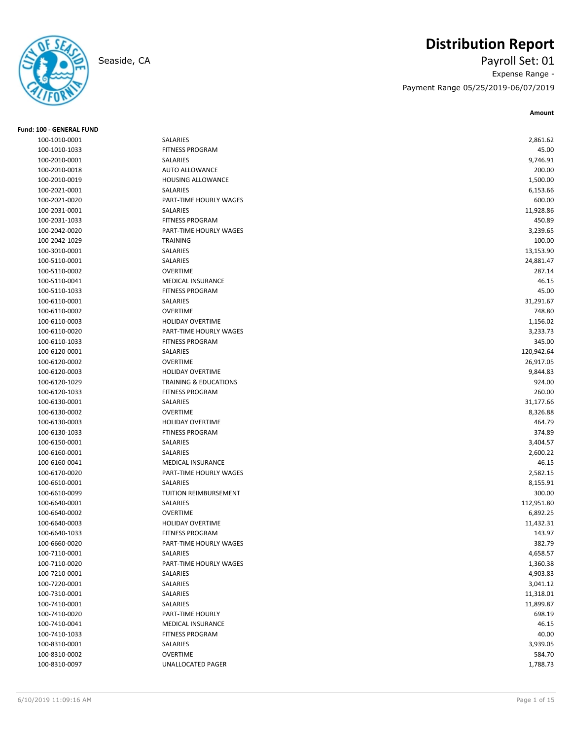# Distribution Report

Seaside, CA

## Payroll Set: 01

Expense Range -

Payment Range 05/25/2019-06/07/2019

**Fund: 100 - GENERAL FUND**

| Account | Description | Amount |
|---|---|---|
| 100-1010-0001 | SALARIES | 2,861.62 |
| 100-1010-1033 | FITNESS PROGRAM | 45.00 |
| 100-2010-0001 | SALARIES | 9,746.91 |
| 100-2010-0018 | AUTO ALLOWANCE | 200.00 |
| 100-2010-0019 | HOUSING ALLOWANCE | 1,500.00 |
| 100-2021-0001 | SALARIES | 6,153.66 |
| 100-2021-0020 | PART-TIME HOURLY WAGES | 600.00 |
| 100-2031-0001 | SALARIES | 11,928.86 |
| 100-2031-1033 | FITNESS PROGRAM | 450.89 |
| 100-2042-0020 | PART-TIME HOURLY WAGES | 3,239.65 |
| 100-2042-1029 | TRAINING | 100.00 |
| 100-3010-0001 | SALARIES | 13,153.90 |
| 100-5110-0001 | SALARIES | 24,881.47 |
| 100-5110-0002 | OVERTIME | 287.14 |
| 100-5110-0041 | MEDICAL INSURANCE | 46.15 |
| 100-5110-1033 | FITNESS PROGRAM | 45.00 |
| 100-6110-0001 | SALARIES | 31,291.67 |
| 100-6110-0002 | OVERTIME | 748.80 |
| 100-6110-0003 | HOLIDAY OVERTIME | 1,156.02 |
| 100-6110-0020 | PART-TIME HOURLY WAGES | 3,233.73 |
| 100-6110-1033 | FITNESS PROGRAM | 345.00 |
| 100-6120-0001 | SALARIES | 120,942.64 |
| 100-6120-0002 | OVERTIME | 26,917.05 |
| 100-6120-0003 | HOLIDAY OVERTIME | 9,844.83 |
| 100-6120-1029 | TRAINING & EDUCATIONS | 924.00 |
| 100-6120-1033 | FITNESS PROGRAM | 260.00 |
| 100-6130-0001 | SALARIES | 31,177.66 |
| 100-6130-0002 | OVERTIME | 8,326.88 |
| 100-6130-0003 | HOLIDAY OVERTIME | 464.79 |
| 100-6130-1033 | FTINESS PROGRAM | 374.89 |
| 100-6150-0001 | SALARIES | 3,404.57 |
| 100-6160-0001 | SALARIES | 2,600.22 |
| 100-6160-0041 | MEDICAL INSURANCE | 46.15 |
| 100-6170-0020 | PART-TIME HOURLY WAGES | 2,582.15 |
| 100-6610-0001 | SALARIES | 8,155.91 |
| 100-6610-0099 | TUITION REIMBURSEMENT | 300.00 |
| 100-6640-0001 | SALARIES | 112,951.80 |
| 100-6640-0002 | OVERTIME | 6,892.25 |
| 100-6640-0003 | HOLIDAY OVERTIME | 11,432.31 |
| 100-6640-1033 | FITNESS PROGRAM | 143.97 |
| 100-6660-0020 | PART-TIME HOURLY WAGES | 382.79 |
| 100-7110-0001 | SALARIES | 4,658.57 |
| 100-7110-0020 | PART-TIME HOURLY WAGES | 1,360.38 |
| 100-7210-0001 | SALARIES | 4,903.83 |
| 100-7220-0001 | SALARIES | 3,041.12 |
| 100-7310-0001 | SALARIES | 11,318.01 |
| 100-7410-0001 | SALARIES | 11,899.87 |
| 100-7410-0020 | PART-TIME HOURLY | 698.19 |
| 100-7410-0041 | MEDICAL INSURANCE | 46.15 |
| 100-7410-1033 | FITNESS PROGRAM | 40.00 |
| 100-8310-0001 | SALARIES | 3,939.05 |
| 100-8310-0002 | OVERTIME | 584.70 |
| 100-8310-0097 | UNALLOCATED PAGER | 1,788.73 |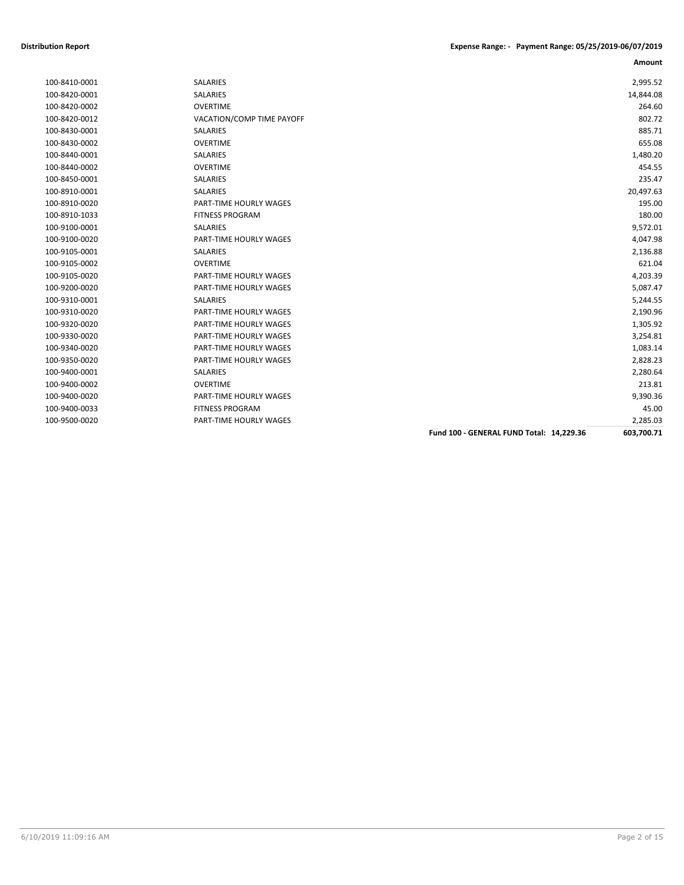| | | Amount |
|---|---|---|
| 100-8410-0001 | SALARIES | 2,995.52 |
| 100-8420-0001 | SALARIES | 14,844.08 |
| 100-8420-0002 | OVERTIME | 264.60 |
| 100-8420-0012 | VACATION/COMP TIME PAYOFF | 802.72 |
| 100-8430-0001 | SALARIES | 885.71 |
| 100-8430-0002 | OVERTIME | 655.08 |
| 100-8440-0001 | SALARIES | 1,480.20 |
| 100-8440-0002 | OVERTIME | 454.55 |
| 100-8450-0001 | SALARIES | 235.47 |
| 100-8910-0001 | SALARIES | 20,497.63 |
| 100-8910-0020 | PART-TIME HOURLY WAGES | 195.00 |
| 100-8910-1033 | FITNESS PROGRAM | 180.00 |
| 100-9100-0001 | SALARIES | 9,572.01 |
| 100-9100-0020 | PART-TIME HOURLY WAGES | 4,047.98 |
| 100-9105-0001 | SALARIES | 2,136.88 |
| 100-9105-0002 | OVERTIME | 621.04 |
| 100-9105-0020 | PART-TIME HOURLY WAGES | 4,203.39 |
| 100-9200-0020 | PART-TIME HOURLY WAGES | 5,087.47 |
| 100-9310-0001 | SALARIES | 5,244.55 |
| 100-9310-0020 | PART-TIME HOURLY WAGES | 2,190.96 |
| 100-9320-0020 | PART-TIME HOURLY WAGES | 1,305.92 |
| 100-9330-0020 | PART-TIME HOURLY WAGES | 3,254.81 |
| 100-9340-0020 | PART-TIME HOURLY WAGES | 1,083.14 |
| 100-9350-0020 | PART-TIME HOURLY WAGES | 2,828.23 |
| 100-9400-0001 | SALARIES | 2,280.64 |
| 100-9400-0002 | OVERTIME | 213.81 |
| 100-9400-0020 | PART-TIME HOURLY WAGES | 9,390.36 |
| 100-9400-0033 | FITNESS PROGRAM | 45.00 |
| 100-9500-0020 | PART-TIME HOURLY WAGES | 2,285.03 |
| | **Fund 100 - GENERAL FUND Total: 14,229.36** | **603,700.71** |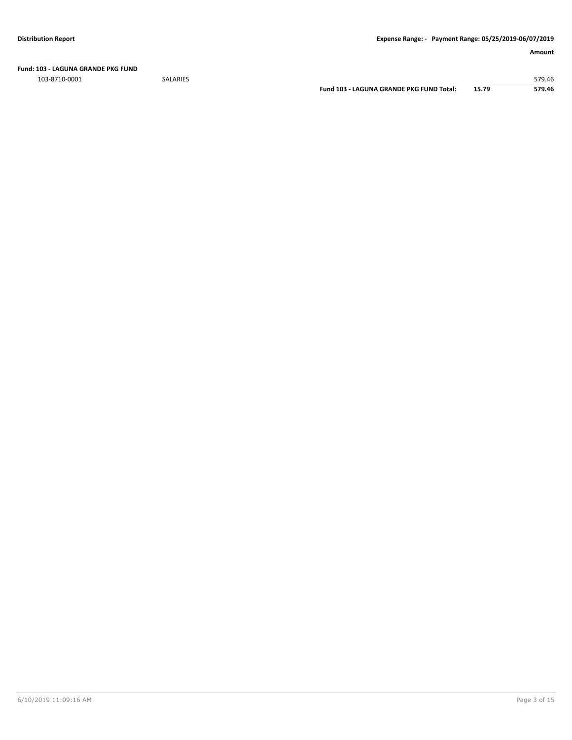**Fund: 103 - LAGUNA GRANDE PKG FUND**

| | | | | Amount |
|---|---|---|---|---|
| 103-8710-0001 | SALARIES | | | 579.46 |
| | | **Fund 103 - LAGUNA GRANDE PKG FUND Total:** | **15.79** | **579.46** |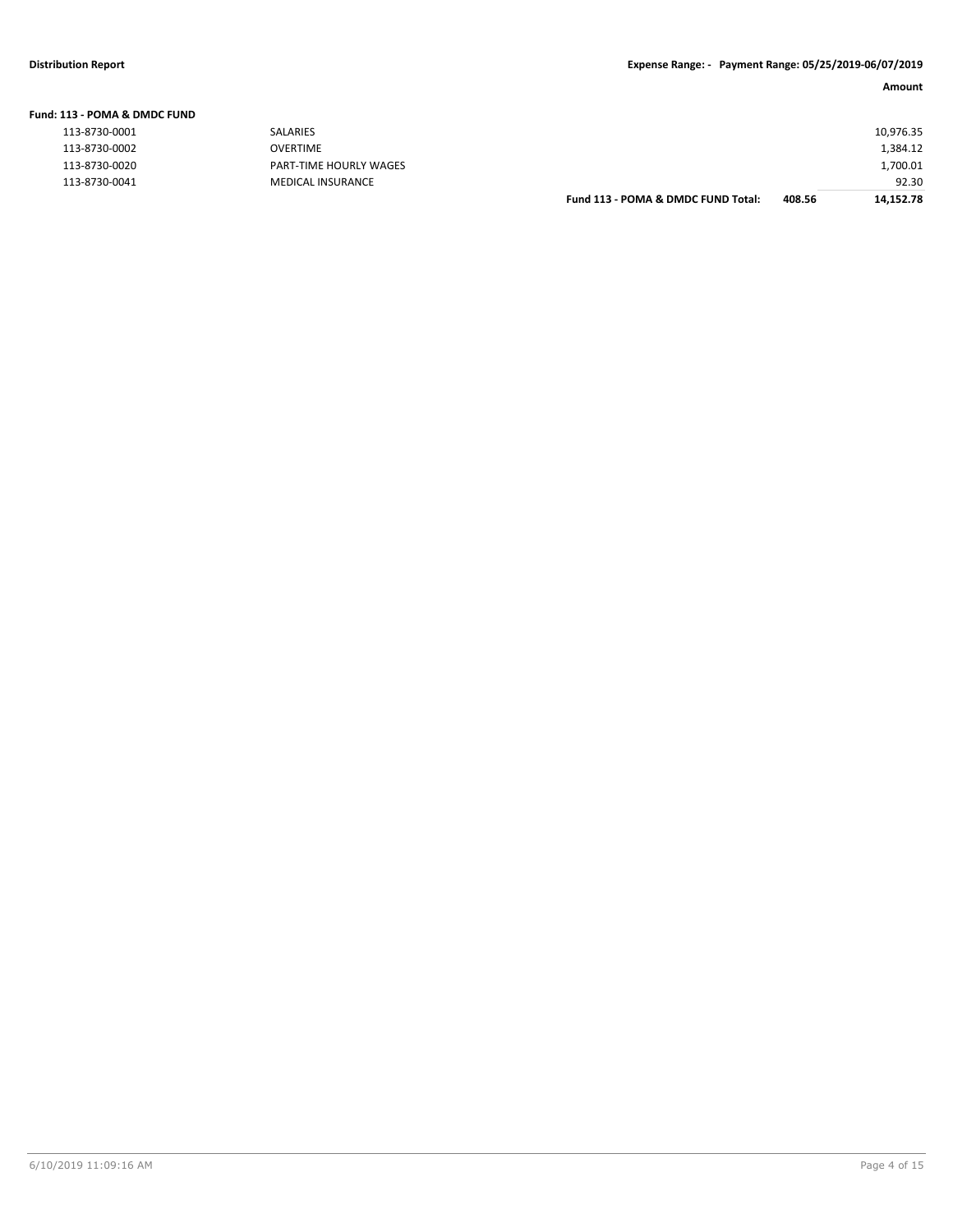**Distribution Report** | **Expense Range: - Payment Range: 05/25/2019-06/07/2019**

| | | | | **Amount** |
|---|---|---|---|---|
| **Fund: 113 - POMA & DMDC FUND** | | | | |
| 113-8730-0001 | SALARIES | | | 10,976.35 |
| 113-8730-0002 | OVERTIME | | | 1,384.12 |
| 113-8730-0020 | PART-TIME HOURLY WAGES | | | 1,700.01 |
| 113-8730-0041 | MEDICAL INSURANCE | | | 92.30 |
| | | **Fund 113 - POMA & DMDC FUND Total:** | **408.56** | **14,152.78** |

6/10/2019 11:09:16 AM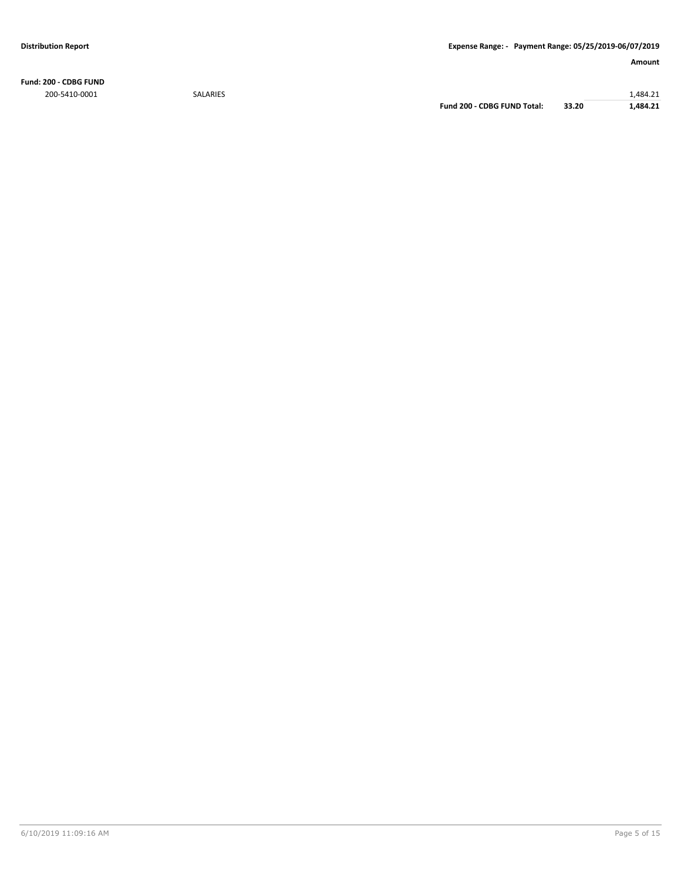**Distribution Report** | **Expense Range: - Payment Range: 05/25/2019-06/07/2019**

| | | | | **Amount** |
|---|---|---|---|---|
| **Fund: 200 - CDBG FUND** | | | | |
| 200-5410-0001 | SALARIES | | | 1,484.21 |
| | | **Fund 200 - CDBG FUND Total:** | **33.20** | **1,484.21** |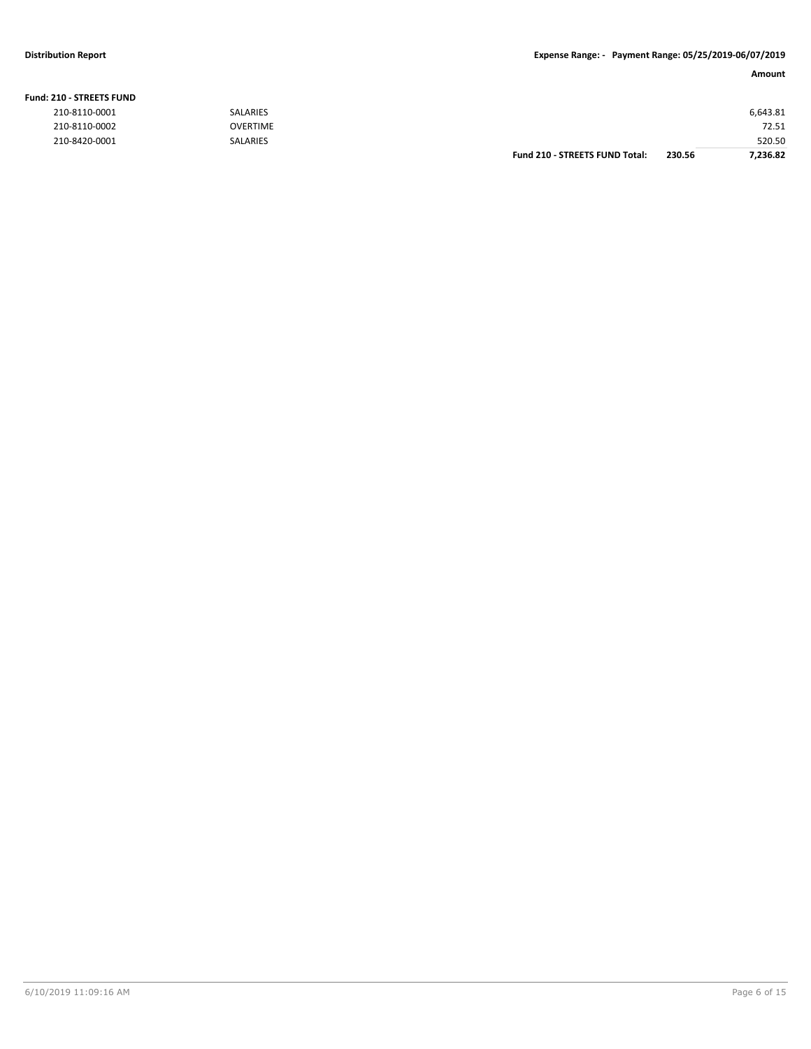**Fund: 210 - STREETS FUND**

| | | | | Amount |
|---|---|---|---|---|
| 210-8110-0001 | SALARIES | | | 6,643.81 |
| 210-8110-0002 | OVERTIME | | | 72.51 |
| 210-8420-0001 | SALARIES | | | 520.50 |
| | | **Fund 210 - STREETS FUND Total:** | **230.56** | **7,236.82** |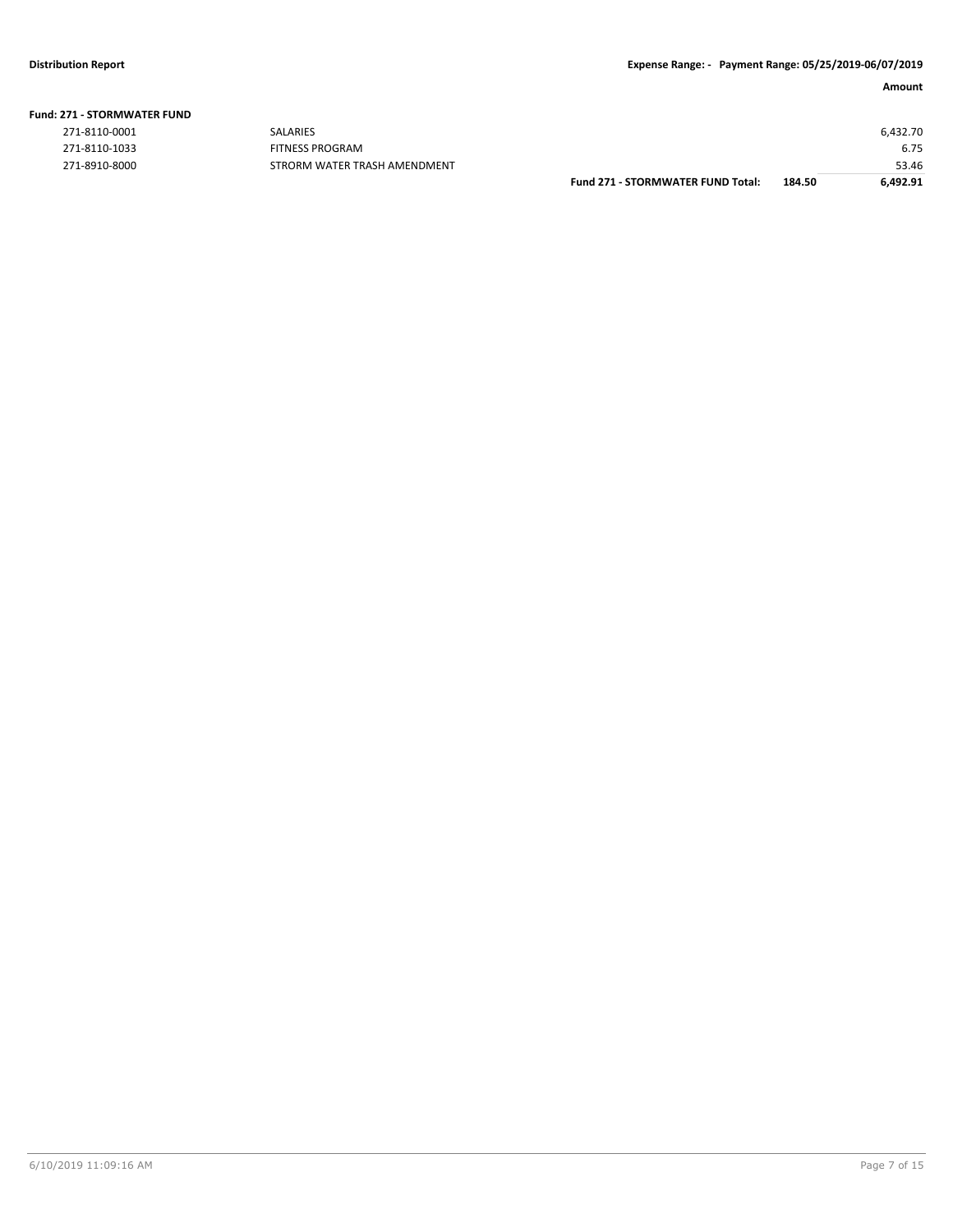**Fund: 271 - STORMWATER FUND**

| Account | Description | | | Amount |
|---|---|---|---|---|
| 271-8110-0001 | SALARIES | | | 6,432.70 |
| 271-8110-1033 | FITNESS PROGRAM | | | 6.75 |
| 271-8910-8000 | STRORM WATER TRASH AMENDMENT | | | 53.46 |
| | | **Fund 271 - STORMWATER FUND Total:** | **184.50** | **6,492.91** |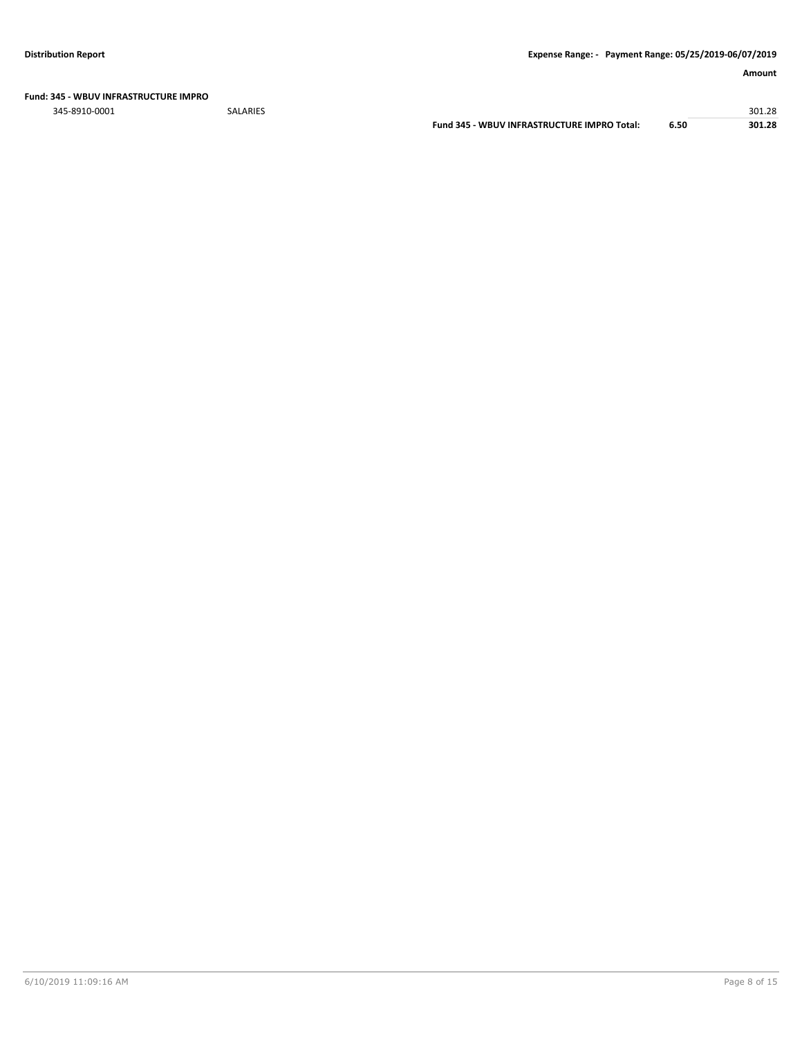**Distribution Report** **Expense Range: - Payment Range: 05/25/2019-06/07/2019**

**Fund: 345 - WBUV INFRASTRUCTURE IMPRO**

| | | | | Amount |
|---|---|---|---|---|
| 345-8910-0001 | SALARIES | | | 301.28 |
| | | **Fund 345 - WBUV INFRASTRUCTURE IMPRO Total:** | **6.50** | **301.28** |

6/10/2019 11:09:16 AM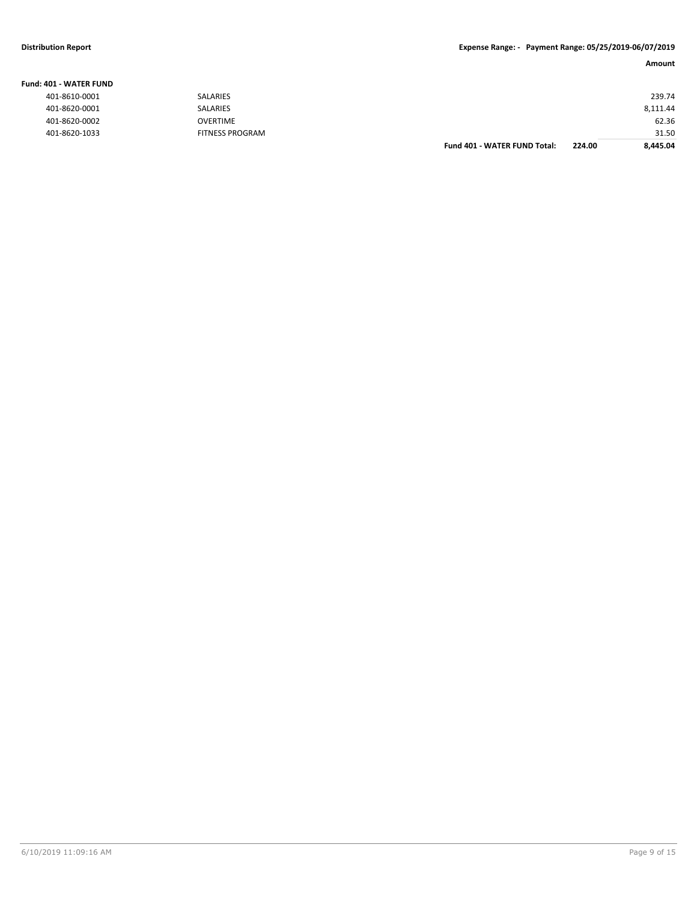**Fund: 401 - WATER FUND**

| Account | Description | | | Amount |
|---|---|---|---|---|
| 401-8610-0001 | SALARIES | | | 239.74 |
| 401-8620-0001 | SALARIES | | | 8,111.44 |
| 401-8620-0002 | OVERTIME | | | 62.36 |
| 401-8620-1033 | FITNESS PROGRAM | | | 31.50 |
| | | **Fund 401 - WATER FUND Total:** | **224.00** | **8,445.04** |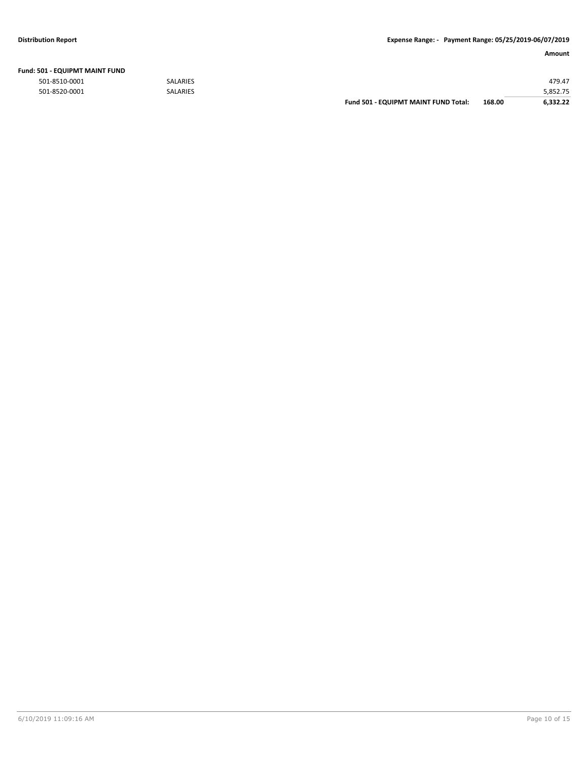**Fund: 501 - EQUIPMT MAINT FUND**

| Account | Description | | | Amount |
|---|---|---|---|---|
| 501-8510-0001 | SALARIES | | | 479.47 |
| 501-8520-0001 | SALARIES | | | 5,852.75 |
| | | **Fund 501 - EQUIPMT MAINT FUND Total:** | **168.00** | **6,332.22** |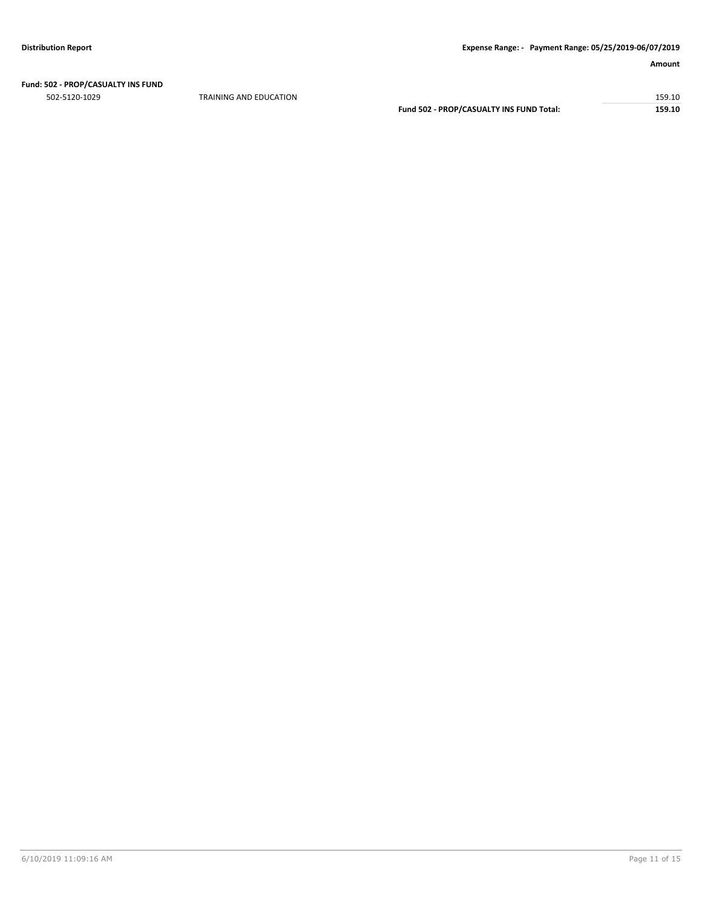**Fund: 502 - PROP/CASUALTY INS FUND**

| | | Amount |
|---|---|---|
| 502-5120-1029 | TRAINING AND EDUCATION | 159.10 |
| | **Fund 502 - PROP/CASUALTY INS FUND Total:** | **159.10** |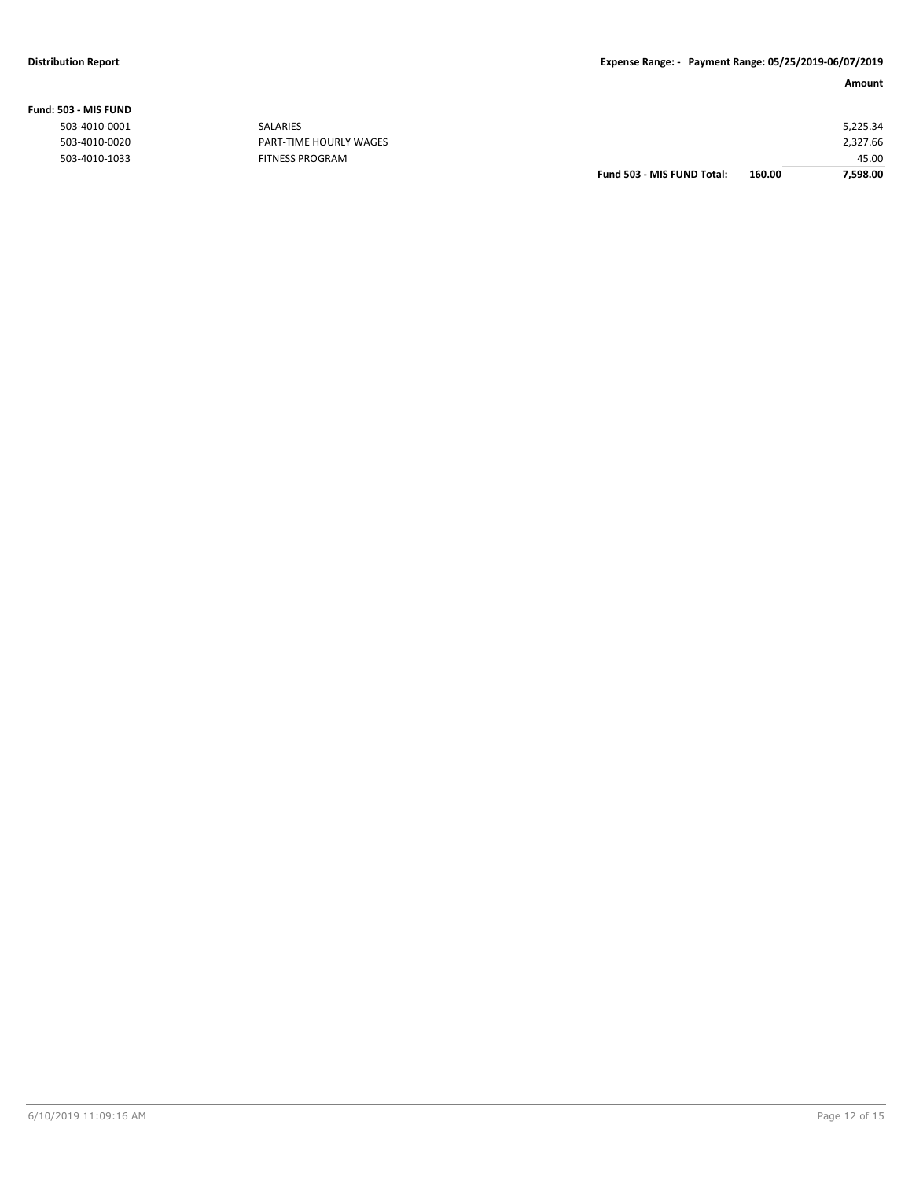**Distribution Report** **Expense Range: - Payment Range: 05/25/2019-06/07/2019**

| | | | | Amount |
|---|---|---|---|---|
| **Fund: 503 - MIS FUND** | | | | |
| 503-4010-0001 | SALARIES | | | 5,225.34 |
| 503-4010-0020 | PART-TIME HOURLY WAGES | | | 2,327.66 |
| 503-4010-1033 | FITNESS PROGRAM | | | 45.00 |
| | | **Fund 503 - MIS FUND Total:** | **160.00** | **7,598.00** |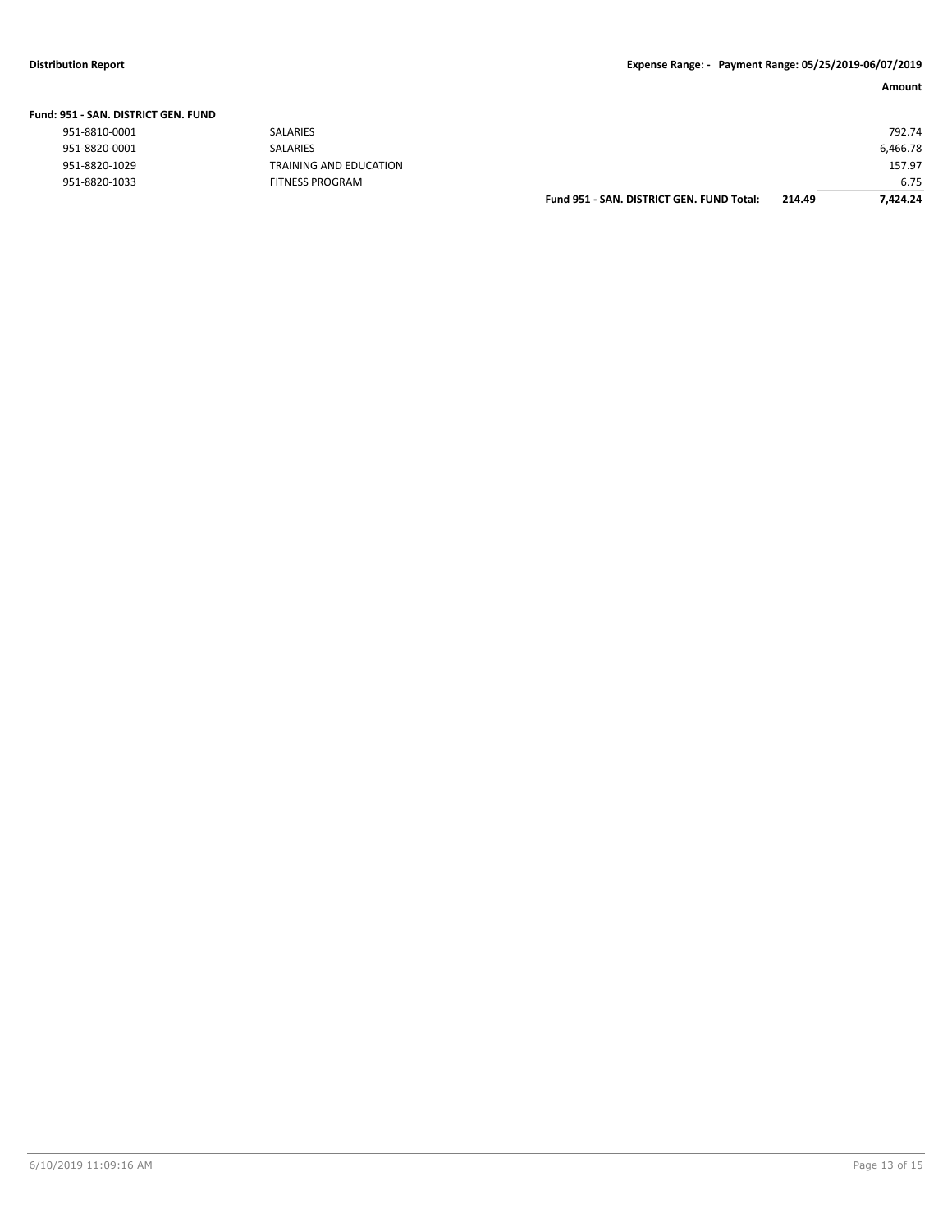**Distribution Report** **Expense Range: - Payment Range: 05/25/2019-06/07/2019**

| | | | | Amount |
|---|---|---|---|---|
| **Fund: 951 - SAN. DISTRICT GEN. FUND** | | | | |
| 951-8810-0001 | SALARIES | | | 792.74 |
| 951-8820-0001 | SALARIES | | | 6,466.78 |
| 951-8820-1029 | TRAINING AND EDUCATION | | | 157.97 |
| 951-8820-1033 | FITNESS PROGRAM | | | 6.75 |
| | | **Fund 951 - SAN. DISTRICT GEN. FUND Total:** | **214.49** | **7,424.24** |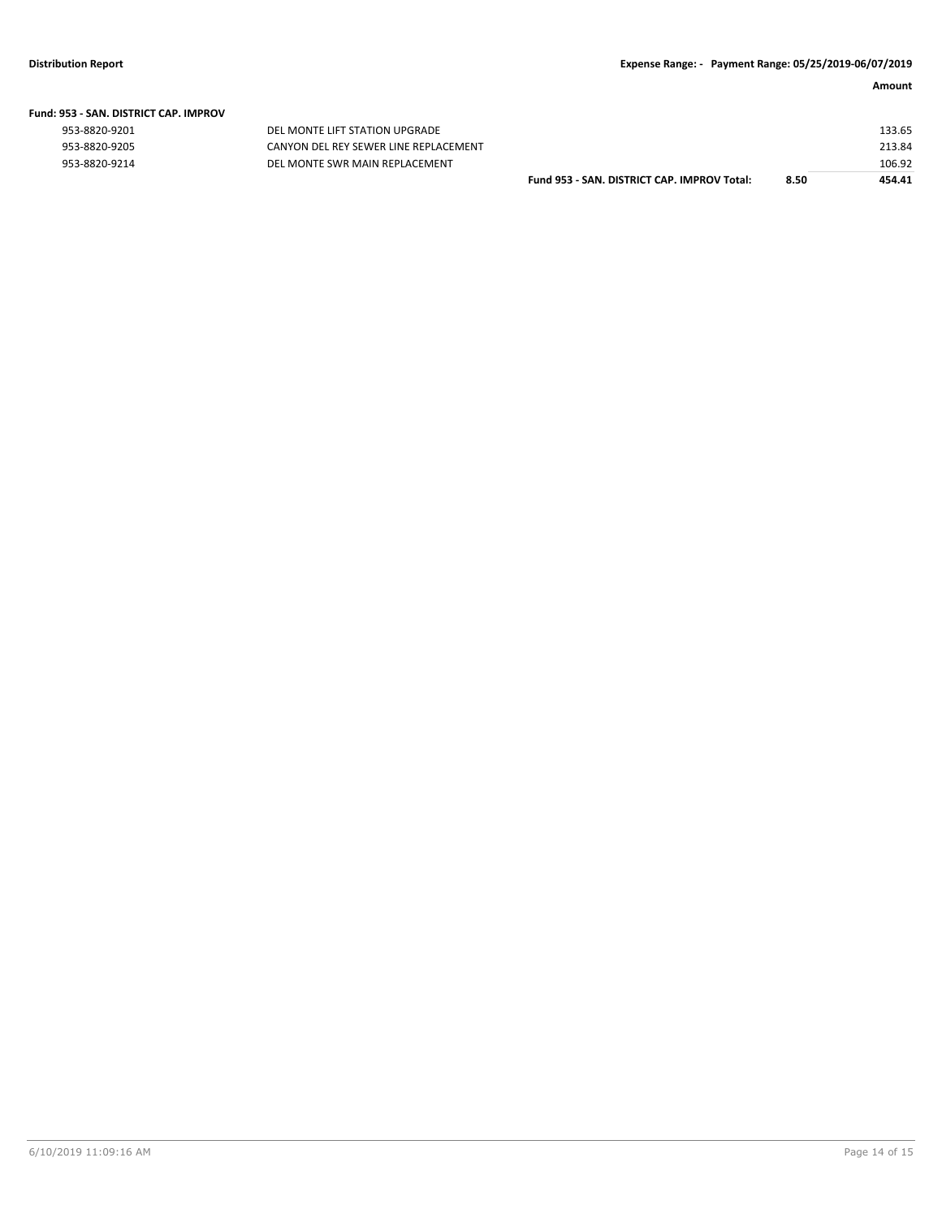**Distribution Report** **Expense Range: - Payment Range: 05/25/2019-06/07/2019**

| | | | | Amount |
|---|---|---|---|---|
| **Fund: 953 - SAN. DISTRICT CAP. IMPROV** | | | | |
| 953-8820-9201 | DEL MONTE LIFT STATION UPGRADE | | | 133.65 |
| 953-8820-9205 | CANYON DEL REY SEWER LINE REPLACEMENT | | | 213.84 |
| 953-8820-9214 | DEL MONTE SWR MAIN REPLACEMENT | | | 106.92 |
| | | **Fund 953 - SAN. DISTRICT CAP. IMPROV Total:** | **8.50** | **454.41** |

6/10/2019 11:09:16 AM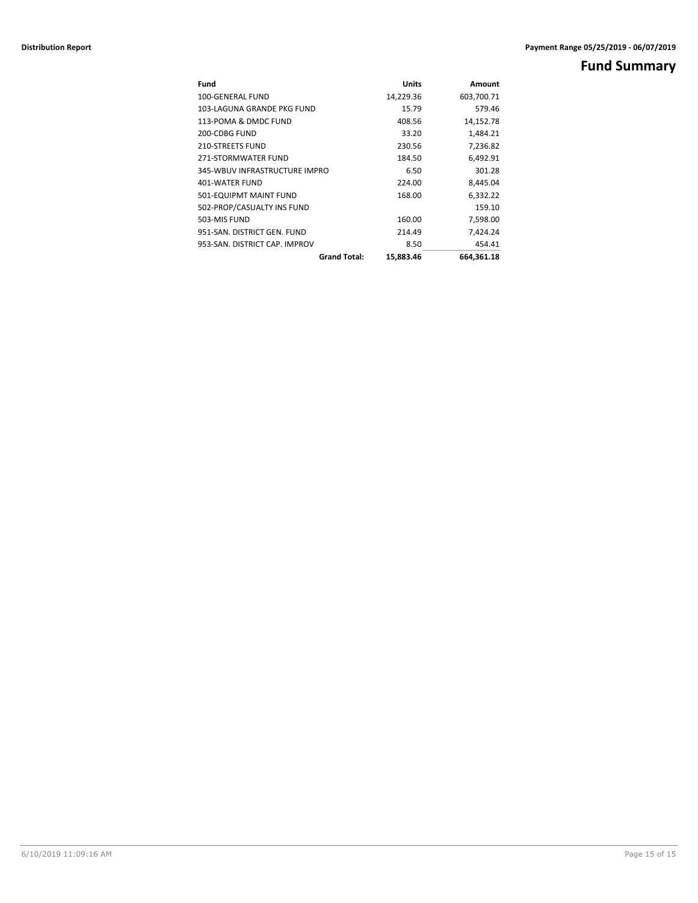# Fund Summary

| Fund | Units | Amount |
|---|---|---|
| 100-GENERAL FUND | 14,229.36 | 603,700.71 |
| 103-LAGUNA GRANDE PKG FUND | 15.79 | 579.46 |
| 113-POMA & DMDC FUND | 408.56 | 14,152.78 |
| 200-CDBG FUND | 33.20 | 1,484.21 |
| 210-STREETS FUND | 230.56 | 7,236.82 |
| 271-STORMWATER FUND | 184.50 | 6,492.91 |
| 345-WBUV INFRASTRUCTURE IMPRO | 6.50 | 301.28 |
| 401-WATER FUND | 224.00 | 8,445.04 |
| 501-EQUIPMT MAINT FUND | 168.00 | 6,332.22 |
| 502-PROP/CASUALTY INS FUND | | 159.10 |
| 503-MIS FUND | 160.00 | 7,598.00 |
| 951-SAN. DISTRICT GEN. FUND | 214.49 | 7,424.24 |
| 953-SAN. DISTRICT CAP. IMPROV | 8.50 | 454.41 |
| **Grand Total:** | **15,883.46** | **664,361.18** |